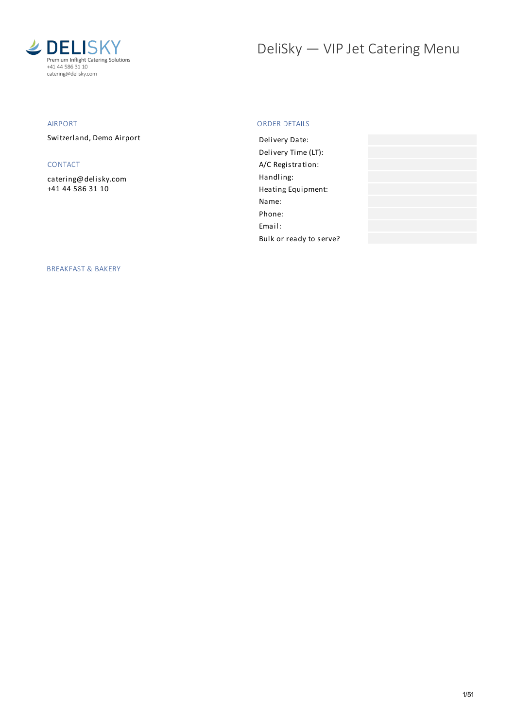DELISKY
Premium Inflight Catering Solutions
+41 44 586 31 10
catering@delisky.com

# DeliSky — VIP Jet Catering Menu

## AIRPORT

Switzerland, Demo Airport

## CONTACT

catering@delisky.com
+41 44 586 31 10

## ORDER DETAILS

| | |
|---|---|
| Delivery Date: | |
| Delivery Time (LT): | |
| A/C Registration: | |
| Handling: | |
| Heating Equipment: | |
| Name: | |
| Phone: | |
| Email: | |
| Bulk or ready to serve? | |

## BREAKFAST & BAKERY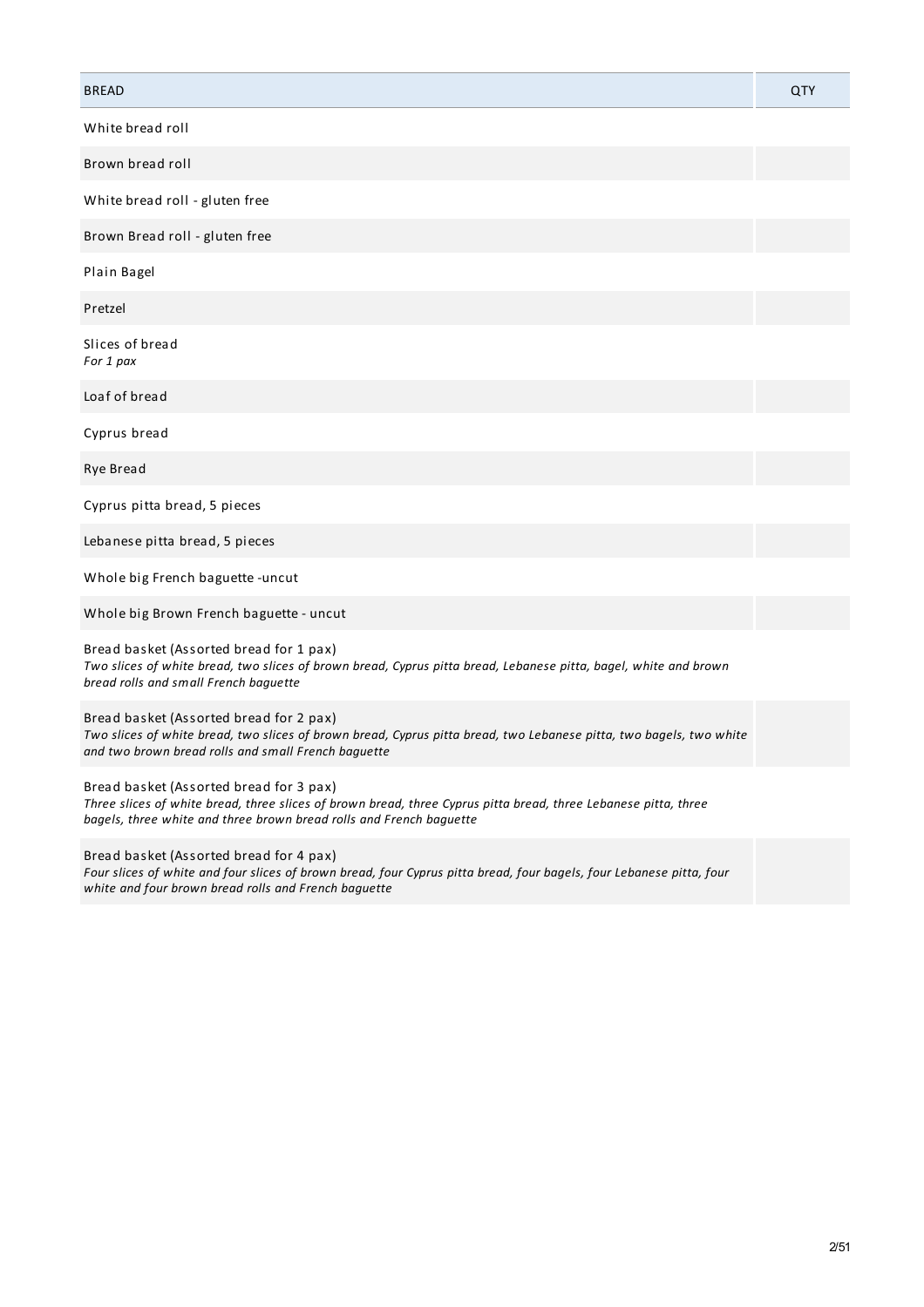| BREAD | QTY |
|---|---|
| White bread roll | |
| Brown bread roll | |
| White bread roll - gluten free | |
| Brown Bread roll - gluten free | |
| Plain Bagel | |
| Pretzel | |
| Slices of bread<br>*For 1 pax* | |
| Loaf of bread | |
| Cyprus bread | |
| Rye Bread | |
| Cyprus pitta bread, 5 pieces | |
| Lebanese pitta bread, 5 pieces | |
| Whole big French baguette -uncut | |
| Whole big Brown French baguette - uncut | |
| Bread basket (Assorted bread for 1 pax)<br>*Two slices of white bread, two slices of brown bread, Cyprus pitta bread, Lebanese pitta, bagel, white and brown bread rolls and small French baguette* | |
| Bread basket (Assorted bread for 2 pax)<br>*Two slices of white bread, two slices of brown bread, Cyprus pitta bread, two Lebanese pitta, two bagels, two white and two brown bread rolls and small French baguette* | |
| Bread basket (Assorted bread for 3 pax)<br>*Three slices of white bread, three slices of brown bread, three Cyprus pitta bread, three Lebanese pitta, three bagels, three white and three brown bread rolls and French baguette* | |
| Bread basket (Assorted bread for 4 pax)<br>*Four slices of white and four slices of brown bread, four Cyprus pitta bread, four bagels, four Lebanese pitta, four white and four brown bread rolls and French baguette* | |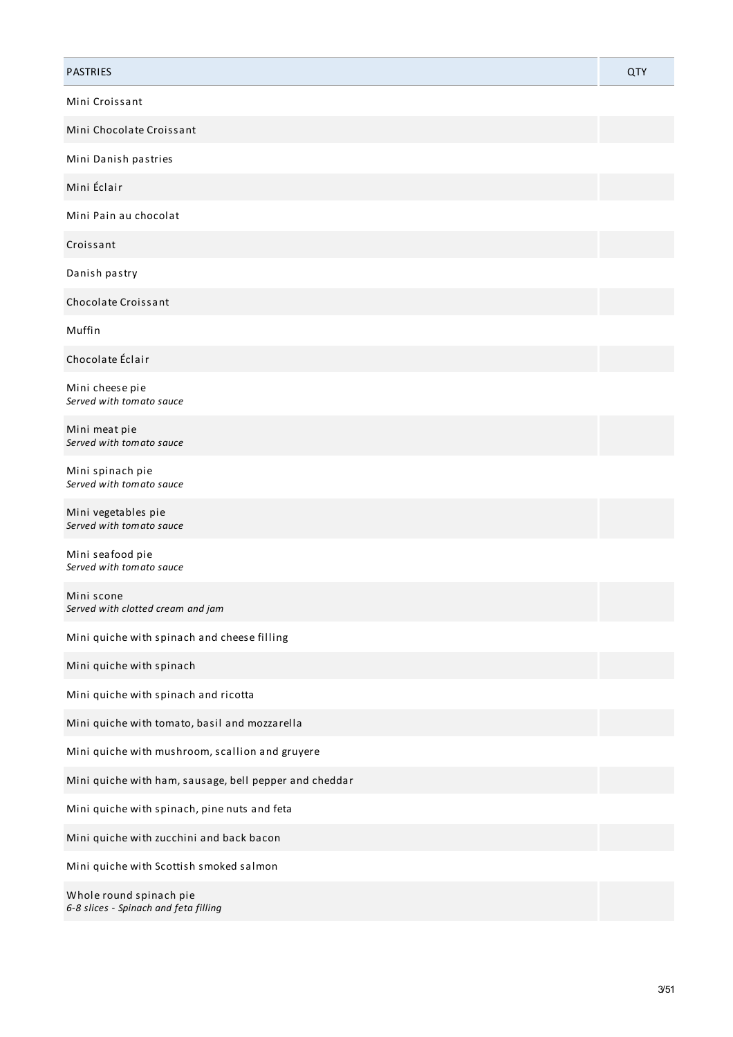| PASTRIES | QTY |
|---|---|
| Mini Croissant | |
| Mini Chocolate Croissant | |
| Mini Danish pastries | |
| Mini Éclair | |
| Mini Pain au chocolat | |
| Croissant | |
| Danish pastry | |
| Chocolate Croissant | |
| Muffin | |
| Chocolate Éclair | |
| Mini cheese pie<br>*Served with tomato sauce* | |
| Mini meat pie<br>*Served with tomato sauce* | |
| Mini spinach pie<br>*Served with tomato sauce* | |
| Mini vegetables pie<br>*Served with tomato sauce* | |
| Mini seafood pie<br>*Served with tomato sauce* | |
| Mini scone<br>*Served with clotted cream and jam* | |
| Mini quiche with spinach and cheese filling | |
| Mini quiche with spinach | |
| Mini quiche with spinach and ricotta | |
| Mini quiche with tomato, basil and mozzarella | |
| Mini quiche with mushroom, scallion and gruyere | |
| Mini quiche with ham, sausage, bell pepper and cheddar | |
| Mini quiche with spinach, pine nuts and feta | |
| Mini quiche with zucchini and back bacon | |
| Mini quiche with Scottish smoked salmon | |
| Whole round spinach pie<br>*6-8 slices - Spinach and feta filling* | |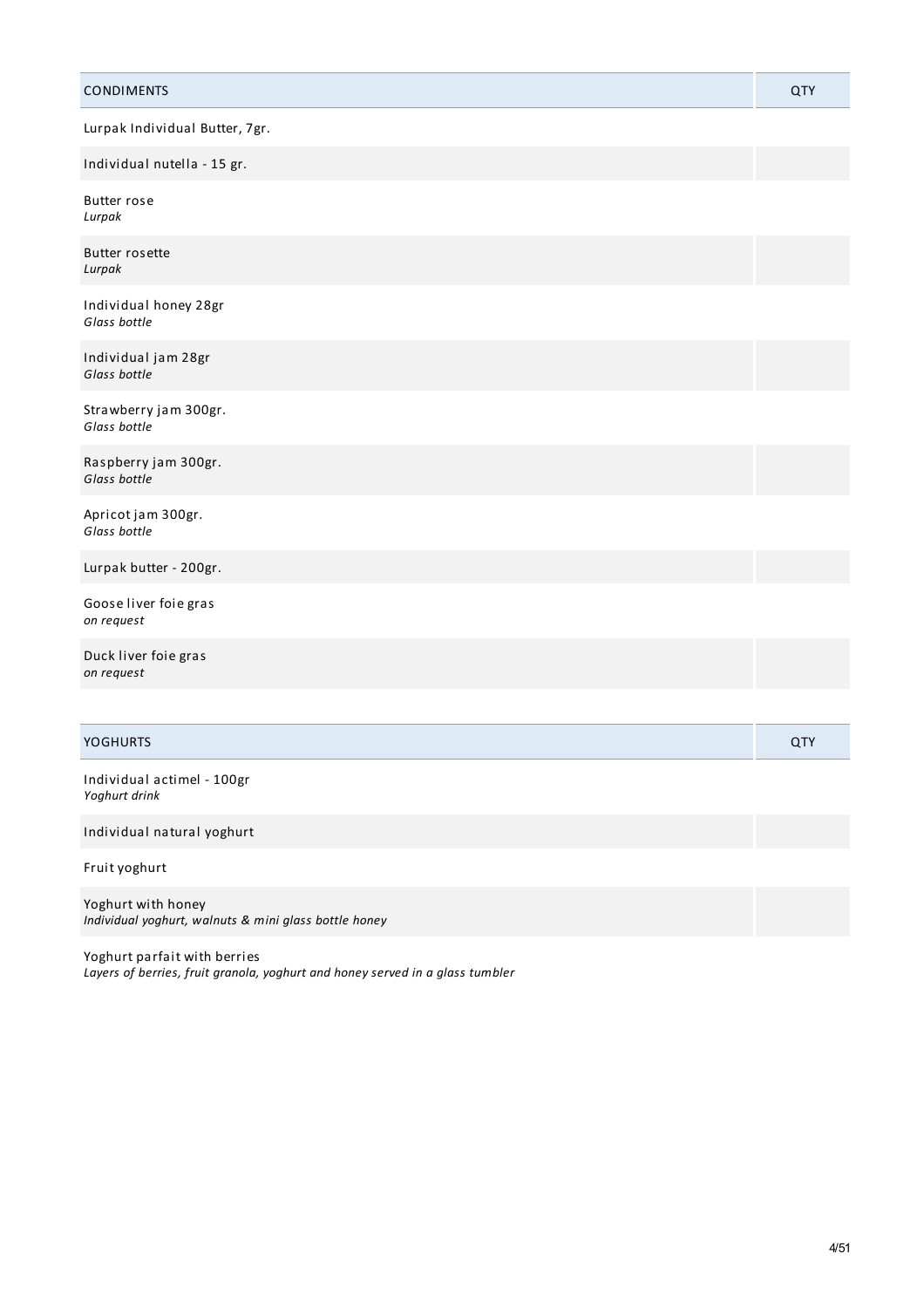| CONDIMENTS | QTY |
| --- | --- |
| Lurpak Individual Butter, 7gr. | |
| Individual nutella - 15 gr. | |
| Butter rose<br>*Lurpak* | |
| Butter rosette<br>*Lurpak* | |
| Individual honey 28gr<br>*Glass bottle* | |
| Individual jam 28gr<br>*Glass bottle* | |
| Strawberry jam 300gr.<br>*Glass bottle* | |
| Raspberry jam 300gr.<br>*Glass bottle* | |
| Apricot jam 300gr.<br>*Glass bottle* | |
| Lurpak butter - 200gr. | |
| Goose liver foie gras<br>*on request* | |
| Duck liver foie gras<br>*on request* | |

| YOGHURTS | QTY |
| --- | --- |
| Individual actimel - 100gr<br>*Yoghurt drink* | |
| Individual natural yoghurt | |
| Fruit yoghurt | |
| Yoghurt with honey<br>*Individual yoghurt, walnuts & mini glass bottle honey* | |
| Yoghurt parfait with berries<br>*Layers of berries, fruit granola, yoghurt and honey served in a glass tumbler* | |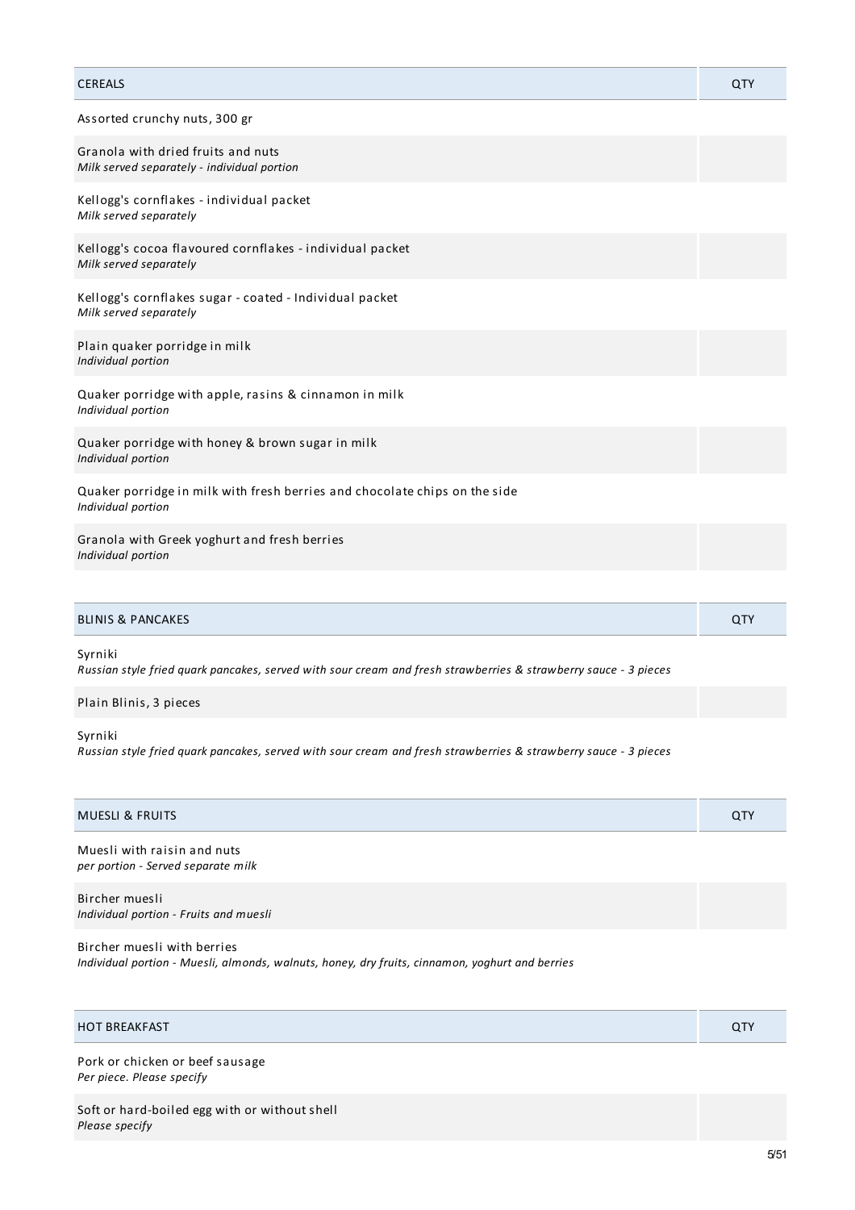| CEREALS | QTY |
| --- | --- |
| Assorted crunchy nuts, 300 gr | |
| Granola with dried fruits and nuts<br>*Milk served separately - individual portion* | |
| Kellogg's cornflakes - individual packet<br>*Milk served separately* | |
| Kellogg's cocoa flavoured cornflakes - individual packet<br>*Milk served separately* | |
| Kellogg's cornflakes sugar - coated - Individual packet<br>*Milk served separately* | |
| Plain quaker porridge in milk<br>*Individual portion* | |
| Quaker porridge with apple, rasins & cinnamon in milk<br>*Individual portion* | |
| Quaker porridge with honey & brown sugar in milk<br>*Individual portion* | |
| Quaker porridge in milk with fresh berries and chocolate chips on the side<br>*Individual portion* | |
| Granola with Greek yoghurt and fresh berries<br>*Individual portion* | |

| BLINIS & PANCAKES | QTY |
| --- | --- |
| Syrniki<br>*Russian style fried quark pancakes, served with sour cream and fresh strawberries & strawberry sauce - 3 pieces* | |
| Plain Blinis, 3 pieces | |
| Syrniki<br>*Russian style fried quark pancakes, served with sour cream and fresh strawberries & strawberry sauce - 3 pieces* | |

| MUESLI & FRUITS | QTY |
| --- | --- |
| Muesli with raisin and nuts<br>*per portion - Served separate milk* | |
| Bircher muesli<br>*Individual portion - Fruits and muesli* | |
| Bircher muesli with berries<br>*Individual portion - Muesli, almonds, walnuts, honey, dry fruits, cinnamon, yoghurt and berries* | |

| HOT BREAKFAST | QTY |
| --- | --- |
| Pork or chicken or beef sausage<br>*Per piece. Please specify* | |
| Soft or hard-boiled egg with or without shell<br>*Please specify* | |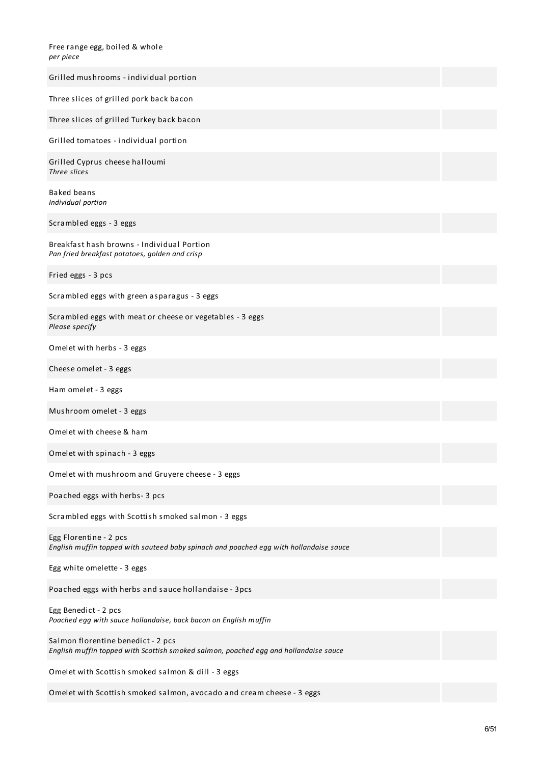Free range egg, boiled & whole
*per piece*

Grilled mushrooms - individual portion

Three slices of grilled pork back bacon

Three slices of grilled Turkey back bacon

Grilled tomatoes - individual portion

Grilled Cyprus cheese halloumi
*Three slices*

Baked beans
*Individual portion*

Scrambled eggs - 3 eggs

Breakfast hash browns - Individual Portion
*Pan fried breakfast potatoes, golden and crisp*

Fried eggs - 3 pcs

Scrambled eggs with green asparagus - 3 eggs

Scrambled eggs with meat or cheese or vegetables - 3 eggs
*Please specify*

Omelet with herbs - 3 eggs

Cheese omelet - 3 eggs

Ham omelet - 3 eggs

Mushroom omelet - 3 eggs

Omelet with cheese & ham

Omelet with spinach - 3 eggs

Omelet with mushroom and Gruyere cheese - 3 eggs

Poached eggs with herbs- 3 pcs

Scrambled eggs with Scottish smoked salmon - 3 eggs

Egg Florentine - 2 pcs
*English muffin topped with sauteed baby spinach and poached egg with hollandaise sauce*

Egg white omelette - 3 eggs

Poached eggs with herbs and sauce hollandaise - 3pcs

Egg Benedict - 2 pcs
*Poached egg with sauce hollandaise, back bacon on English muffin*

Salmon florentine benedict - 2 pcs
*English muffin topped with Scottish smoked salmon, poached egg and hollandaise sauce*

Omelet with Scottish smoked salmon & dill - 3 eggs

Omelet with Scottish smoked salmon, avocado and cream cheese - 3 eggs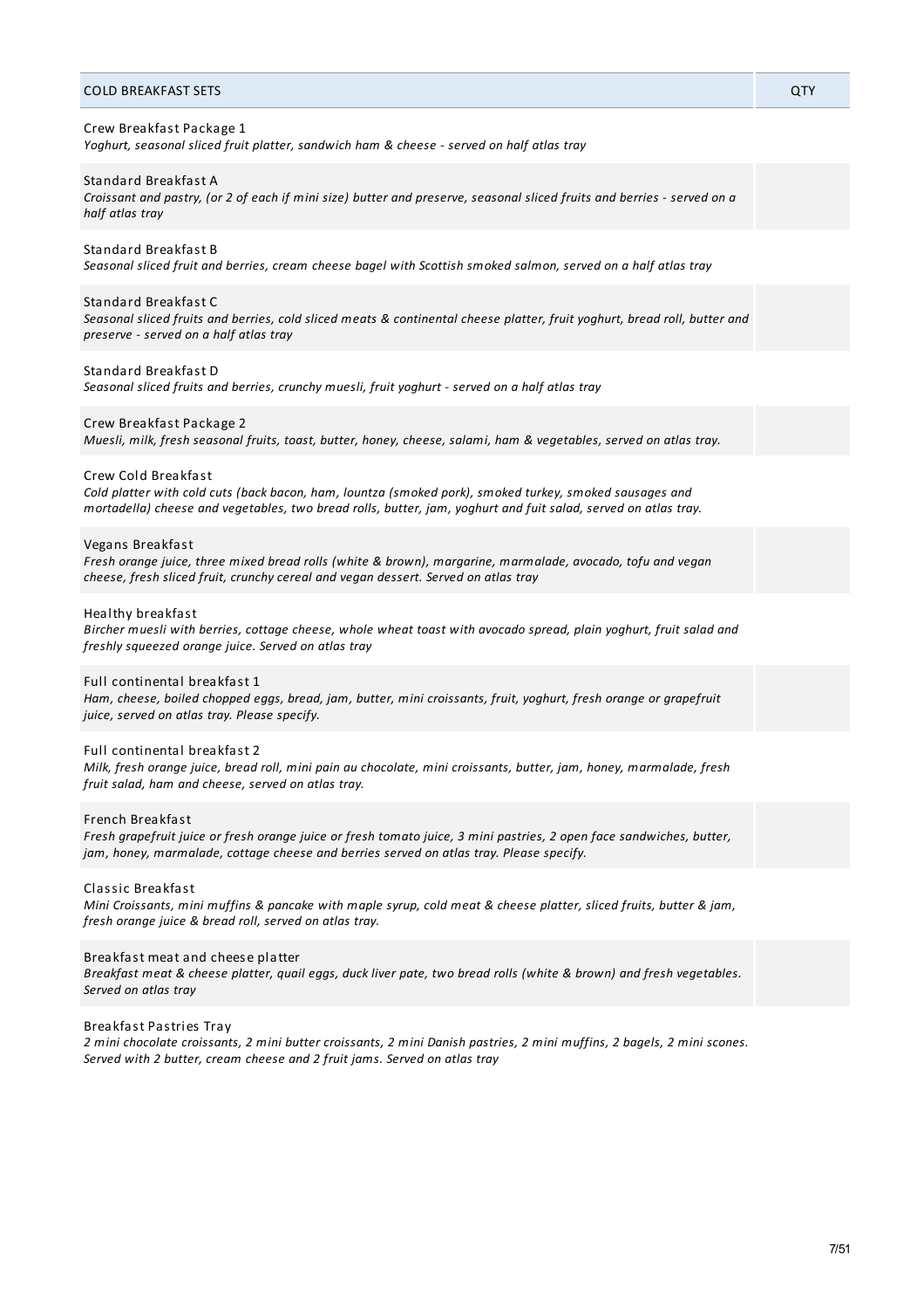| COLD BREAKFAST SETS | QTY |
| --- | --- |
| Crew Breakfast Package 1<br>*Yoghurt, seasonal sliced fruit platter, sandwich ham & cheese - served on half atlas tray* | |
| Standard Breakfast A<br>*Croissant and pastry, (or 2 of each if mini size) butter and preserve, seasonal sliced fruits and berries - served on a half atlas tray* | |
| Standard Breakfast B<br>*Seasonal sliced fruit and berries, cream cheese bagel with Scottish smoked salmon, served on a half atlas tray* | |
| Standard Breakfast C<br>*Seasonal sliced fruits and berries, cold sliced meats & continental cheese platter, fruit yoghurt, bread roll, butter and preserve - served on a half atlas tray* | |
| Standard Breakfast D<br>*Seasonal sliced fruits and berries, crunchy muesli, fruit yoghurt - served on a half atlas tray* | |
| Crew Breakfast Package 2<br>*Muesli, milk, fresh seasonal fruits, toast, butter, honey, cheese, salami, ham & vegetables, served on atlas tray.* | |
| Crew Cold Breakfast<br>*Cold platter with cold cuts (back bacon, ham, lountza (smoked pork), smoked turkey, smoked sausages and mortadella) cheese and vegetables, two bread rolls, butter, jam, yoghurt and fuit salad, served on atlas tray.* | |
| Vegans Breakfast<br>*Fresh orange juice, three mixed bread rolls (white & brown), margarine, marmalade, avocado, tofu and vegan cheese, fresh sliced fruit, crunchy cereal and vegan dessert. Served on atlas tray* | |
| Healthy breakfast<br>*Bircher muesli with berries, cottage cheese, whole wheat toast with avocado spread, plain yoghurt, fruit salad and freshly squeezed orange juice. Served on atlas tray* | |
| Full continental breakfast 1<br>*Ham, cheese, boiled chopped eggs, bread, jam, butter, mini croissants, fruit, yoghurt, fresh orange or grapefruit juice, served on atlas tray. Please specify.* | |
| Full continental breakfast 2<br>*Milk, fresh orange juice, bread roll, mini pain au chocolate, mini croissants, butter, jam, honey, marmalade, fresh fruit salad, ham and cheese, served on atlas tray.* | |
| French Breakfast<br>*Fresh grapefruit juice or fresh orange juice or fresh tomato juice, 3 mini pastries, 2 open face sandwiches, butter, jam, honey, marmalade, cottage cheese and berries served on atlas tray. Please specify.* | |
| Classic Breakfast<br>*Mini Croissants, mini muffins & pancake with maple syrup, cold meat & cheese platter, sliced fruits, butter & jam, fresh orange juice & bread roll, served on atlas tray.* | |
| Breakfast meat and cheese platter<br>*Breakfast meat & cheese platter, quail eggs, duck liver pate, two bread rolls (white & brown) and fresh vegetables. Served on atlas tray* | |
| Breakfast Pastries Tray<br>*2 mini chocolate croissants, 2 mini butter croissants, 2 mini Danish pastries, 2 mini muffins, 2 bagels, 2 mini scones. Served with 2 butter, cream cheese and 2 fruit jams. Served on atlas tray* | |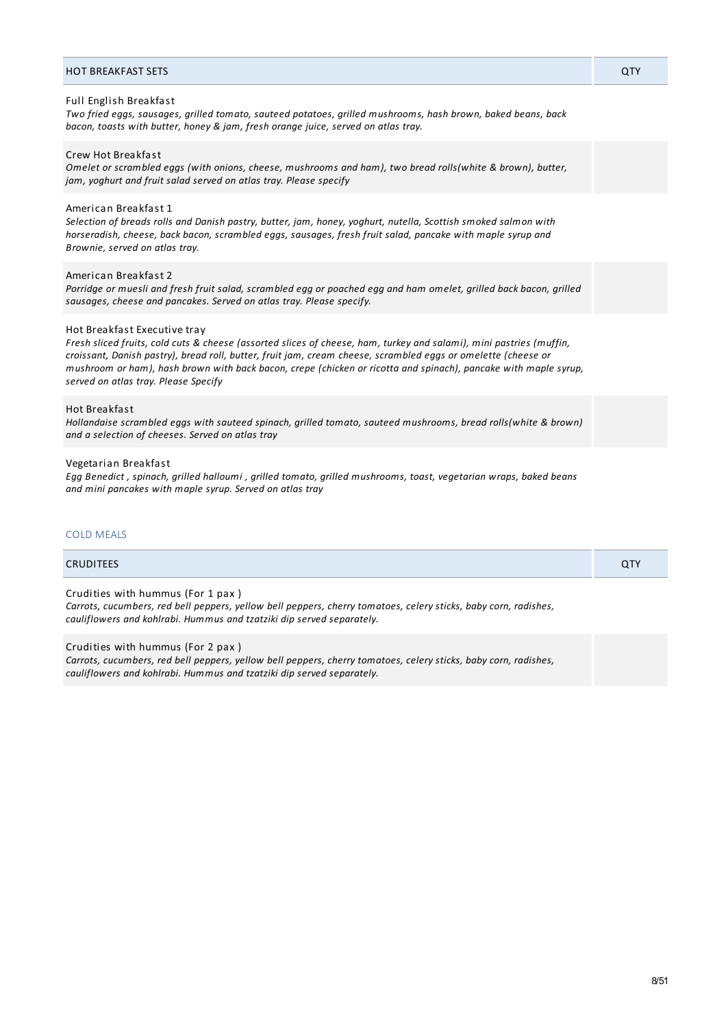| HOT BREAKFAST SETS | QTY |
| --- | --- |
| Full English Breakfast<br>*Two fried eggs, sausages, grilled tomato, sauteed potatoes, grilled mushrooms, hash brown, baked beans, back bacon, toasts with butter, honey & jam, fresh orange juice, served on atlas tray.* | |
| Crew Hot Breakfast<br>*Omelet or scrambled eggs (with onions, cheese, mushrooms and ham), two bread rolls(white & brown), butter, jam, yoghurt and fruit salad served on atlas tray. Please specify* | |
| American Breakfast 1<br>*Selection of breads rolls and Danish pastry, butter, jam, honey, yoghurt, nutella, Scottish smoked salmon with horseradish, cheese, back bacon, scrambled eggs, sausages, fresh fruit salad, pancake with maple syrup and Brownie, served on atlas tray.* | |
| American Breakfast 2<br>*Porridge or muesli and fresh fruit salad, scrambled egg or poached egg and ham omelet, grilled back bacon, grilled sausages, cheese and pancakes. Served on atlas tray. Please specify.* | |
| Hot Breakfast Executive tray<br>*Fresh sliced fruits, cold cuts & cheese (assorted slices of cheese, ham, turkey and salami), mini pastries (muffin, croissant, Danish pastry), bread roll, butter, fruit jam, cream cheese, scrambled eggs or omelette (cheese or mushroom or ham), hash brown with back bacon, crepe (chicken or ricotta and spinach), pancake with maple syrup, served on atlas tray. Please Specify* | |
| Hot Breakfast<br>*Hollandaise scrambled eggs with sauteed spinach, grilled tomato, sauteed mushrooms, bread rolls(white & brown) and a selection of cheeses. Served on atlas tray* | |
| Vegetarian Breakfast<br>*Egg Benedict , spinach, grilled halloumi , grilled tomato, grilled mushrooms, toast, vegetarian wraps, baked beans and mini pancakes with maple syrup. Served on atlas tray* | |

## COLD MEALS

| CRUDITEES | QTY |
| --- | --- |
| Crudities with hummus (For 1 pax )<br>*Carrots, cucumbers, red bell peppers, yellow bell peppers, cherry tomatoes, celery sticks, baby corn, radishes, cauliflowers and kohlrabi. Hummus and tzatziki dip served separately.* | |
| Crudities with hummus (For 2 pax )<br>*Carrots, cucumbers, red bell peppers, yellow bell peppers, cherry tomatoes, celery sticks, baby corn, radishes, cauliflowers and kohlrabi. Hummus and tzatziki dip served separately.* | |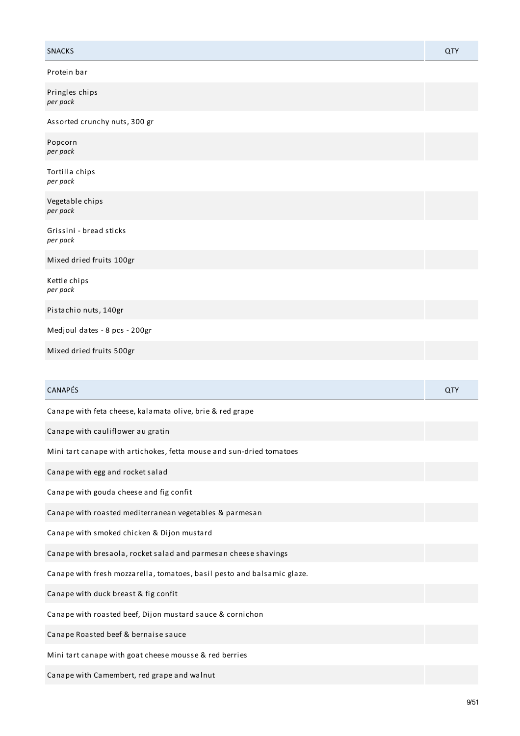| SNACKS | QTY |
| --- | --- |
| Protein bar | |
| Pringles chips<br>*per pack* | |
| Assorted crunchy nuts, 300 gr | |
| Popcorn<br>*per pack* | |
| Tortilla chips<br>*per pack* | |
| Vegetable chips<br>*per pack* | |
| Grissini - bread sticks<br>*per pack* | |
| Mixed dried fruits 100gr | |
| Kettle chips<br>*per pack* | |
| Pistachio nuts, 140gr | |
| Medjoul dates - 8 pcs - 200gr | |
| Mixed dried fruits 500gr | |

| CANAPÉS | QTY |
| --- | --- |
| Canape with feta cheese, kalamata olive, brie & red grape | |
| Canape with cauliflower au gratin | |
| Mini tart canape with artichokes, fetta mouse and sun-dried tomatoes | |
| Canape with egg and rocket salad | |
| Canape with gouda cheese and fig confit | |
| Canape with roasted mediterranean vegetables & parmesan | |
| Canape with smoked chicken & Dijon mustard | |
| Canape with bresaola, rocket salad and parmesan cheese shavings | |
| Canape with fresh mozzarella, tomatoes, basil pesto and balsamic glaze. | |
| Canape with duck breast & fig confit | |
| Canape with roasted beef, Dijon mustard sauce & cornichon | |
| Canape Roasted beef & bernaise sauce | |
| Mini tart canape with goat cheese mousse & red berries | |
| Canape with Camembert, red grape and walnut | |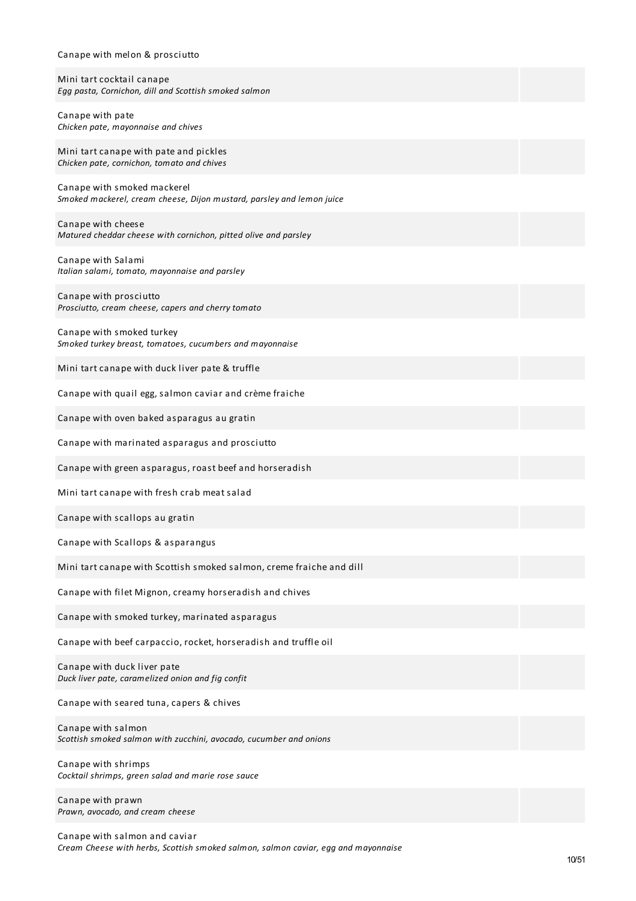Canape with melon & prosciutto

Mini tart cocktail canape
*Egg pasta, Cornichon, dill and Scottish smoked salmon*

Canape with pate
*Chicken pate, mayonnaise and chives*

Mini tart canape with pate and pickles
*Chicken pate, cornichon, tomato and chives*

Canape with smoked mackerel
*Smoked mackerel, cream cheese, Dijon mustard, parsley and lemon juice*

Canape with cheese
*Matured cheddar cheese with cornichon, pitted olive and parsley*

Canape with Salami
*Italian salami, tomato, mayonnaise and parsley*

Canape with prosciutto
*Prosciutto, cream cheese, capers and cherry tomato*

Canape with smoked turkey
*Smoked turkey breast, tomatoes, cucumbers and mayonnaise*

Mini tart canape with duck liver pate & truffle

Canape with quail egg, salmon caviar and crème fraiche

Canape with oven baked asparagus au gratin

Canape with marinated asparagus and prosciutto

Canape with green asparagus, roast beef and horseradish

Mini tart canape with fresh crab meat salad

Canape with scallops au gratin

Canape with Scallops & asparangus

Mini tart canape with Scottish smoked salmon, creme fraiche and dill

Canape with filet Mignon, creamy horseradish and chives

Canape with smoked turkey, marinated asparagus

Canape with beef carpaccio, rocket, horseradish and truffle oil

Canape with duck liver pate
*Duck liver pate, caramelized onion and fig confit*

Canape with seared tuna, capers & chives

Canape with salmon
*Scottish smoked salmon with zucchini, avocado, cucumber and onions*

Canape with shrimps
*Cocktail shrimps, green salad and marie rose sauce*

Canape with prawn
*Prawn, avocado, and cream cheese*

Canape with salmon and caviar
*Cream Cheese with herbs, Scottish smoked salmon, salmon caviar, egg and mayonnaise*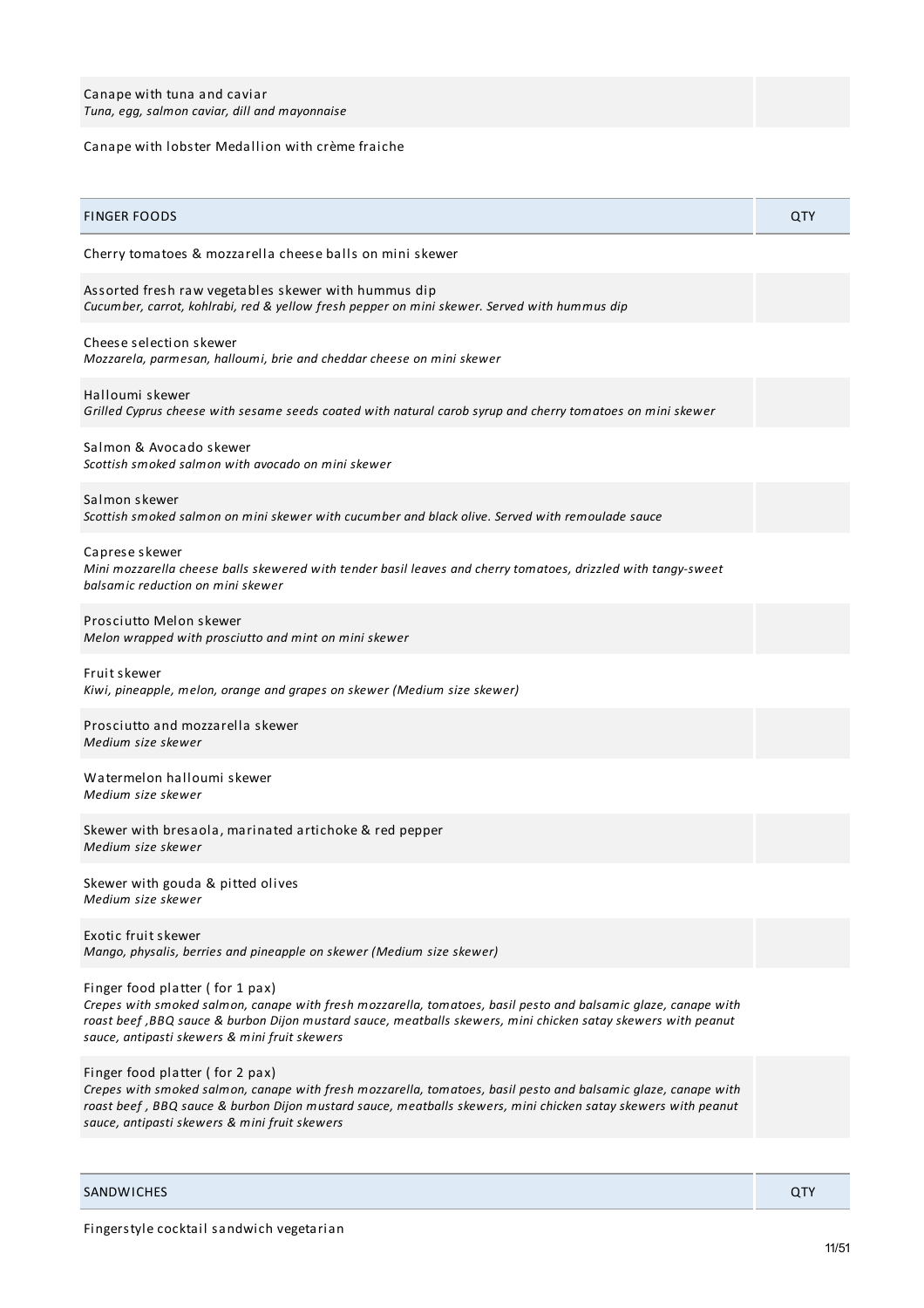| | |
|---|---|
| Canape with tuna and caviar<br>*Tuna, egg, salmon caviar, dill and mayonnaise* | |
| Canape with lobster Medallion with crème fraiche | |

| FINGER FOODS | QTY |
|---|---|
| Cherry tomatoes & mozzarella cheese balls on mini skewer | |
| Assorted fresh raw vegetables skewer with hummus dip<br>*Cucumber, carrot, kohlrabi, red & yellow fresh pepper on mini skewer. Served with hummus dip* | |
| Cheese selection skewer<br>*Mozzarela, parmesan, halloumi, brie and cheddar cheese on mini skewer* | |
| Halloumi skewer<br>*Grilled Cyprus cheese with sesame seeds coated with natural carob syrup and cherry tomatoes on mini skewer* | |
| Salmon & Avocado skewer<br>*Scottish smoked salmon with avocado on mini skewer* | |
| Salmon skewer<br>*Scottish smoked salmon on mini skewer with cucumber and black olive. Served with remoulade sauce* | |
| Caprese skewer<br>*Mini mozzarella cheese balls skewered with tender basil leaves and cherry tomatoes, drizzled with tangy-sweet balsamic reduction on mini skewer* | |
| Prosciutto Melon skewer<br>*Melon wrapped with prosciutto and mint on mini skewer* | |
| Fruit skewer<br>*Kiwi, pineapple, melon, orange and grapes on skewer (Medium size skewer)* | |
| Prosciutto and mozzarella skewer<br>*Medium size skewer* | |
| Watermelon halloumi skewer<br>*Medium size skewer* | |
| Skewer with bresaola, marinated artichoke & red pepper<br>*Medium size skewer* | |
| Skewer with gouda & pitted olives<br>*Medium size skewer* | |
| Exotic fruit skewer<br>*Mango, physalis, berries and pineapple on skewer (Medium size skewer)* | |
| Finger food platter ( for 1 pax)<br>*Crepes with smoked salmon, canape with fresh mozzarella, tomatoes, basil pesto and balsamic glaze, canape with roast beef ,BBQ sauce & burbon Dijon mustard sauce, meatballs skewers, mini chicken satay skewers with peanut sauce, antipasti skewers & mini fruit skewers* | |
| Finger food platter ( for 2 pax)<br>*Crepes with smoked salmon, canape with fresh mozzarella, tomatoes, basil pesto and balsamic glaze, canape with roast beef , BBQ sauce & burbon Dijon mustard sauce, meatballs skewers, mini chicken satay skewers with peanut sauce, antipasti skewers & mini fruit skewers* | |

| SANDWICHES | QTY |
|---|---|
| Fingerstyle cocktail sandwich vegetarian | |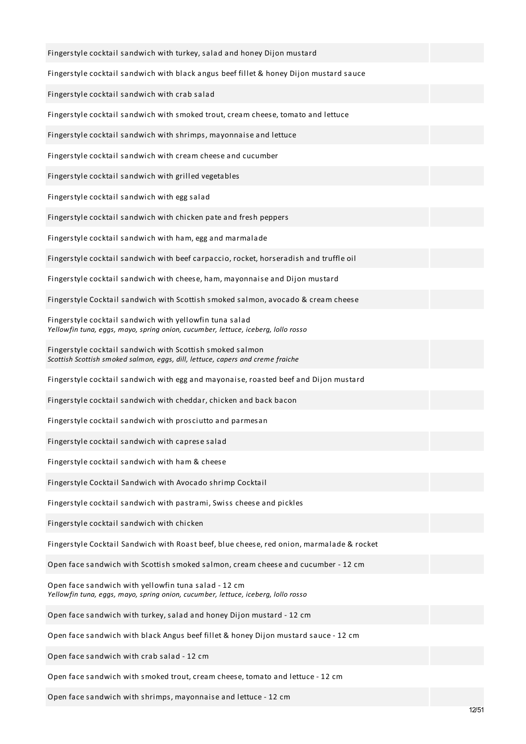Fingerstyle cocktail sandwich with turkey, salad and honey Dijon mustard

Fingerstyle cocktail sandwich with black angus beef fillet & honey Dijon mustard sauce

Fingerstyle cocktail sandwich with crab salad

Fingerstyle cocktail sandwich with smoked trout, cream cheese, tomato and lettuce

Fingerstyle cocktail sandwich with shrimps, mayonnaise and lettuce

Fingerstyle cocktail sandwich with cream cheese and cucumber

Fingerstyle cocktail sandwich with grilled vegetables

Fingerstyle cocktail sandwich with egg salad

Fingerstyle cocktail sandwich with chicken pate and fresh peppers

Fingerstyle cocktail sandwich with ham, egg and marmalade

Fingerstyle cocktail sandwich with beef carpaccio, rocket, horseradish and truffle oil

Fingerstyle cocktail sandwich with cheese, ham, mayonnaise and Dijon mustard

Fingerstyle Cocktail sandwich with Scottish smoked salmon, avocado & cream cheese

Fingerstyle cocktail sandwich with yellowfin tuna salad
*Yellowfin tuna, eggs, mayo, spring onion, cucumber, lettuce, iceberg, lollo rosso*

Fingerstyle cocktail sandwich with Scottish smoked salmon
*Scottish Scottish smoked salmon, eggs, dill, lettuce, capers and creme fraiche*

Fingerstyle cocktail sandwich with egg and mayonaise, roasted beef and Dijon mustard

Fingerstyle cocktail sandwich with cheddar, chicken and back bacon

Fingerstyle cocktail sandwich with prosciutto and parmesan

Fingerstyle cocktail sandwich with caprese salad

Fingerstyle cocktail sandwich with ham & cheese

Fingerstyle Cocktail Sandwich with Avocado shrimp Cocktail

Fingerstyle cocktail sandwich with pastrami, Swiss cheese and pickles

Fingerstyle cocktail sandwich with chicken

Fingerstyle Cocktail Sandwich with Roast beef, blue cheese, red onion, marmalade & rocket

Open face sandwich with Scottish smoked salmon, cream cheese and cucumber - 12 cm

Open face sandwich with yellowfin tuna salad - 12 cm
*Yellowfin tuna, eggs, mayo, spring onion, cucumber, lettuce, iceberg, lollo rosso*

Open face sandwich with turkey, salad and honey Dijon mustard - 12 cm

Open face sandwich with black Angus beef fillet & honey Dijon mustard sauce - 12 cm

Open face sandwich with crab salad - 12 cm

Open face sandwich with smoked trout, cream cheese, tomato and lettuce - 12 cm

Open face sandwich with shrimps, mayonnaise and lettuce - 12 cm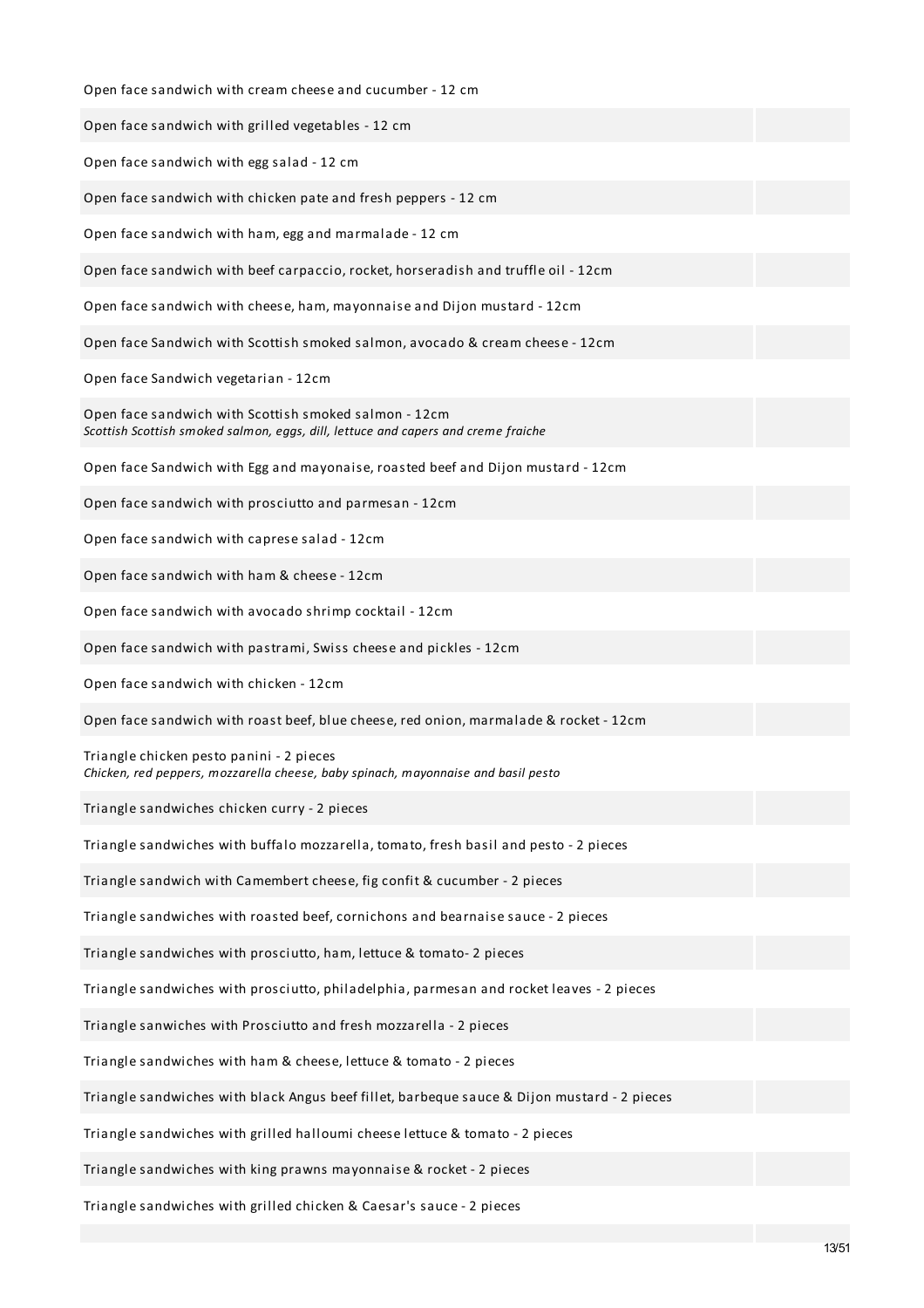Open face sandwich with cream cheese and cucumber - 12 cm

Open face sandwich with grilled vegetables - 12 cm

Open face sandwich with egg salad - 12 cm

Open face sandwich with chicken pate and fresh peppers - 12 cm

Open face sandwich with ham, egg and marmalade - 12 cm

Open face sandwich with beef carpaccio, rocket, horseradish and truffle oil - 12cm

Open face sandwich with cheese, ham, mayonnaise and Dijon mustard - 12cm

Open face Sandwich with Scottish smoked salmon, avocado & cream cheese - 12cm

Open face Sandwich vegetarian - 12cm

Open face sandwich with Scottish smoked salmon - 12cm
*Scottish Scottish smoked salmon, eggs, dill, lettuce and capers and creme fraiche*

Open face Sandwich with Egg and mayonaise, roasted beef and Dijon mustard - 12cm

Open face sandwich with prosciutto and parmesan - 12cm

Open face sandwich with caprese salad - 12cm

Open face sandwich with ham & cheese - 12cm

Open face sandwich with avocado shrimp cocktail - 12cm

Open face sandwich with pastrami, Swiss cheese and pickles - 12cm

Open face sandwich with chicken - 12cm

Open face sandwich with roast beef, blue cheese, red onion, marmalade & rocket - 12cm

Triangle chicken pesto panini - 2 pieces
*Chicken, red peppers, mozzarella cheese, baby spinach, mayonnaise and basil pesto*

Triangle sandwiches chicken curry - 2 pieces

Triangle sandwiches with buffalo mozzarella, tomato, fresh basil and pesto - 2 pieces

Triangle sandwich with Camembert cheese, fig confit & cucumber - 2 pieces

Triangle sandwiches with roasted beef, cornichons and bearnaise sauce - 2 pieces

Triangle sandwiches with prosciutto, ham, lettuce & tomato- 2 pieces

Triangle sandwiches with prosciutto, philadelphia, parmesan and rocket leaves - 2 pieces

Triangle sanwiches with Prosciutto and fresh mozzarella - 2 pieces

Triangle sandwiches with ham & cheese, lettuce & tomato - 2 pieces

Triangle sandwiches with black Angus beef fillet, barbeque sauce & Dijon mustard - 2 pieces

Triangle sandwiches with grilled halloumi cheese lettuce & tomato - 2 pieces

Triangle sandwiches with king prawns mayonnaise & rocket - 2 pieces

Triangle sandwiches with grilled chicken & Caesar's sauce - 2 pieces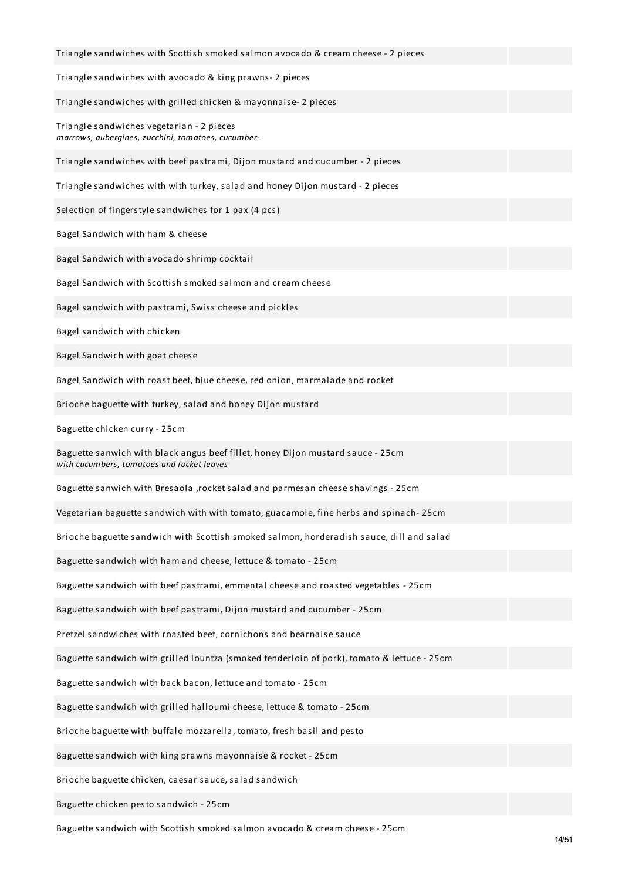| | |
|---|---|
| Triangle sandwiches with Scottish smoked salmon avocado & cream cheese - 2 pieces | |
| Triangle sandwiches with avocado & king prawns- 2 pieces | |
| Triangle sandwiches with grilled chicken & mayonnaise- 2 pieces | |
| Triangle sandwiches vegetarian - 2 pieces<br>*marrows, aubergines, zucchini, tomatoes, cucumber-* | |
| Triangle sandwiches with beef pastrami, Dijon mustard and cucumber - 2 pieces | |
| Triangle sandwiches with with turkey, salad and honey Dijon mustard - 2 pieces | |
| Selection of fingerstyle sandwiches for 1 pax (4 pcs) | |
| Bagel Sandwich with ham & cheese | |
| Bagel Sandwich with avocado shrimp cocktail | |
| Bagel Sandwich with Scottish smoked salmon and cream cheese | |
| Bagel sandwich with pastrami, Swiss cheese and pickles | |
| Bagel sandwich with chicken | |
| Bagel Sandwich with goat cheese | |
| Bagel Sandwich with roast beef, blue cheese, red onion, marmalade and rocket | |
| Brioche baguette with turkey, salad and honey Dijon mustard | |
| Baguette chicken curry - 25cm | |
| Baguette sanwich with black angus beef fillet, honey Dijon mustard sauce - 25cm<br>*with cucumbers, tomatoes and rocket leaves* | |
| Baguette sanwich with Bresaola ,rocket salad and parmesan cheese shavings - 25cm | |
| Vegetarian baguette sandwich with with tomato, guacamole, fine herbs and spinach- 25cm | |
| Brioche baguette sandwich with Scottish smoked salmon, horderadish sauce, dill and salad | |
| Baguette sandwich with ham and cheese, lettuce & tomato - 25cm | |
| Baguette sandwich with beef pastrami, emmental cheese and roasted vegetables - 25cm | |
| Baguette sandwich with beef pastrami, Dijon mustard and cucumber - 25cm | |
| Pretzel sandwiches with roasted beef, cornichons and bearnaise sauce | |
| Baguette sandwich with grilled lountza (smoked tenderloin of pork), tomato & lettuce - 25cm | |
| Baguette sandwich with back bacon, lettuce and tomato - 25cm | |
| Baguette sandwich with grilled halloumi cheese, lettuce & tomato - 25cm | |
| Brioche baguette with buffalo mozzarella, tomato, fresh basil and pesto | |
| Baguette sandwich with king prawns mayonnaise & rocket - 25cm | |
| Brioche baguette chicken, caesar sauce, salad sandwich | |
| Baguette chicken pesto sandwich - 25cm | |
| Baguette sandwich with Scottish smoked salmon avocado & cream cheese - 25cm | |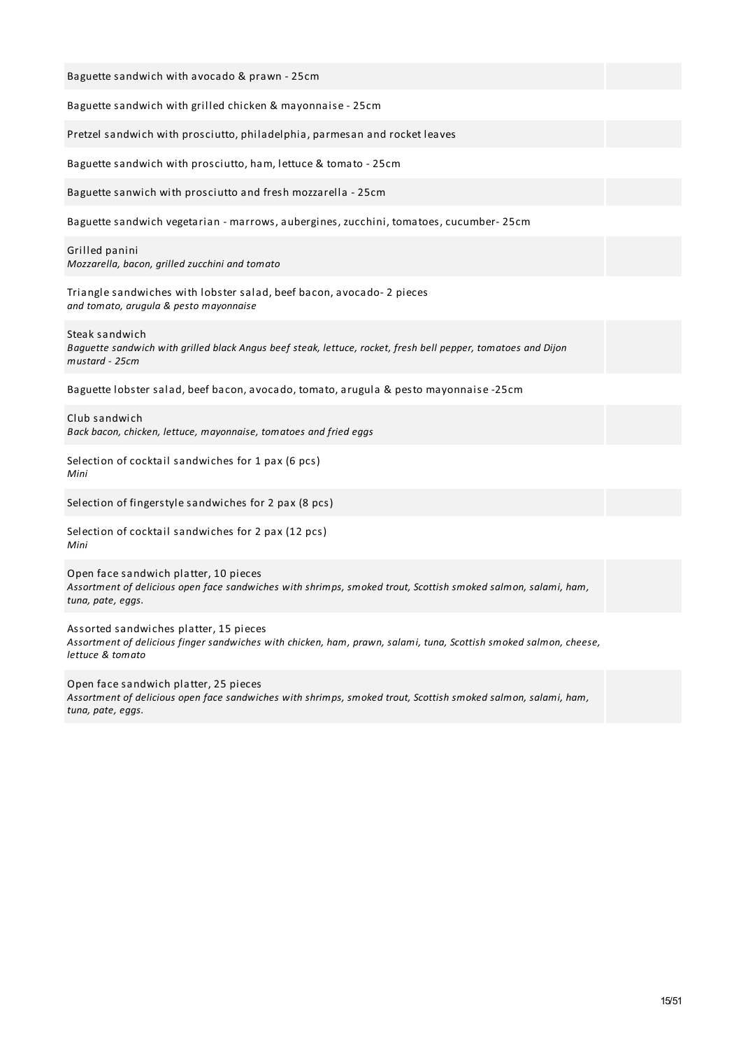Baguette sandwich with avocado & prawn - 25cm

Baguette sandwich with grilled chicken & mayonnaise - 25cm

Pretzel sandwich with prosciutto, philadelphia, parmesan and rocket leaves

Baguette sandwich with prosciutto, ham, lettuce & tomato - 25cm

Baguette sanwich with prosciutto and fresh mozzarella - 25cm

Baguette sandwich vegetarian - marrows, aubergines, zucchini, tomatoes, cucumber- 25cm

Grilled panini
*Mozzarella, bacon, grilled zucchini and tomato*

Triangle sandwiches with lobster salad, beef bacon, avocado- 2 pieces
*and tomato, arugula & pesto mayonnaise*

Steak sandwich
*Baguette sandwich with grilled black Angus beef steak, lettuce, rocket, fresh bell pepper, tomatoes and Dijon mustard - 25cm*

Baguette lobster salad, beef bacon, avocado, tomato, arugula & pesto mayonnaise -25cm

Club sandwich
*Back bacon, chicken, lettuce, mayonnaise, tomatoes and fried eggs*

Selection of cocktail sandwiches for 1 pax (6 pcs)
*Mini*

Selection of fingerstyle sandwiches for 2 pax (8 pcs)

Selection of cocktail sandwiches for 2 pax (12 pcs)
*Mini*

Open face sandwich platter, 10 pieces
*Assortment of delicious open face sandwiches with shrimps, smoked trout, Scottish smoked salmon, salami, ham, tuna, pate, eggs.*

Assorted sandwiches platter, 15 pieces
*Assortment of delicious finger sandwiches with chicken, ham, prawn, salami, tuna, Scottish smoked salmon, cheese, lettuce & tomato*

Open face sandwich platter, 25 pieces
*Assortment of delicious open face sandwiches with shrimps, smoked trout, Scottish smoked salmon, salami, ham, tuna, pate, eggs.*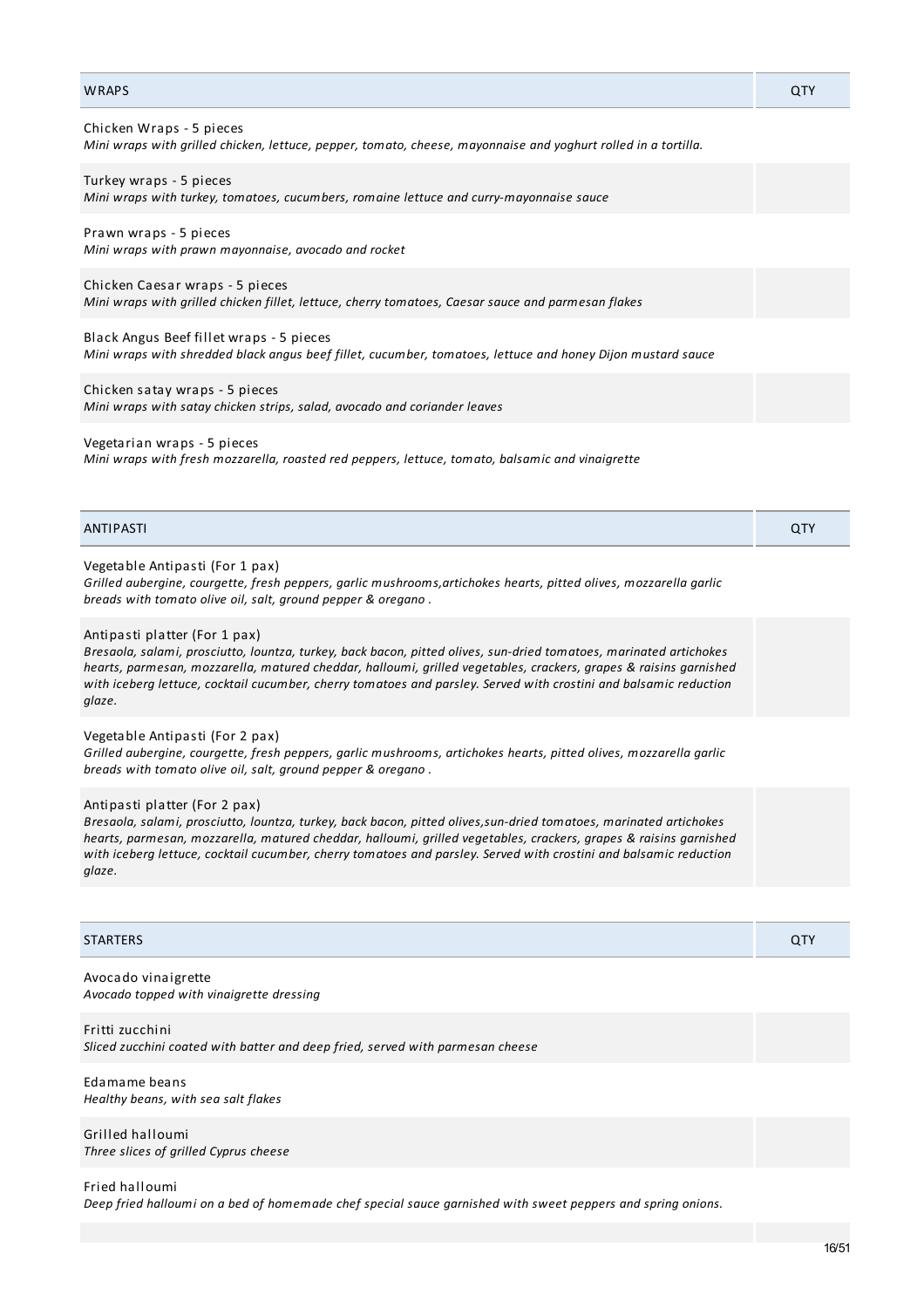| WRAPS | QTY |
|---|---|
| Chicken Wraps - 5 pieces<br>*Mini wraps with grilled chicken, lettuce, pepper, tomato, cheese, mayonnaise and yoghurt rolled in a tortilla.* | |
| Turkey wraps - 5 pieces<br>*Mini wraps with turkey, tomatoes, cucumbers, romaine lettuce and curry-mayonnaise sauce* | |
| Prawn wraps - 5 pieces<br>*Mini wraps with prawn mayonnaise, avocado and rocket* | |
| Chicken Caesar wraps - 5 pieces<br>*Mini wraps with grilled chicken fillet, lettuce, cherry tomatoes, Caesar sauce and parmesan flakes* | |
| Black Angus Beef fillet wraps - 5 pieces<br>*Mini wraps with shredded black angus beef fillet, cucumber, tomatoes, lettuce and honey Dijon mustard sauce* | |
| Chicken satay wraps - 5 pieces<br>*Mini wraps with satay chicken strips, salad, avocado and coriander leaves* | |
| Vegetarian wraps - 5 pieces<br>*Mini wraps with fresh mozzarella, roasted red peppers, lettuce, tomato, balsamic and vinaigrette* | |

| ANTIPASTI | QTY |
|---|---|
| Vegetable Antipasti (For 1 pax)<br>*Grilled aubergine, courgette, fresh peppers, garlic mushrooms,artichokes hearts, pitted olives, mozzarella garlic breads with tomato olive oil, salt, ground pepper & oregano .* | |
| Antipasti platter (For 1 pax)<br>*Bresaola, salami, prosciutto, lountza, turkey, back bacon, pitted olives, sun-dried tomatoes, marinated artichokes hearts, parmesan, mozzarella, matured cheddar, halloumi, grilled vegetables, crackers, grapes & raisins garnished with iceberg lettuce, cocktail cucumber, cherry tomatoes and parsley. Served with crostini and balsamic reduction glaze.* | |
| Vegetable Antipasti (For 2 pax)<br>*Grilled aubergine, courgette, fresh peppers, garlic mushrooms, artichokes hearts, pitted olives, mozzarella garlic breads with tomato olive oil, salt, ground pepper & oregano .* | |
| Antipasti platter (For 2 pax)<br>*Bresaola, salami, prosciutto, lountza, turkey, back bacon, pitted olives,sun-dried tomatoes, marinated artichokes hearts, parmesan, mozzarella, matured cheddar, halloumi, grilled vegetables, crackers, grapes & raisins garnished with iceberg lettuce, cocktail cucumber, cherry tomatoes and parsley. Served with crostini and balsamic reduction glaze.* | |

| STARTERS | QTY |
|---|---|
| Avocado vinaigrette<br>*Avocado topped with vinaigrette dressing* | |
| Fritti zucchini<br>*Sliced zucchini coated with batter and deep fried, served with parmesan cheese* | |
| Edamame beans<br>*Healthy beans, with sea salt flakes* | |
| Grilled halloumi<br>*Three slices of grilled Cyprus cheese* | |
| Fried halloumi<br>*Deep fried halloumi on a bed of homemade chef special sauce garnished with sweet peppers and spring onions.* | |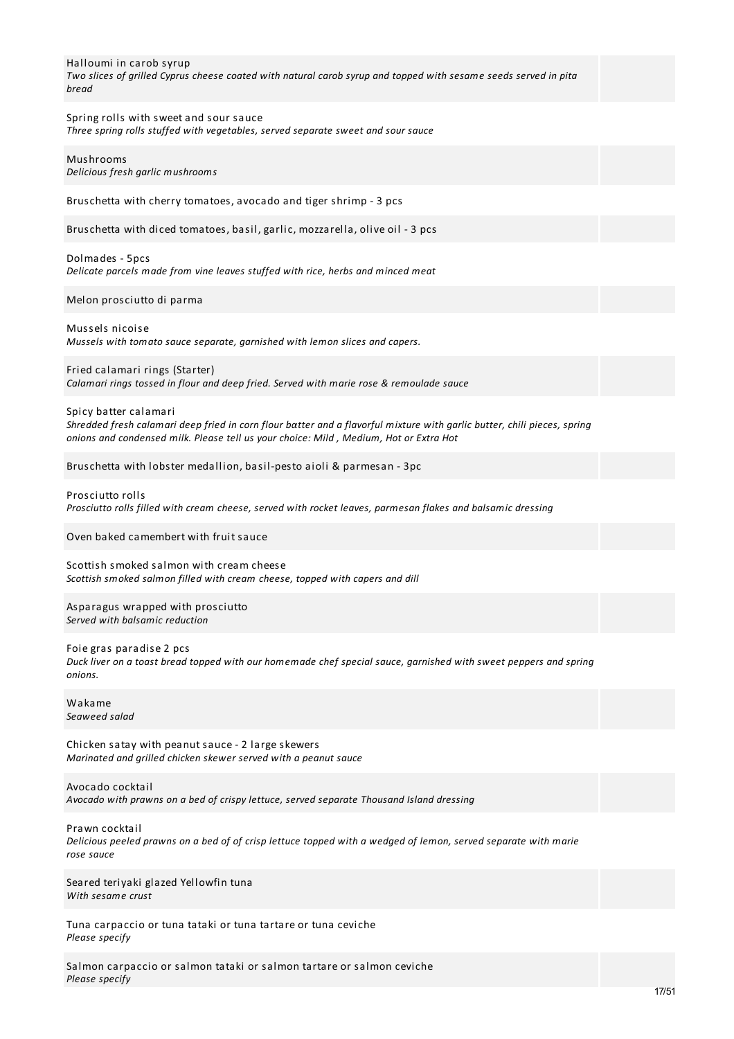Halloumi in carob syrup
*Two slices of grilled Cyprus cheese coated with natural carob syrup and topped with sesame seeds served in pita bread*

Spring rolls with sweet and sour sauce
*Three spring rolls stuffed with vegetables, served separate sweet and sour sauce*

Mushrooms
*Delicious fresh garlic mushrooms*

Bruschetta with cherry tomatoes, avocado and tiger shrimp - 3 pcs

Bruschetta with diced tomatoes, basil, garlic, mozzarella, olive oil - 3 pcs

Dolmades - 5pcs
*Delicate parcels made from vine leaves stuffed with rice, herbs and minced meat*

Melon prosciutto di parma

Mussels nicoise
*Mussels with tomato sauce separate, garnished with lemon slices and capers.*

Fried calamari rings (Starter)
*Calamari rings tossed in flour and deep fried. Served with marie rose & remoulade sauce*

Spicy batter calamari
*Shredded fresh calamari deep fried in corn flour batter and a flavorful mixture with garlic butter, chili pieces, spring onions and condensed milk. Please tell us your choice: Mild , Medium, Hot or Extra Hot*

Bruschetta with lobster medallion, basil-pesto aioli & parmesan - 3pc

Prosciutto rolls
*Prosciutto rolls filled with cream cheese, served with rocket leaves, parmesan flakes and balsamic dressing*

Oven baked camembert with fruit sauce

Scottish smoked salmon with cream cheese
*Scottish smoked salmon filled with cream cheese, topped with capers and dill*

Asparagus wrapped with prosciutto
*Served with balsamic reduction*

Foie gras paradise 2 pcs
*Duck liver on a toast bread topped with our homemade chef special sauce, garnished with sweet peppers and spring onions.*

Wakame
*Seaweed salad*

Chicken satay with peanut sauce - 2 large skewers
*Marinated and grilled chicken skewer served with a peanut sauce*

Avocado cocktail
*Avocado with prawns on a bed of crispy lettuce, served separate Thousand Island dressing*

Prawn cocktail
*Delicious peeled prawns on a bed of of crisp lettuce topped with a wedged of lemon, served separate with marie rose sauce*

Seared teriyaki glazed Yellowfin tuna
*With sesame crust*

Tuna carpaccio or tuna tataki or tuna tartare or tuna ceviche
*Please specify*

Salmon carpaccio or salmon tataki or salmon tartare or salmon ceviche
*Please specify*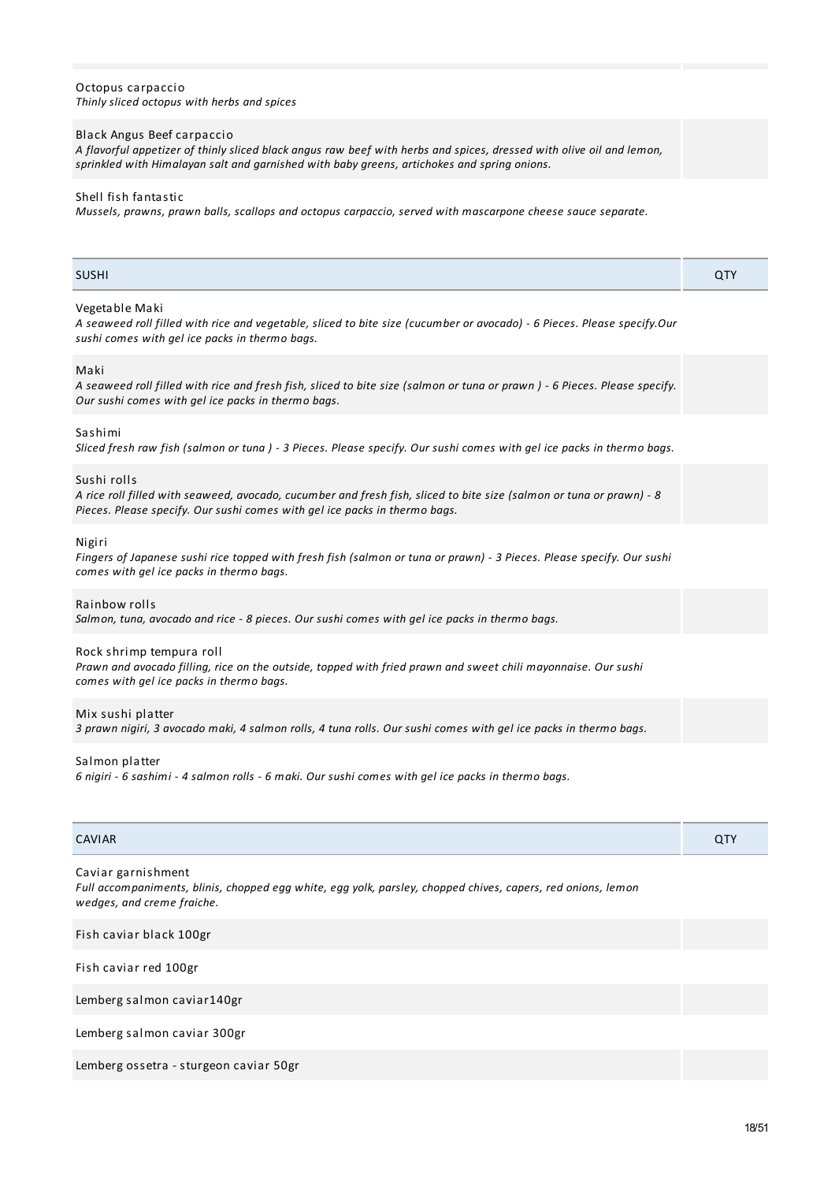Octopus carpaccio
*Thinly sliced octopus with herbs and spices*

Black Angus Beef carpaccio
*A flavorful appetizer of thinly sliced black angus raw beef with herbs and spices, dressed with olive oil and lemon, sprinkled with Himalayan salt and garnished with baby greens, artichokes and spring onions.*

Shell fish fantastic
*Mussels, prawns, prawn balls, scallops and octopus carpaccio, served with mascarpone cheese sauce separate.*

| SUSHI | QTY |
|---|---|
| Vegetable Maki<br>*A seaweed roll filled with rice and vegetable, sliced to bite size (cucumber or avocado) - 6 Pieces. Please specify.Our sushi comes with gel ice packs in thermo bags.* | |
| Maki<br>*A seaweed roll filled with rice and fresh fish, sliced to bite size (salmon or tuna or prawn ) - 6 Pieces. Please specify. Our sushi comes with gel ice packs in thermo bags.* | |
| Sashimi<br>*Sliced fresh raw fish (salmon or tuna ) - 3 Pieces. Please specify. Our sushi comes with gel ice packs in thermo bags.* | |
| Sushi rolls<br>*A rice roll filled with seaweed, avocado, cucumber and fresh fish, sliced to bite size (salmon or tuna or prawn) - 8 Pieces. Please specify. Our sushi comes with gel ice packs in thermo bags.* | |
| Nigiri<br>*Fingers of Japanese sushi rice topped with fresh fish (salmon or tuna or prawn) - 3 Pieces. Please specify. Our sushi comes with gel ice packs in thermo bags.* | |
| Rainbow rolls<br>*Salmon, tuna, avocado and rice - 8 pieces. Our sushi comes with gel ice packs in thermo bags.* | |
| Rock shrimp tempura roll<br>*Prawn and avocado filling, rice on the outside, topped with fried prawn and sweet chili mayonnaise. Our sushi comes with gel ice packs in thermo bags.* | |
| Mix sushi platter<br>*3 prawn nigiri, 3 avocado maki, 4 salmon rolls, 4 tuna rolls. Our sushi comes with gel ice packs in thermo bags.* | |
| Salmon platter<br>*6 nigiri - 6 sashimi - 4 salmon rolls - 6 maki. Our sushi comes with gel ice packs in thermo bags.* | |

| CAVIAR | QTY |
|---|---|
| Caviar garnishment<br>*Full accompaniments, blinis, chopped egg white, egg yolk, parsley, chopped chives, capers, red onions, lemon wedges, and creme fraiche.* | |
| Fish caviar black 100gr | |
| Fish caviar red 100gr | |
| Lemberg salmon caviar140gr | |
| Lemberg salmon caviar 300gr | |
| Lemberg ossetra - sturgeon caviar 50gr | |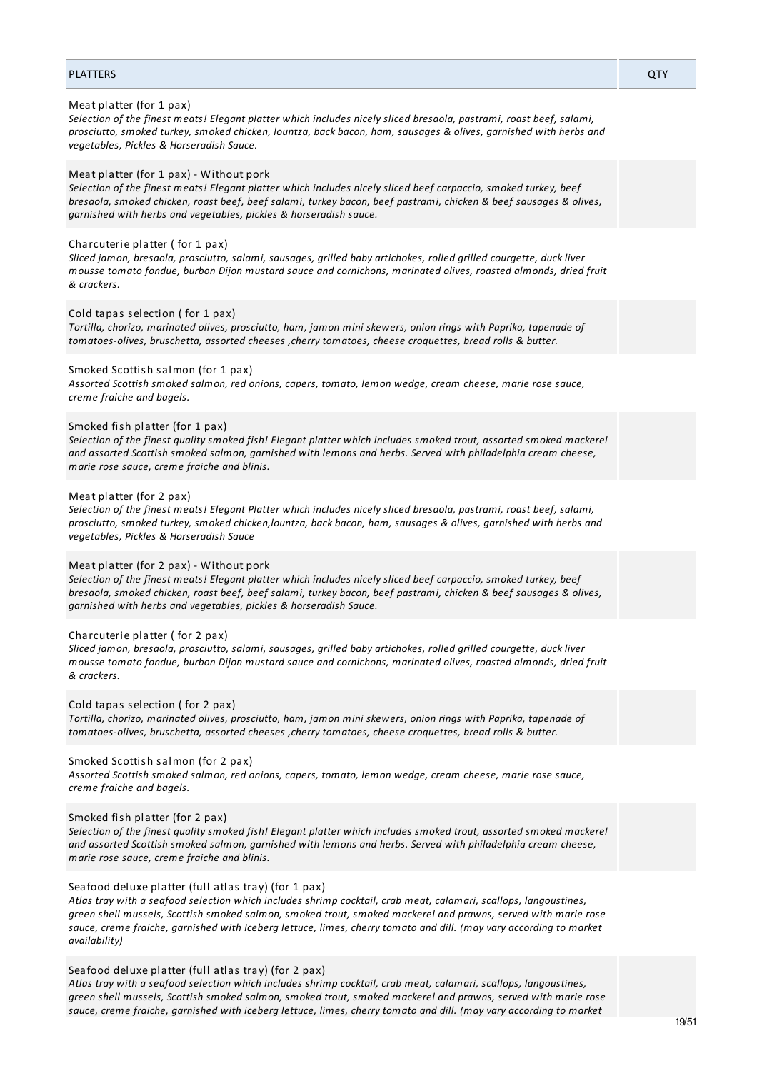| PLATTERS | QTY |
| --- | --- |
| Meat platter (for 1 pax)<br>*Selection of the finest meats! Elegant platter which includes nicely sliced bresaola, pastrami, roast beef, salami, prosciutto, smoked turkey, smoked chicken, lountza, back bacon, ham, sausages & olives, garnished with herbs and vegetables, Pickles & Horseradish Sauce.* | |
| Meat platter (for 1 pax) - Without pork<br>*Selection of the finest meats! Elegant platter which includes nicely sliced beef carpaccio, smoked turkey, beef bresaola, smoked chicken, roast beef, beef salami, turkey bacon, beef pastrami, chicken & beef sausages & olives, garnished with herbs and vegetables, pickles & horseradish sauce.* | |
| Charcuterie platter ( for 1 pax)<br>*Sliced jamon, bresaola, prosciutto, salami, sausages, grilled baby artichokes, rolled grilled courgette, duck liver mousse tomato fondue, burbon Dijon mustard sauce and cornichons, marinated olives, roasted almonds, dried fruit & crackers.* | |
| Cold tapas selection ( for 1 pax)<br>*Tortilla, chorizo, marinated olives, prosciutto, ham, jamon mini skewers, onion rings with Paprika, tapenade of tomatoes-olives, bruschetta, assorted cheeses ,cherry tomatoes, cheese croquettes, bread rolls & butter.* | |
| Smoked Scottish salmon (for 1 pax)<br>*Assorted Scottish smoked salmon, red onions, capers, tomato, lemon wedge, cream cheese, marie rose sauce, creme fraiche and bagels.* | |
| Smoked fish platter (for 1 pax)<br>*Selection of the finest quality smoked fish! Elegant platter which includes smoked trout, assorted smoked mackerel and assorted Scottish smoked salmon, garnished with lemons and herbs. Served with philadelphia cream cheese, marie rose sauce, creme fraiche and blinis.* | |
| Meat platter (for 2 pax)<br>*Selection of the finest meats! Elegant Platter which includes nicely sliced bresaola, pastrami, roast beef, salami, prosciutto, smoked turkey, smoked chicken,lountza, back bacon, ham, sausages & olives, garnished with herbs and vegetables, Pickles & Horseradish Sauce* | |
| Meat platter (for 2 pax) - Without pork<br>*Selection of the finest meats! Elegant platter which includes nicely sliced beef carpaccio, smoked turkey, beef bresaola, smoked chicken, roast beef, beef salami, turkey bacon, beef pastrami, chicken & beef sausages & olives, garnished with herbs and vegetables, pickles & horseradish Sauce.* | |
| Charcuterie platter ( for 2 pax)<br>*Sliced jamon, bresaola, prosciutto, salami, sausages, grilled baby artichokes, rolled grilled courgette, duck liver mousse tomato fondue, burbon Dijon mustard sauce and cornichons, marinated olives, roasted almonds, dried fruit & crackers.* | |
| Cold tapas selection ( for 2 pax)<br>*Tortilla, chorizo, marinated olives, prosciutto, ham, jamon mini skewers, onion rings with Paprika, tapenade of tomatoes-olives, bruschetta, assorted cheeses ,cherry tomatoes, cheese croquettes, bread rolls & butter.* | |
| Smoked Scottish salmon (for 2 pax)<br>*Assorted Scottish smoked salmon, red onions, capers, tomato, lemon wedge, cream cheese, marie rose sauce, creme fraiche and bagels.* | |
| Smoked fish platter (for 2 pax)<br>*Selection of the finest quality smoked fish! Elegant platter which includes smoked trout, assorted smoked mackerel and assorted Scottish smoked salmon, garnished with lemons and herbs. Served with philadelphia cream cheese, marie rose sauce, creme fraiche and blinis.* | |
| Seafood deluxe platter (full atlas tray) (for 1 pax)<br>*Atlas tray with a seafood selection which includes shrimp cocktail, crab meat, calamari, scallops, langoustines, green shell mussels, Scottish smoked salmon, smoked trout, smoked mackerel and prawns, served with marie rose sauce, creme fraiche, garnished with Iceberg lettuce, limes, cherry tomato and dill. (may vary according to market availability)* | |
| Seafood deluxe platter (full atlas tray) (for 2 pax)<br>*Atlas tray with a seafood selection which includes shrimp cocktail, crab meat, calamari, scallops, langoustines, green shell mussels, Scottish smoked salmon, smoked trout, smoked mackerel and prawns, served with marie rose sauce, creme fraiche, garnished with iceberg lettuce, limes, cherry tomato and dill. (may vary according to market* | |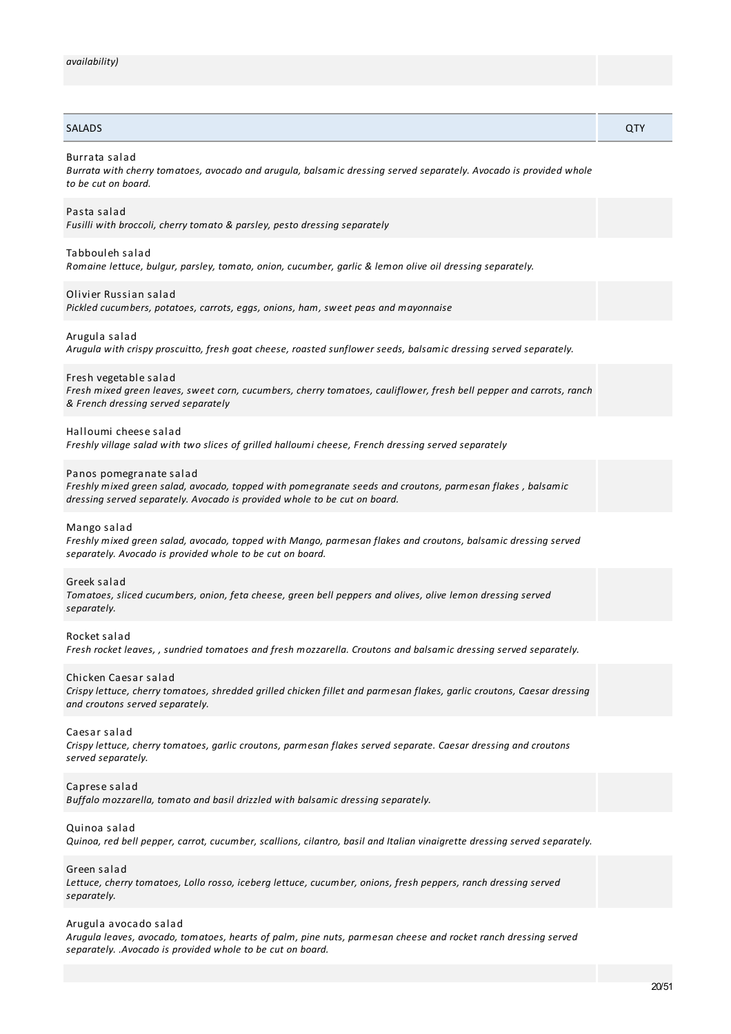*availability)*

| SALADS | QTY |
| --- | --- |
| Burrata salad<br>*Burrata with cherry tomatoes, avocado and arugula, balsamic dressing served separately. Avocado is provided whole to be cut on board.* | |
| Pasta salad<br>*Fusilli with broccoli, cherry tomato & parsley, pesto dressing separately* | |
| Tabbouleh salad<br>*Romaine lettuce, bulgur, parsley, tomato, onion, cucumber, garlic & lemon olive oil dressing separately.* | |
| Olivier Russian salad<br>*Pickled cucumbers, potatoes, carrots, eggs, onions, ham, sweet peas and mayonnaise* | |
| Arugula salad<br>*Arugula with crispy proscuitto, fresh goat cheese, roasted sunflower seeds, balsamic dressing served separately.* | |
| Fresh vegetable salad<br>*Fresh mixed green leaves, sweet corn, cucumbers, cherry tomatoes, cauliflower, fresh bell pepper and carrots, ranch & French dressing served separately* | |
| Halloumi cheese salad<br>*Freshly village salad with two slices of grilled halloumi cheese, French dressing served separately* | |
| Panos pomegranate salad<br>*Freshly mixed green salad, avocado, topped with pomegranate seeds and croutons, parmesan flakes , balsamic dressing served separately. Avocado is provided whole to be cut on board.* | |
| Mango salad<br>*Freshly mixed green salad, avocado, topped with Mango, parmesan flakes and croutons, balsamic dressing served separately. Avocado is provided whole to be cut on board.* | |
| Greek salad<br>*Tomatoes, sliced cucumbers, onion, feta cheese, green bell peppers and olives, olive lemon dressing served separately.* | |
| Rocket salad<br>*Fresh rocket leaves, , sundried tomatoes and fresh mozzarella. Croutons and balsamic dressing served separately.* | |
| Chicken Caesar salad<br>*Crispy lettuce, cherry tomatoes, shredded grilled chicken fillet and parmesan flakes, garlic croutons, Caesar dressing and croutons served separately.* | |
| Caesar salad<br>*Crispy lettuce, cherry tomatoes, garlic croutons, parmesan flakes served separate. Caesar dressing and croutons served separately.* | |
| Caprese salad<br>*Buffalo mozzarella, tomato and basil drizzled with balsamic dressing separately.* | |
| Quinoa salad<br>*Quinoa, red bell pepper, carrot, cucumber, scallions, cilantro, basil and Italian vinaigrette dressing served separately.* | |
| Green salad<br>*Lettuce, cherry tomatoes, Lollo rosso, iceberg lettuce, cucumber, onions, fresh peppers, ranch dressing served separately.* | |
| Arugula avocado salad<br>*Arugula leaves, avocado, tomatoes, hearts of palm, pine nuts, parmesan cheese and rocket ranch dressing served separately. .Avocado is provided whole to be cut on board.* | |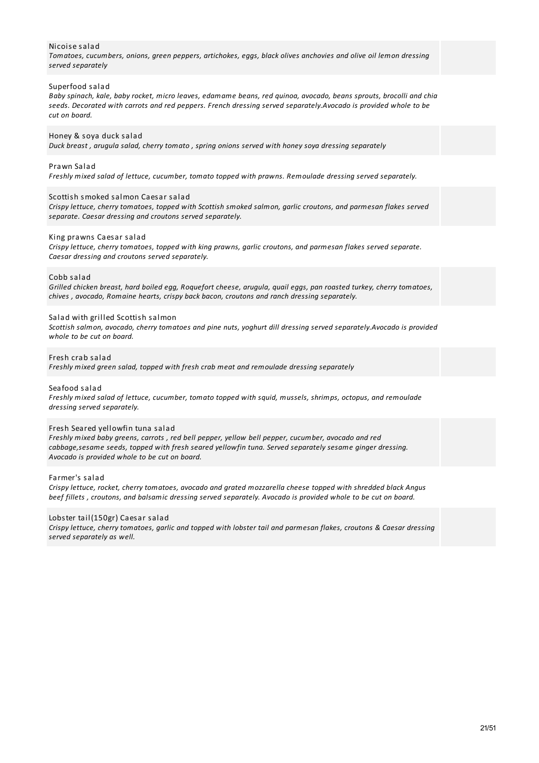Nicoise salad

*Tomatoes, cucumbers, onions, green peppers, artichokes, eggs, black olives anchovies and olive oil lemon dressing served separately*

Superfood salad

*Baby spinach, kale, baby rocket, micro leaves, edamame beans, red quinoa, avocado, beans sprouts, brocolli and chia seeds. Decorated with carrots and red peppers. French dressing served separately.Avocado is provided whole to be cut on board.*

Honey & soya duck salad

*Duck breast , arugula salad, cherry tomato , spring onions served with honey soya dressing separately*

Prawn Salad

*Freshly mixed salad of lettuce, cucumber, tomato topped with prawns. Remoulade dressing served separately.*

Scottish smoked salmon Caesar salad

*Crispy lettuce, cherry tomatoes, topped with Scottish smoked salmon, garlic croutons, and parmesan flakes served separate. Caesar dressing and croutons served separately.*

King prawns Caesar salad

*Crispy lettuce, cherry tomatoes, topped with king prawns, garlic croutons, and parmesan flakes served separate. Caesar dressing and croutons served separately.*

Cobb salad

*Grilled chicken breast, hard boiled egg, Roquefort cheese, arugula, quail eggs, pan roasted turkey, cherry tomatoes, chives , avocado, Romaine hearts, crispy back bacon, croutons and ranch dressing separately.*

Salad with grilled Scottish salmon

*Scottish salmon, avocado, cherry tomatoes and pine nuts, yoghurt dill dressing served separately.Avocado is provided whole to be cut on board.*

Fresh crab salad

*Freshly mixed green salad, topped with fresh crab meat and remoulade dressing separately*

Seafood salad

*Freshly mixed salad of lettuce, cucumber, tomato topped with squid, mussels, shrimps, octopus, and remoulade dressing served separately.*

Fresh Seared yellowfin tuna salad

*Freshly mixed baby greens, carrots , red bell pepper, yellow bell pepper, cucumber, avocado and red cabbage,sesame seeds, topped with fresh seared yellowfin tuna. Served separately sesame ginger dressing. Avocado is provided whole to be cut on board.*

Farmer's salad

*Crispy lettuce, rocket, cherry tomatoes, avocado and grated mozzarella cheese topped with shredded black Angus beef fillets , croutons, and balsamic dressing served separately. Avocado is provided whole to be cut on board.*

Lobster tail(150gr) Caesar salad

*Crispy lettuce, cherry tomatoes, garlic and topped with lobster tail and parmesan flakes, croutons & Caesar dressing served separately as well.*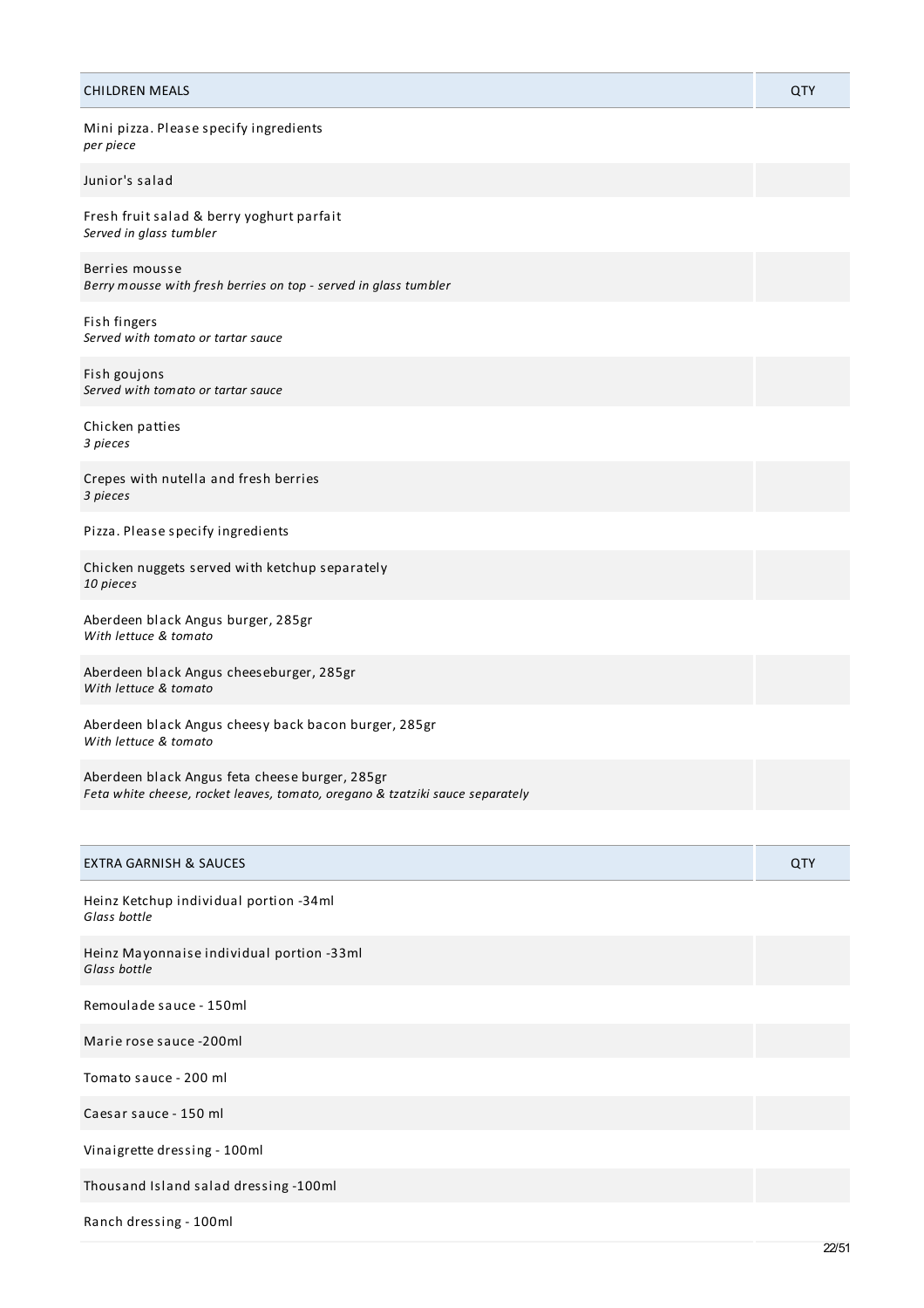| CHILDREN MEALS | QTY |
| --- | --- |
| Mini pizza. Please specify ingredients<br>*per piece* | |
| Junior's salad | |
| Fresh fruit salad & berry yoghurt parfait<br>*Served in glass tumbler* | |
| Berries mousse<br>*Berry mousse with fresh berries on top - served in glass tumbler* | |
| Fish fingers<br>*Served with tomato or tartar sauce* | |
| Fish goujons<br>*Served with tomato or tartar sauce* | |
| Chicken patties<br>*3 pieces* | |
| Crepes with nutella and fresh berries<br>*3 pieces* | |
| Pizza. Please specify ingredients | |
| Chicken nuggets served with ketchup separately<br>*10 pieces* | |
| Aberdeen black Angus burger, 285gr<br>*With lettuce & tomato* | |
| Aberdeen black Angus cheeseburger, 285gr<br>*With lettuce & tomato* | |
| Aberdeen black Angus cheesy back bacon burger, 285gr<br>*With lettuce & tomato* | |
| Aberdeen black Angus feta cheese burger, 285gr<br>*Feta white cheese, rocket leaves, tomato, oregano & tzatziki sauce separately* | |

| EXTRA GARNISH & SAUCES | QTY |
| --- | --- |
| Heinz Ketchup individual portion -34ml<br>*Glass bottle* | |
| Heinz Mayonnaise individual portion -33ml<br>*Glass bottle* | |
| Remoulade sauce - 150ml | |
| Marie rose sauce -200ml | |
| Tomato sauce - 200 ml | |
| Caesar sauce - 150 ml | |
| Vinaigrette dressing - 100ml | |
| Thousand Island salad dressing -100ml | |
| Ranch dressing - 100ml | |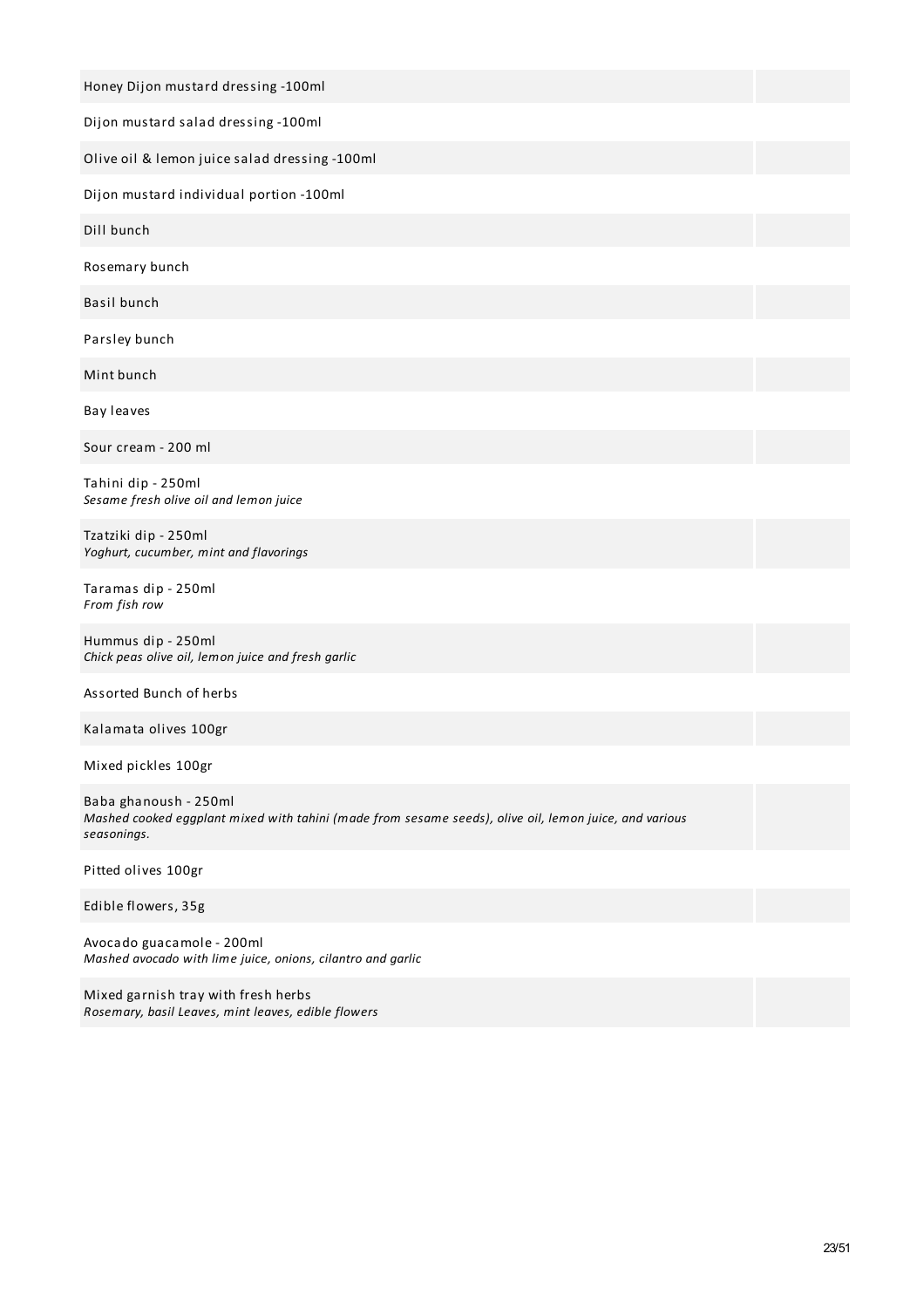Honey Dijon mustard dressing -100ml

Dijon mustard salad dressing -100ml

Olive oil & lemon juice salad dressing -100ml

Dijon mustard individual portion -100ml

Dill bunch

Rosemary bunch

Basil bunch

Parsley bunch

Mint bunch

Bay leaves

Sour cream - 200 ml

Tahini dip - 250ml
*Sesame fresh olive oil and lemon juice*

Tzatziki dip - 250ml
*Yoghurt, cucumber, mint and flavorings*

Taramas dip - 250ml
*From fish row*

Hummus dip - 250ml
*Chick peas olive oil, lemon juice and fresh garlic*

Assorted Bunch of herbs

Kalamata olives 100gr

Mixed pickles 100gr

Baba ghanoush - 250ml
*Mashed cooked eggplant mixed with tahini (made from sesame seeds), olive oil, lemon juice, and various seasonings.*

Pitted olives 100gr

Edible flowers, 35g

Avocado guacamole - 200ml
*Mashed avocado with lime juice, onions, cilantro and garlic*

Mixed garnish tray with fresh herbs
*Rosemary, basil Leaves, mint leaves, edible flowers*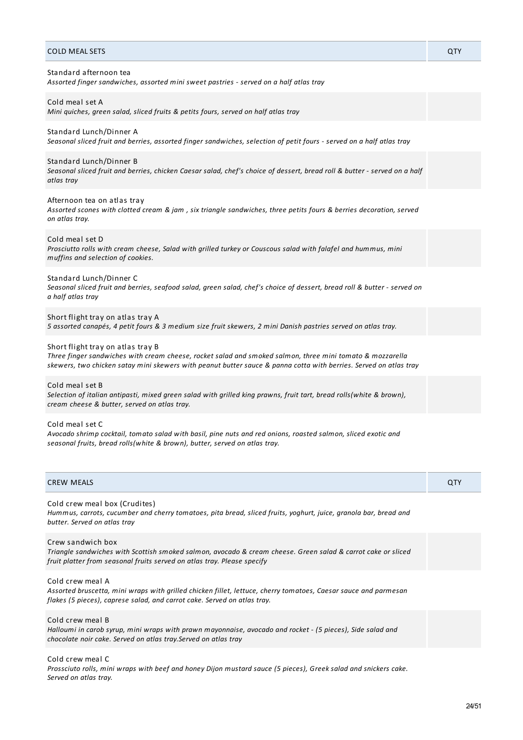| COLD MEAL SETS | QTY |
| --- | --- |
| Standard afternoon tea<br>*Assorted finger sandwiches, assorted mini sweet pastries - served on a half atlas tray* | |
| Cold meal set A<br>*Mini quiches, green salad, sliced fruits & petits fours, served on half atlas tray* | |
| Standard Lunch/Dinner A<br>*Seasonal sliced fruit and berries, assorted finger sandwiches, selection of petit fours - served on a half atlas tray* | |
| Standard Lunch/Dinner B<br>*Seasonal sliced fruit and berries, chicken Caesar salad, chef's choice of dessert, bread roll & butter - served on a half atlas tray* | |
| Afternoon tea on atlas tray<br>*Assorted scones with clotted cream & jam , six triangle sandwiches, three petits fours & berries decoration, served on atlas tray.* | |
| Cold meal set D<br>*Prosciutto rolls with cream cheese, Salad with grilled turkey or Couscous salad with falafel and hummus, mini muffins and selection of cookies.* | |
| Standard Lunch/Dinner C<br>*Seasonal sliced fruit and berries, seafood salad, green salad, chef's choice of dessert, bread roll & butter - served on a half atlas tray* | |
| Short flight tray on atlas tray A<br>*5 assorted canapés, 4 petit fours & 3 medium size fruit skewers, 2 mini Danish pastries served on atlas tray.* | |
| Short flight tray on atlas tray B<br>*Three finger sandwiches with cream cheese, rocket salad and smoked salmon, three mini tomato & mozzarella skewers, two chicken satay mini skewers with peanut butter sauce & panna cotta with berries. Served on atlas tray* | |
| Cold meal set B<br>*Selection of italian antipasti, mixed green salad with grilled king prawns, fruit tart, bread rolls(white & brown), cream cheese & butter, served on atlas tray.* | |
| Cold meal set C<br>*Avocado shrimp cocktail, tomato salad with basil, pine nuts and red onions, roasted salmon, sliced exotic and seasonal fruits, bread rolls(white & brown), butter, served on atlas tray.* | |

| CREW MEALS | QTY |
| --- | --- |
| Cold crew meal box (Crudites)<br>*Hummus, carrots, cucumber and cherry tomatoes, pita bread, sliced fruits, yoghurt, juice, granola bar, bread and butter. Served on atlas tray* | |
| Crew sandwich box<br>*Triangle sandwiches with Scottish smoked salmon, avocado & cream cheese. Green salad & carrot cake or sliced fruit platter from seasonal fruits served on atlas tray. Please specify* | |
| Cold crew meal A<br>*Assorted bruscetta, mini wraps with grilled chicken fillet, lettuce, cherry tomatoes, Caesar sauce and parmesan flakes (5 pieces), caprese salad, and carrot cake. Served on atlas tray.* | |
| Cold crew meal B<br>*Halloumi in carob syrup, mini wraps with prawn mayonnaise, avocado and rocket - (5 pieces), Side salad and chocolate noir cake. Served on atlas tray.Served on atlas tray* | |
| Cold crew meal C<br>*Prossciuto rolls, mini wraps with beef and honey Dijon mustard sauce (5 pieces), Greek salad and snickers cake. Served on atlas tray.* | |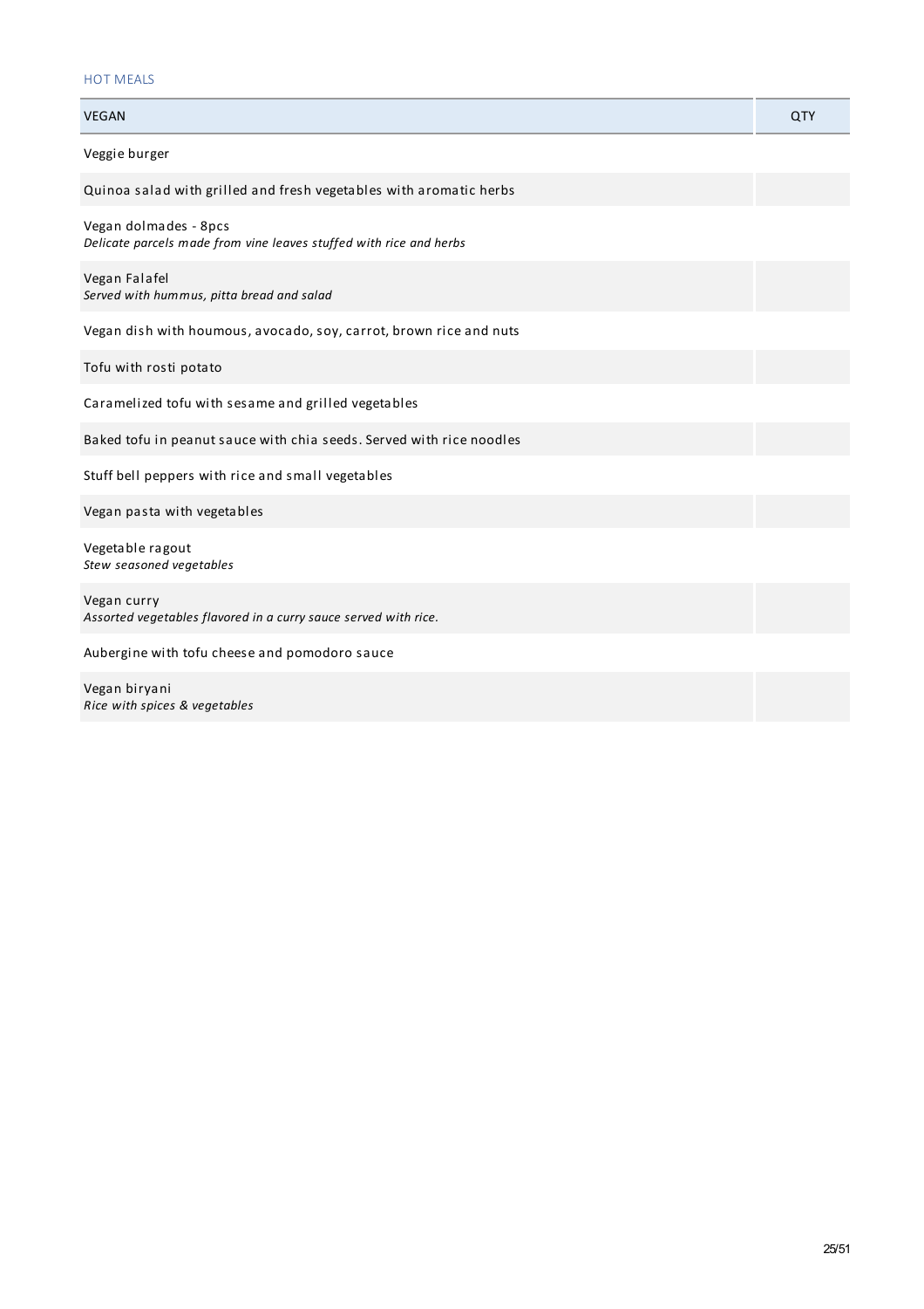## HOT MEALS

| VEGAN | QTY |
|---|---|
| Veggie burger | |
| Quinoa salad with grilled and fresh vegetables with aromatic herbs | |
| Vegan dolmades - 8pcs<br>*Delicate parcels made from vine leaves stuffed with rice and herbs* | |
| Vegan Falafel<br>*Served with hummus, pitta bread and salad* | |
| Vegan dish with houmous, avocado, soy, carrot, brown rice and nuts | |
| Tofu with rosti potato | |
| Caramelized tofu with sesame and grilled vegetables | |
| Baked tofu in peanut sauce with chia seeds. Served with rice noodles | |
| Stuff bell peppers with rice and small vegetables | |
| Vegan pasta with vegetables | |
| Vegetable ragout<br>*Stew seasoned vegetables* | |
| Vegan curry<br>*Assorted vegetables flavored in a curry sauce served with rice.* | |
| Aubergine with tofu cheese and pomodoro sauce | |
| Vegan biryani<br>*Rice with spices & vegetables* | |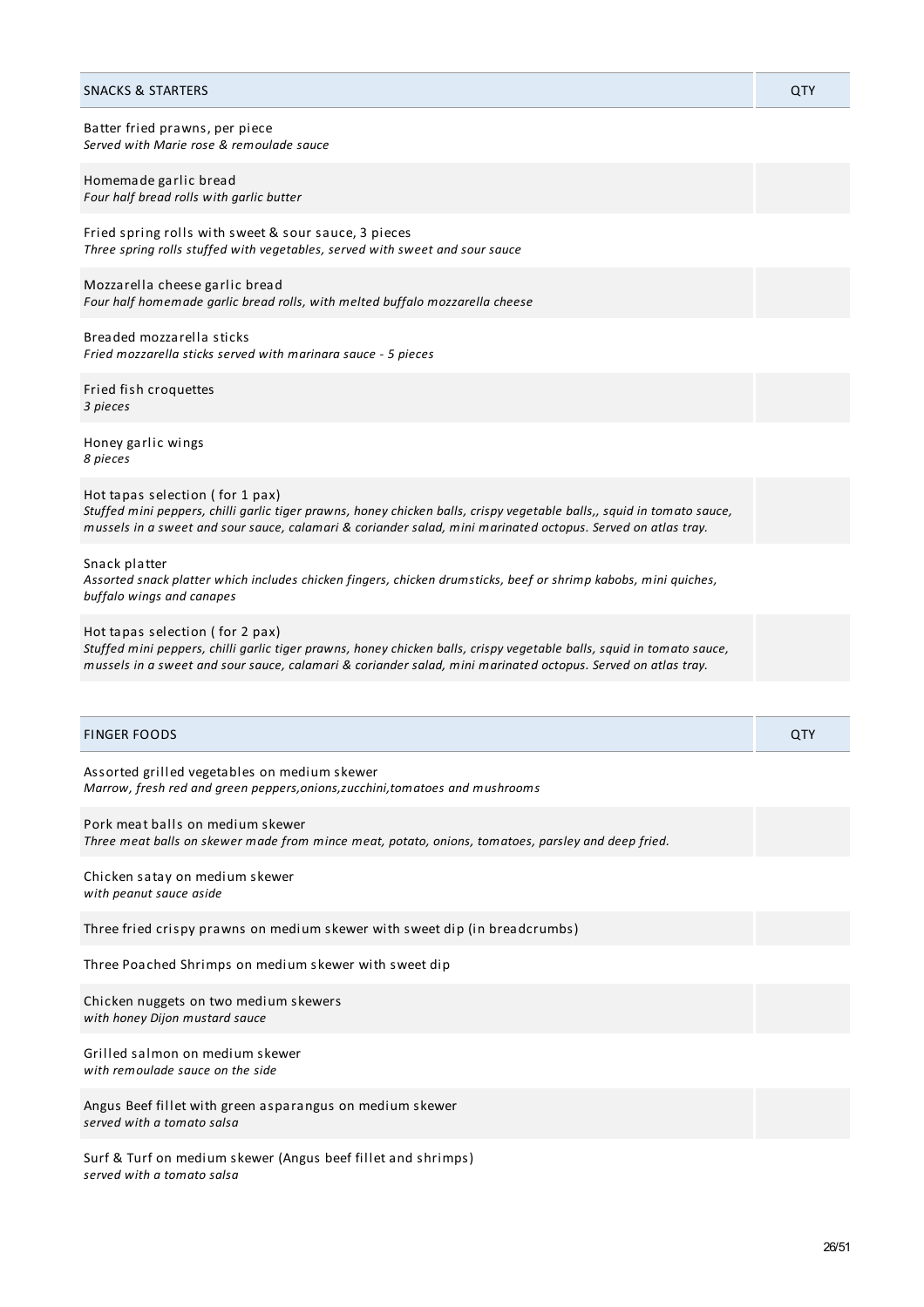| SNACKS & STARTERS | QTY |
|---|---|
| Batter fried prawns, per piece<br>*Served with Marie rose & remoulade sauce* | |
| Homemade garlic bread<br>*Four half bread rolls with garlic butter* | |
| Fried spring rolls with sweet & sour sauce, 3 pieces<br>*Three spring rolls stuffed with vegetables, served with sweet and sour sauce* | |
| Mozzarella cheese garlic bread<br>*Four half homemade garlic bread rolls, with melted buffalo mozzarella cheese* | |
| Breaded mozzarella sticks<br>*Fried mozzarella sticks served with marinara sauce - 5 pieces* | |
| Fried fish croquettes<br>*3 pieces* | |
| Honey garlic wings<br>*8 pieces* | |
| Hot tapas selection ( for 1 pax)<br>*Stuffed mini peppers, chilli garlic tiger prawns, honey chicken balls, crispy vegetable balls,, squid in tomato sauce, mussels in a sweet and sour sauce, calamari & coriander salad, mini marinated octopus. Served on atlas tray.* | |
| Snack platter<br>*Assorted snack platter which includes chicken fingers, chicken drumsticks, beef or shrimp kabobs, mini quiches, buffalo wings and canapes* | |
| Hot tapas selection ( for 2 pax)<br>*Stuffed mini peppers, chilli garlic tiger prawns, honey chicken balls, crispy vegetable balls, squid in tomato sauce, mussels in a sweet and sour sauce, calamari & coriander salad, mini marinated octopus. Served on atlas tray.* | |

| FINGER FOODS | QTY |
|---|---|
| Assorted grilled vegetables on medium skewer<br>*Marrow, fresh red and green peppers,onions,zucchini,tomatoes and mushrooms* | |
| Pork meat balls on medium skewer<br>*Three meat balls on skewer made from mince meat, potato, onions, tomatoes, parsley and deep fried.* | |
| Chicken satay on medium skewer<br>*with peanut sauce aside* | |
| Three fried crispy prawns on medium skewer with sweet dip (in breadcrumbs) | |
| Three Poached Shrimps on medium skewer with sweet dip | |
| Chicken nuggets on two medium skewers<br>*with honey Dijon mustard sauce* | |
| Grilled salmon on medium skewer<br>*with remoulade sauce on the side* | |
| Angus Beef fillet with green asparangus on medium skewer<br>*served with a tomato salsa* | |
| Surf & Turf on medium skewer (Angus beef fillet and shrimps)<br>*served with a tomato salsa* | |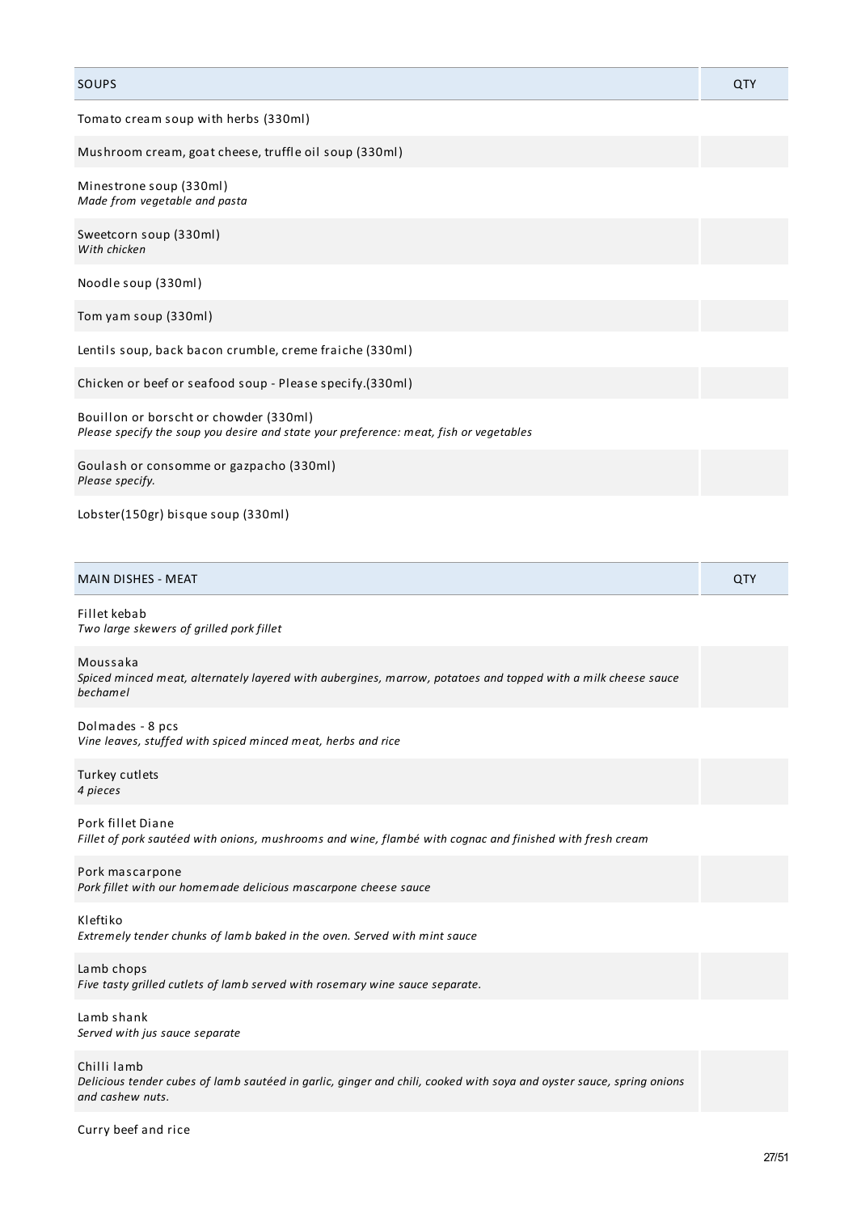| SOUPS | QTY |
| --- | --- |
| Tomato cream soup with herbs (330ml) | |
| Mushroom cream, goat cheese, truffle oil soup (330ml) | |
| Minestrone soup (330ml)<br>*Made from vegetable and pasta* | |
| Sweetcorn soup (330ml)<br>*With chicken* | |
| Noodle soup (330ml) | |
| Tom yam soup (330ml) | |
| Lentils soup, back bacon crumble, creme fraiche (330ml) | |
| Chicken or beef or seafood soup - Please specify.(330ml) | |
| Bouillon or borscht or chowder (330ml)<br>*Please specify the soup you desire and state your preference: meat, fish or vegetables* | |
| Goulash or consomme or gazpacho (330ml)<br>*Please specify.* | |
| Lobster(150gr) bisque soup (330ml) | |

| MAIN DISHES - MEAT | QTY |
| --- | --- |
| Fillet kebab<br>*Two large skewers of grilled pork fillet* | |
| Moussaka<br>*Spiced minced meat, alternately layered with aubergines, marrow, potatoes and topped with a milk cheese sauce bechamel* | |
| Dolmades - 8 pcs<br>*Vine leaves, stuffed with spiced minced meat, herbs and rice* | |
| Turkey cutlets<br>*4 pieces* | |
| Pork fillet Diane<br>*Fillet of pork sautéed with onions, mushrooms and wine, flambé with cognac and finished with fresh cream* | |
| Pork mascarpone<br>*Pork fillet with our homemade delicious mascarpone cheese sauce* | |
| Kleftiko<br>*Extremely tender chunks of lamb baked in the oven. Served with mint sauce* | |
| Lamb chops<br>*Five tasty grilled cutlets of lamb served with rosemary wine sauce separate.* | |
| Lamb shank<br>*Served with jus sauce separate* | |
| Chilli lamb<br>*Delicious tender cubes of lamb sautéed in garlic, ginger and chili, cooked with soya and oyster sauce, spring onions and cashew nuts.* | |
| Curry beef and rice | |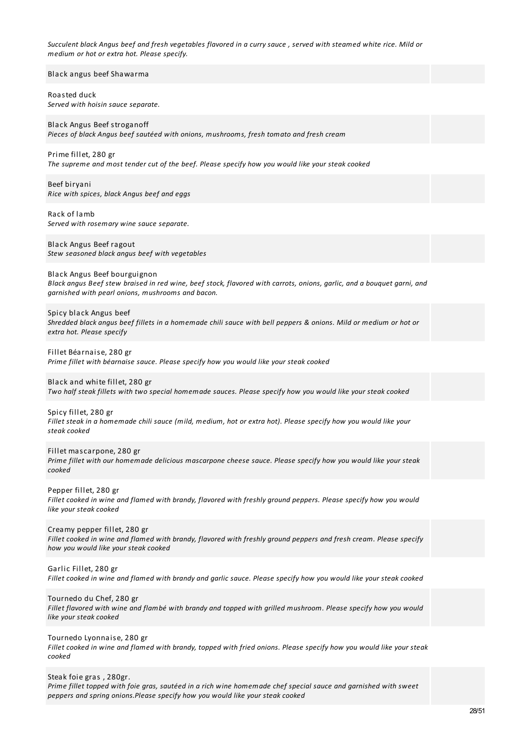*Succulent black Angus beef and fresh vegetables flavored in a curry sauce , served with steamed white rice. Mild or medium or hot or extra hot. Please specify.*

Black angus beef Shawarma

Roasted duck
*Served with hoisin sauce separate.*

Black Angus Beef stroganoff
*Pieces of black Angus beef sautéed with onions, mushrooms, fresh tomato and fresh cream*

Prime fillet, 280 gr
*The supreme and most tender cut of the beef. Please specify how you would like your steak cooked*

Beef biryani
*Rice with spices, black Angus beef and eggs*

Rack of lamb
*Served with rosemary wine sauce separate.*

Black Angus Beef ragout
*Stew seasoned black angus beef with vegetables*

Black Angus Beef bourguignon
*Black angus Beef stew braised in red wine, beef stock, flavored with carrots, onions, garlic, and a bouquet garni, and garnished with pearl onions, mushrooms and bacon.*

Spicy black Angus beef
*Shredded black angus beef fillets in a homemade chili sauce with bell peppers & onions. Mild or medium or hot or extra hot. Please specify*

Fillet Béarnaise, 280 gr
*Prime fillet with béarnaise sauce. Please specify how you would like your steak cooked*

Black and white fillet, 280 gr
*Two half steak fillets with two special homemade sauces. Please specify how you would like your steak cooked*

Spicy fillet, 280 gr
*Fillet steak in a homemade chili sauce (mild, medium, hot or extra hot). Please specify how you would like your steak cooked*

Fillet mascarpone, 280 gr
*Prime fillet with our homemade delicious mascarpone cheese sauce. Please specify how you would like your steak cooked*

Pepper fillet, 280 gr
*Fillet cooked in wine and flamed with brandy, flavored with freshly ground peppers. Please specify how you would like your steak cooked*

Creamy pepper fillet, 280 gr
*Fillet cooked in wine and flamed with brandy, flavored with freshly ground peppers and fresh cream. Please specify how you would like your steak cooked*

Garlic Fillet, 280 gr
*Fillet cooked in wine and flamed with brandy and garlic sauce. Please specify how you would like your steak cooked*

Tournedo du Chef, 280 gr
*Fillet flavored with wine and flambé with brandy and topped with grilled mushroom. Please specify how you would like your steak cooked*

Tournedo Lyonnaise, 280 gr
*Fillet cooked in wine and flamed with brandy, topped with fried onions. Please specify how you would like your steak cooked*

Steak foie gras , 280gr.
*Prime fillet topped with foie gras, sautéed in a rich wine homemade chef special sauce and garnished with sweet peppers and spring onions.Please specify how you would like your steak cooked*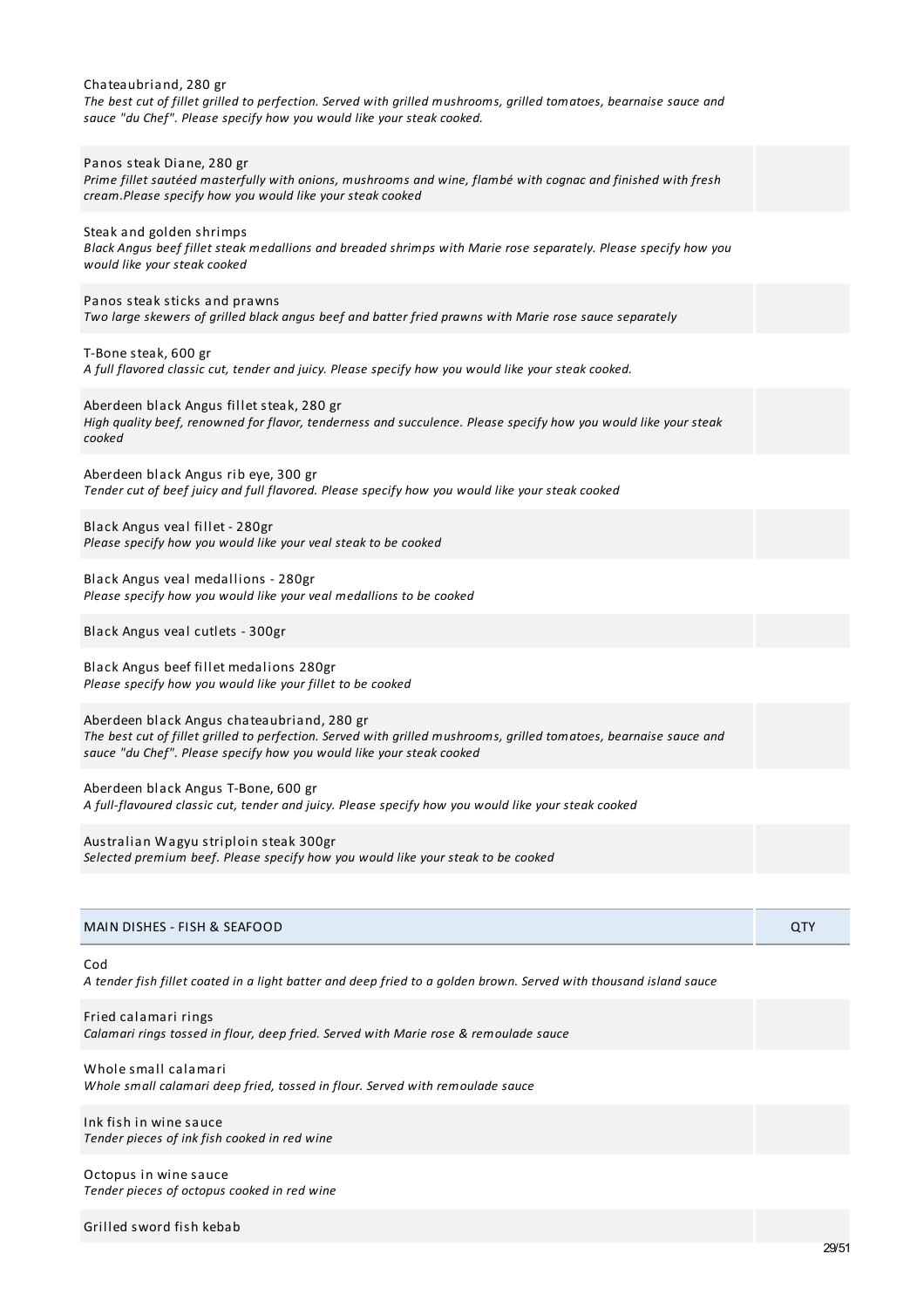Chateaubriand, 280 gr
*The best cut of fillet grilled to perfection. Served with grilled mushrooms, grilled tomatoes, bearnaise sauce and sauce "du Chef". Please specify how you would like your steak cooked.*

Panos steak Diane, 280 gr
*Prime fillet sautéed masterfully with onions, mushrooms and wine, flambé with cognac and finished with fresh cream.Please specify how you would like your steak cooked*

Steak and golden shrimps
*Black Angus beef fillet steak medallions and breaded shrimps with Marie rose separately. Please specify how you would like your steak cooked*

Panos steak sticks and prawns
*Two large skewers of grilled black angus beef and batter fried prawns with Marie rose sauce separately*

T-Bone steak, 600 gr
*A full flavored classic cut, tender and juicy. Please specify how you would like your steak cooked.*

Aberdeen black Angus fillet steak, 280 gr
*High quality beef, renowned for flavor, tenderness and succulence. Please specify how you would like your steak cooked*

Aberdeen black Angus rib eye, 300 gr
*Tender cut of beef juicy and full flavored. Please specify how you would like your steak cooked*

Black Angus veal fillet - 280gr
*Please specify how you would like your veal steak to be cooked*

Black Angus veal medallions - 280gr
*Please specify how you would like your veal medallions to be cooked*

Black Angus veal cutlets - 300gr

Black Angus beef fillet medalions 280gr
*Please specify how you would like your fillet to be cooked*

Aberdeen black Angus chateaubriand, 280 gr
*The best cut of fillet grilled to perfection. Served with grilled mushrooms, grilled tomatoes, bearnaise sauce and sauce "du Chef". Please specify how you would like your steak cooked*

Aberdeen black Angus T-Bone, 600 gr
*A full-flavoured classic cut, tender and juicy. Please specify how you would like your steak cooked*

Australian Wagyu striploin steak 300gr
*Selected premium beef. Please specify how you would like your steak to be cooked*

| MAIN DISHES - FISH & SEAFOOD | QTY |
|---|---|

Cod
*A tender fish fillet coated in a light batter and deep fried to a golden brown. Served with thousand island sauce*

Fried calamari rings
*Calamari rings tossed in flour, deep fried. Served with Marie rose & remoulade sauce*

Whole small calamari
*Whole small calamari deep fried, tossed in flour. Served with remoulade sauce*

Ink fish in wine sauce
*Tender pieces of ink fish cooked in red wine*

Octopus in wine sauce
*Tender pieces of octopus cooked in red wine*

Grilled sword fish kebab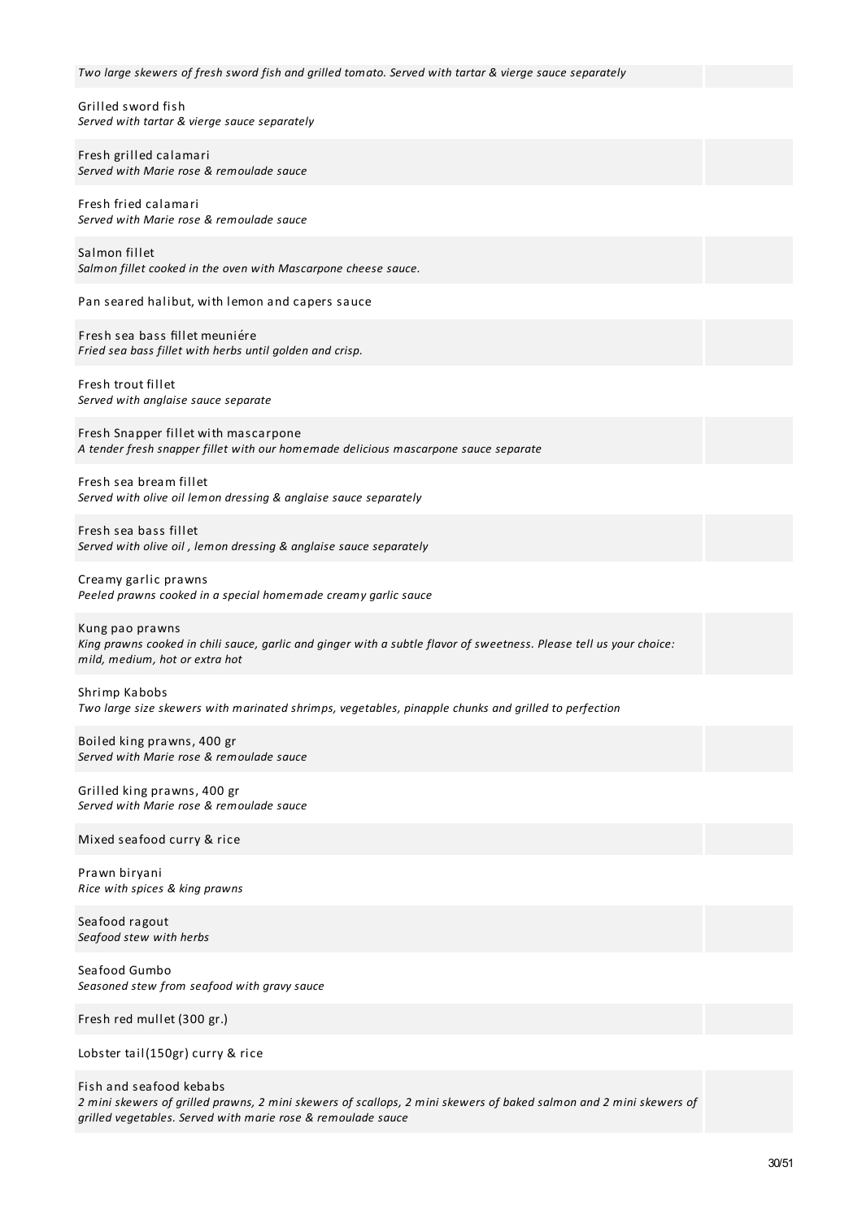*Two large skewers of fresh sword fish and grilled tomato. Served with tartar & vierge sauce separately*

Grilled sword fish
*Served with tartar & vierge sauce separately*

Fresh grilled calamari
*Served with Marie rose & remoulade sauce*

Fresh fried calamari
*Served with Marie rose & remoulade sauce*

Salmon fillet
*Salmon fillet cooked in the oven with Mascarpone cheese sauce.*

Pan seared halibut, with lemon and capers sauce

Fresh sea bass fillet meuniére
*Fried sea bass fillet with herbs until golden and crisp.*

Fresh trout fillet
*Served with anglaise sauce separate*

Fresh Snapper fillet with mascarpone
*A tender fresh snapper fillet with our homemade delicious mascarpone sauce separate*

Fresh sea bream fillet
*Served with olive oil lemon dressing & anglaise sauce separately*

Fresh sea bass fillet
*Served with olive oil , lemon dressing & anglaise sauce separately*

Creamy garlic prawns
*Peeled prawns cooked in a special homemade creamy garlic sauce*

Kung pao prawns
*King prawns cooked in chili sauce, garlic and ginger with a subtle flavor of sweetness. Please tell us your choice: mild, medium, hot or extra hot*

Shrimp Kabobs
*Two large size skewers with marinated shrimps, vegetables, pinapple chunks and grilled to perfection*

Boiled king prawns, 400 gr
*Served with Marie rose & remoulade sauce*

Grilled king prawns, 400 gr
*Served with Marie rose & remoulade sauce*

Mixed seafood curry & rice

Prawn biryani
*Rice with spices & king prawns*

Seafood ragout
*Seafood stew with herbs*

Seafood Gumbo
*Seasoned stew from seafood with gravy sauce*

Fresh red mullet (300 gr.)

Lobster tail(150gr) curry & rice

Fish and seafood kebabs
*2 mini skewers of grilled prawns, 2 mini skewers of scallops, 2 mini skewers of baked salmon and 2 mini skewers of grilled vegetables. Served with marie rose & remoulade sauce*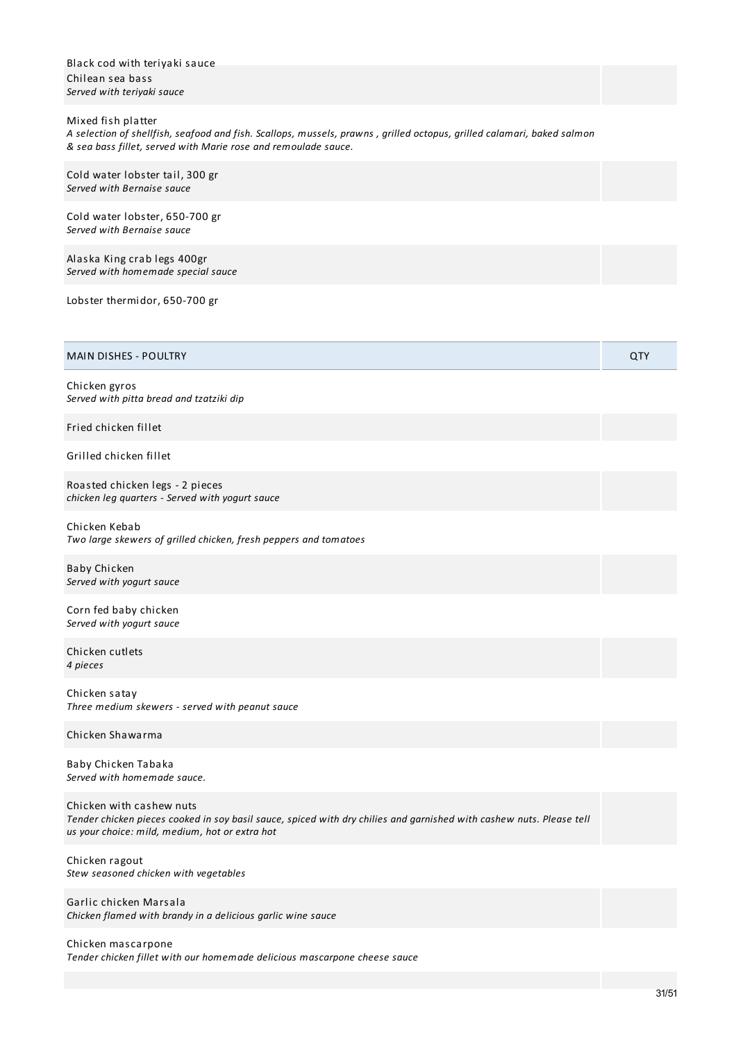| | |
|---|---|
| Black cod with teriyaki sauce | |
| Chilean sea bass<br>*Served with teriyaki sauce* | |
| Mixed fish platter<br>*A selection of shellfish, seafood and fish. Scallops, mussels, prawns , grilled octopus, grilled calamari, baked salmon & sea bass fillet, served with Marie rose and remoulade sauce.* | |
| Cold water lobster tail, 300 gr<br>*Served with Bernaise sauce* | |
| Cold water lobster, 650-700 gr<br>*Served with Bernaise sauce* | |
| Alaska King crab legs 400gr<br>*Served with homemade special sauce* | |
| Lobster thermidor, 650-700 gr | |

| MAIN DISHES - POULTRY | QTY |
|---|---|
| Chicken gyros<br>*Served with pitta bread and tzatziki dip* | |
| Fried chicken fillet | |
| Grilled chicken fillet | |
| Roasted chicken legs - 2 pieces<br>*chicken leg quarters - Served with yogurt sauce* | |
| Chicken Kebab<br>*Two large skewers of grilled chicken, fresh peppers and tomatoes* | |
| Baby Chicken<br>*Served with yogurt sauce* | |
| Corn fed baby chicken<br>*Served with yogurt sauce* | |
| Chicken cutlets<br>*4 pieces* | |
| Chicken satay<br>*Three medium skewers - served with peanut sauce* | |
| Chicken Shawarma | |
| Baby Chicken Tabaka<br>*Served with homemade sauce.* | |
| Chicken with cashew nuts<br>*Tender chicken pieces cooked in soy basil sauce, spiced with dry chilies and garnished with cashew nuts. Please tell us your choice: mild, medium, hot or extra hot* | |
| Chicken ragout<br>*Stew seasoned chicken with vegetables* | |
| Garlic chicken Marsala<br>*Chicken flamed with brandy in a delicious garlic wine sauce* | |
| Chicken mascarpone<br>*Tender chicken fillet with our homemade delicious mascarpone cheese sauce* | |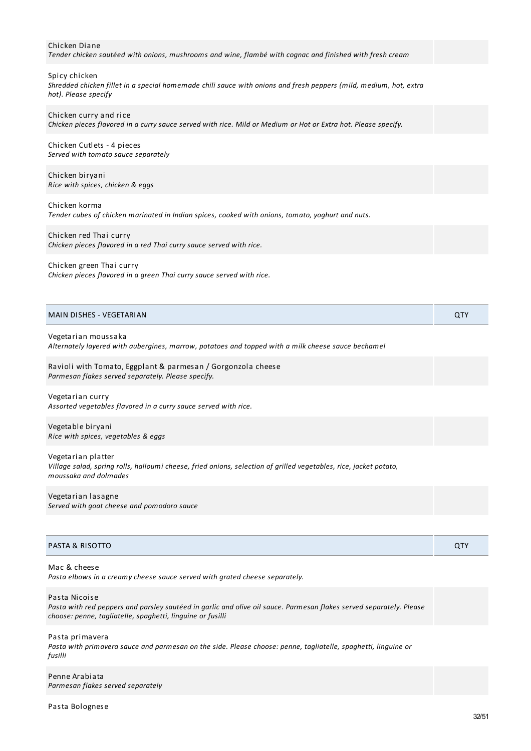Chicken Diane
*Tender chicken sautéed with onions, mushrooms and wine, flambé with cognac and finished with fresh cream*

Spicy chicken
*Shredded chicken fillet in a special homemade chili sauce with onions and fresh peppers (mild, medium, hot, extra hot). Please specify*

Chicken curry and rice
*Chicken pieces flavored in a curry sauce served with rice. Mild or Medium or Hot or Extra hot. Please specify.*

Chicken Cutlets - 4 pieces
*Served with tomato sauce separately*

Chicken biryani
*Rice with spices, chicken & eggs*

Chicken korma
*Tender cubes of chicken marinated in Indian spices, cooked with onions, tomato, yoghurt and nuts.*

Chicken red Thai curry
*Chicken pieces flavored in a red Thai curry sauce served with rice.*

Chicken green Thai curry
*Chicken pieces flavored in a green Thai curry sauce served with rice.*

| MAIN DISHES - VEGETARIAN | QTY |
|---|---|

Vegetarian moussaka
*Alternately layered with aubergines, marrow, potatoes and topped with a milk cheese sauce bechamel*

Ravioli with Tomato, Eggplant & parmesan / Gorgonzola cheese
*Parmesan flakes served separately. Please specify.*

Vegetarian curry
*Assorted vegetables flavored in a curry sauce served with rice.*

Vegetable biryani
*Rice with spices, vegetables & eggs*

Vegetarian platter
*Village salad, spring rolls, halloumi cheese, fried onions, selection of grilled vegetables, rice, jacket potato, moussaka and dolmades*

Vegetarian lasagne
*Served with goat cheese and pomodoro sauce*

| PASTA & RISOTTO | QTY |
|---|---|

Mac & cheese
*Pasta elbows in a creamy cheese sauce served with grated cheese separately.*

Pasta Nicoise
*Pasta with red peppers and parsley sautéed in garlic and olive oil sauce. Parmesan flakes served separately. Please choose: penne, tagliatelle, spaghetti, linguine or fusilli*

Pasta primavera
*Pasta with primavera sauce and parmesan on the side. Please choose: penne, tagliatelle, spaghetti, linguine or fusilli*

Penne Arabiata
*Parmesan flakes served separately*

Pasta Bolognese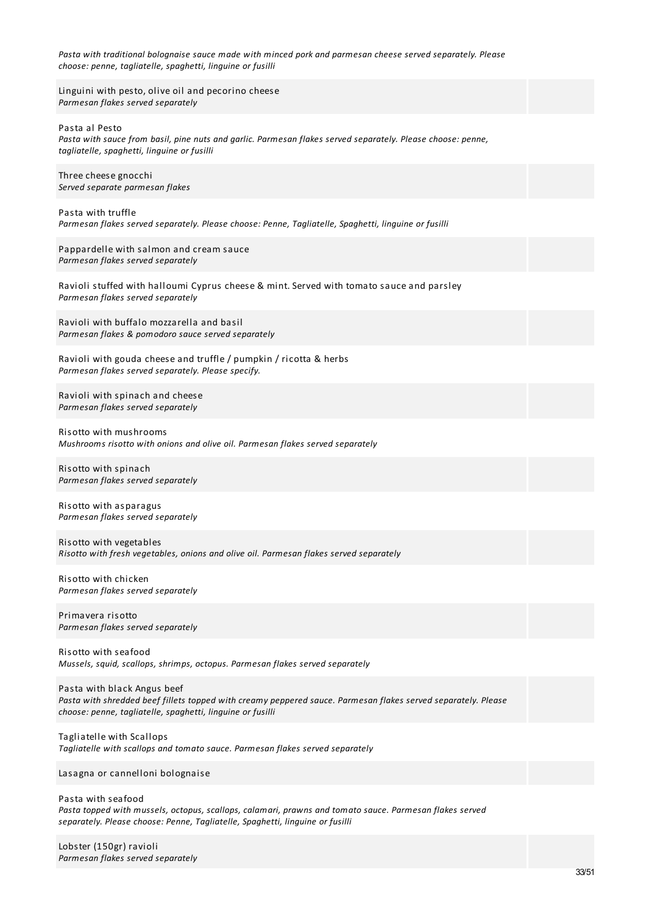*Pasta with traditional bolognaise sauce made with minced pork and parmesan cheese served separately. Please choose: penne, tagliatelle, spaghetti, linguine or fusilli*

Linguini with pesto, olive oil and pecorino cheese
*Parmesan flakes served separately*

Pasta al Pesto
*Pasta with sauce from basil, pine nuts and garlic. Parmesan flakes served separately. Please choose: penne, tagliatelle, spaghetti, linguine or fusilli*

Three cheese gnocchi
*Served separate parmesan flakes*

Pasta with truffle
*Parmesan flakes served separately. Please choose: Penne, Tagliatelle, Spaghetti, linguine or fusilli*

Pappardelle with salmon and cream sauce
*Parmesan flakes served separately*

Ravioli stuffed with halloumi Cyprus cheese & mint. Served with tomato sauce and parsley
*Parmesan flakes served separately*

Ravioli with buffalo mozzarella and basil
*Parmesan flakes & pomodoro sauce served separately*

Ravioli with gouda cheese and truffle / pumpkin / ricotta & herbs
*Parmesan flakes served separately. Please specify.*

Ravioli with spinach and cheese
*Parmesan flakes served separately*

Risotto with mushrooms
*Mushrooms risotto with onions and olive oil. Parmesan flakes served separately*

Risotto with spinach
*Parmesan flakes served separately*

Risotto with asparagus
*Parmesan flakes served separately*

Risotto with vegetables
*Risotto with fresh vegetables, onions and olive oil. Parmesan flakes served separately*

Risotto with chicken
*Parmesan flakes served separately*

Primavera risotto
*Parmesan flakes served separately*

Risotto with seafood
*Mussels, squid, scallops, shrimps, octopus. Parmesan flakes served separately*

Pasta with black Angus beef
*Pasta with shredded beef fillets topped with creamy peppered sauce. Parmesan flakes served separately. Please choose: penne, tagliatelle, spaghetti, linguine or fusilli*

Tagliatelle with Scallops
*Tagliatelle with scallops and tomato sauce. Parmesan flakes served separately*

Lasagna or cannelloni bolognaise

Pasta with seafood
*Pasta topped with mussels, octopus, scallops, calamari, prawns and tomato sauce. Parmesan flakes served separately. Please choose: Penne, Tagliatelle, Spaghetti, linguine or fusilli*

Lobster (150gr) ravioli
*Parmesan flakes served separately*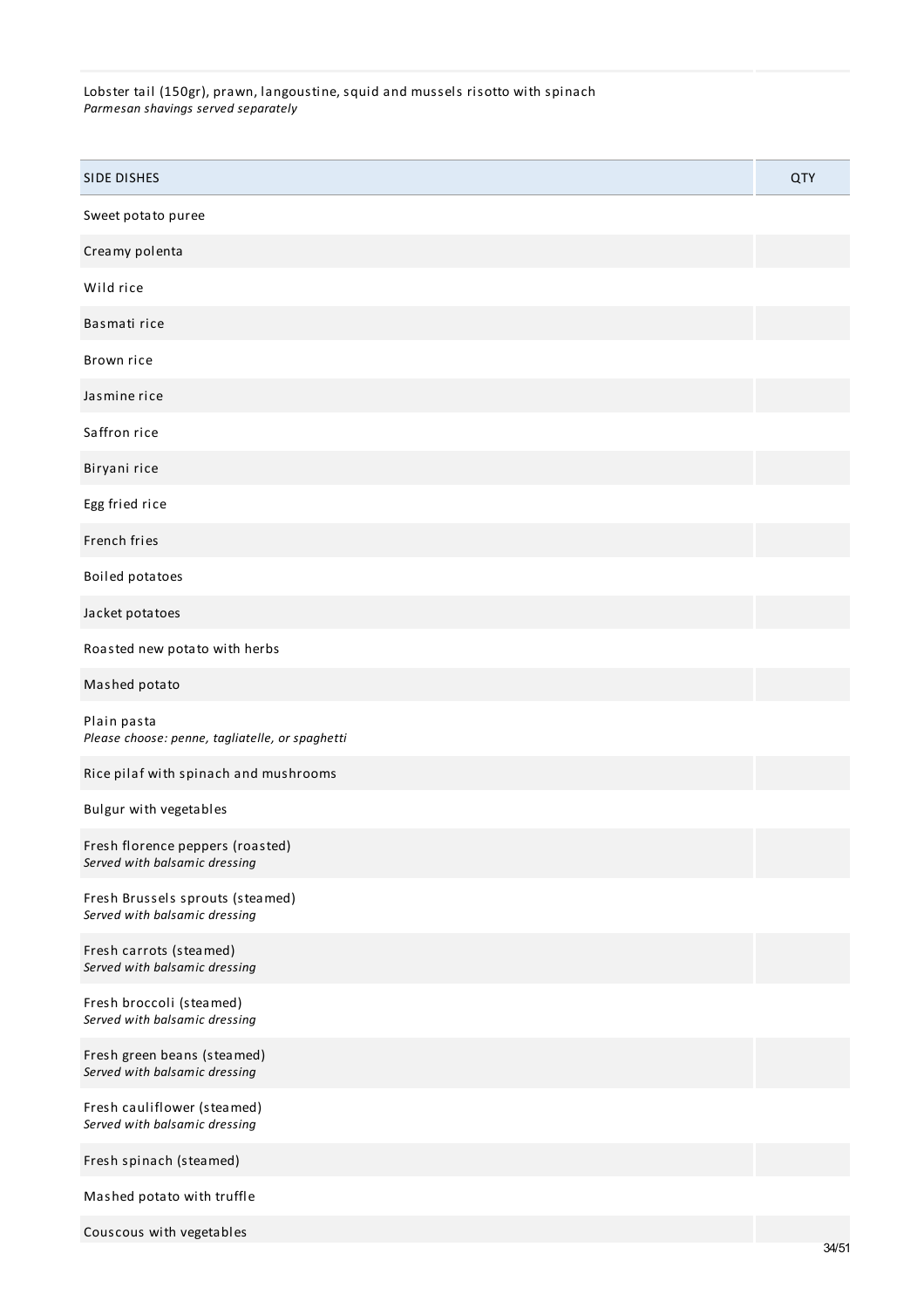Lobster tail (150gr), prawn, langoustine, squid and mussels risotto with spinach
*Parmesan shavings served separately*

| SIDE DISHES | QTY |
|---|---|
| Sweet potato puree | |
| Creamy polenta | |
| Wild rice | |
| Basmati rice | |
| Brown rice | |
| Jasmine rice | |
| Saffron rice | |
| Biryani rice | |
| Egg fried rice | |
| French fries | |
| Boiled potatoes | |
| Jacket potatoes | |
| Roasted new potato with herbs | |
| Mashed potato | |
| Plain pasta<br>*Please choose: penne, tagliatelle, or spaghetti* | |
| Rice pilaf with spinach and mushrooms | |
| Bulgur with vegetables | |
| Fresh florence peppers (roasted)<br>*Served with balsamic dressing* | |
| Fresh Brussels sprouts (steamed)<br>*Served with balsamic dressing* | |
| Fresh carrots (steamed)<br>*Served with balsamic dressing* | |
| Fresh broccoli (steamed)<br>*Served with balsamic dressing* | |
| Fresh green beans (steamed)<br>*Served with balsamic dressing* | |
| Fresh cauliflower (steamed)<br>*Served with balsamic dressing* | |
| Fresh spinach (steamed) | |
| Mashed potato with truffle | |
| Couscous with vegetables | |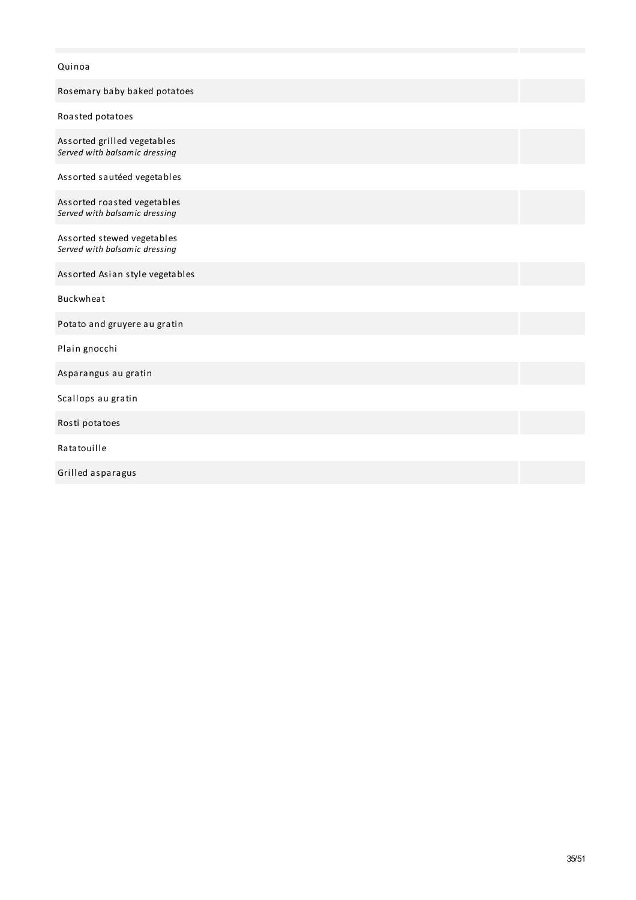| | |
|---|---|
| Quinoa | |
| Rosemary baby baked potatoes | |
| Roasted potatoes | |
| Assorted grilled vegetables<br>*Served with balsamic dressing* | |
| Assorted sautéed vegetables | |
| Assorted roasted vegetables<br>*Served with balsamic dressing* | |
| Assorted stewed vegetables<br>*Served with balsamic dressing* | |
| Assorted Asian style vegetables | |
| Buckwheat | |
| Potato and gruyere au gratin | |
| Plain gnocchi | |
| Asparangus au gratin | |
| Scallops au gratin | |
| Rosti potatoes | |
| Ratatouille | |
| Grilled asparagus | |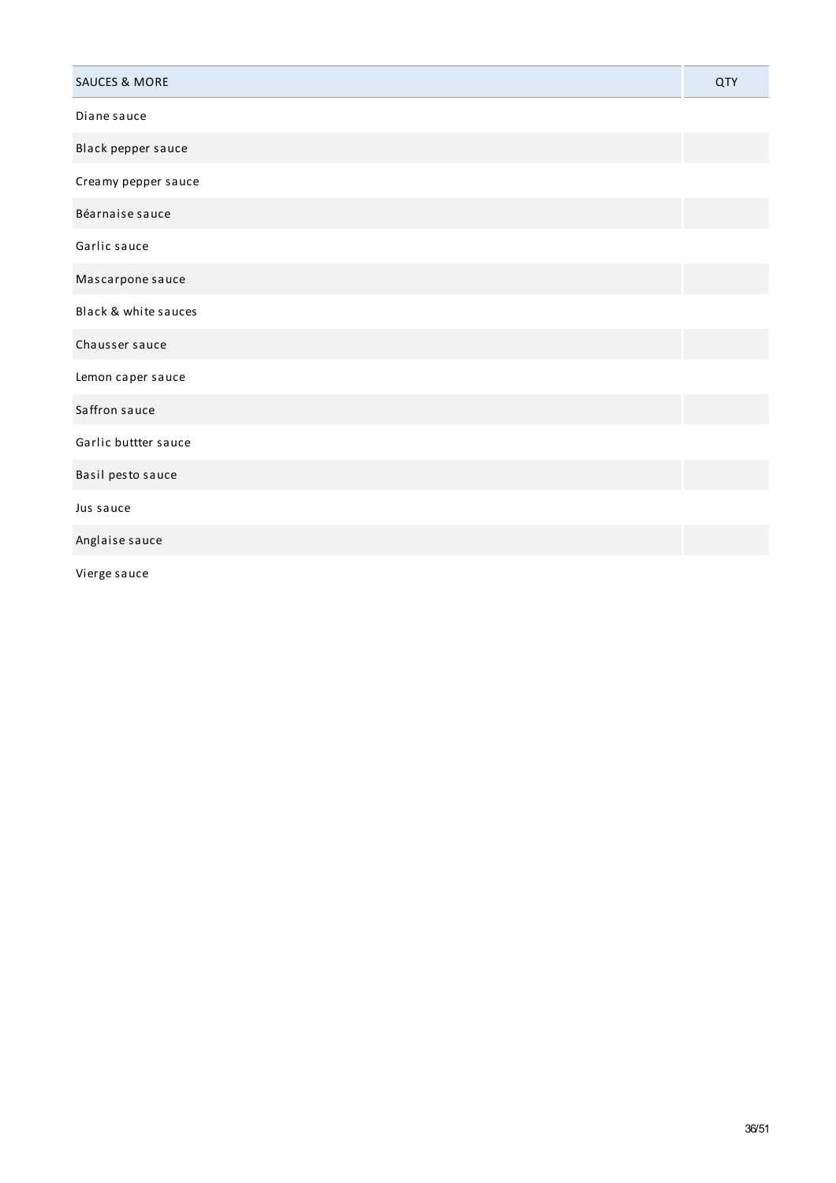| SAUCES & MORE | QTY |
| --- | --- |
| Diane sauce | |
| Black pepper sauce | |
| Creamy pepper sauce | |
| Béarnaise sauce | |
| Garlic sauce | |
| Mascarpone sauce | |
| Black & white sauces | |
| Chausser sauce | |
| Lemon caper sauce | |
| Saffron sauce | |
| Garlic buttter sauce | |
| Basil pesto sauce | |
| Jus sauce | |
| Anglaise sauce | |
| Vierge sauce | |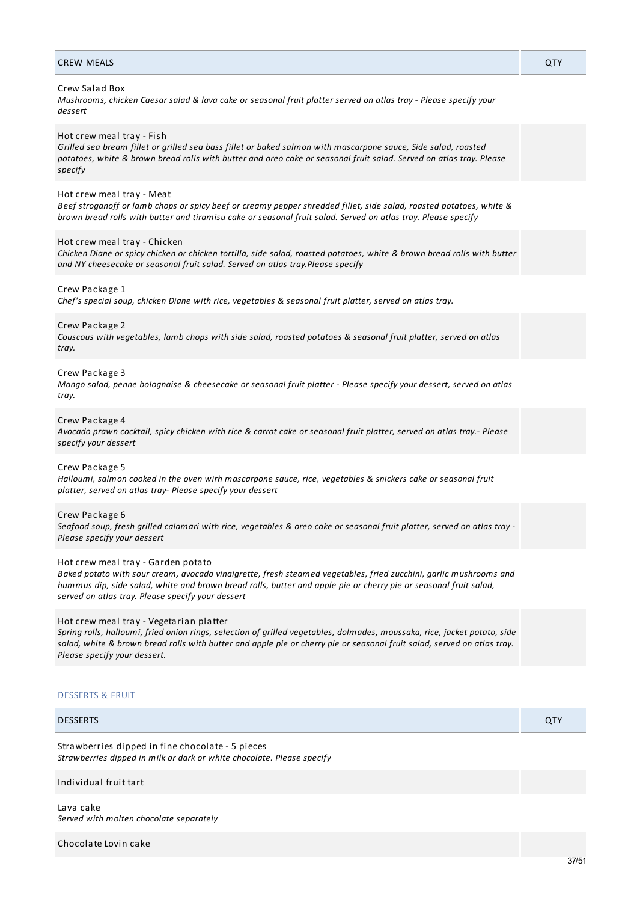| CREW MEALS | QTY |
|---|---|
| Crew Salad Box<br>*Mushrooms, chicken Caesar salad & lava cake or seasonal fruit platter served on atlas tray - Please specify your dessert* | |
| Hot crew meal tray - Fish<br>*Grilled sea bream fillet or grilled sea bass fillet or baked salmon with mascarpone sauce, Side salad, roasted potatoes, white & brown bread rolls with butter and oreo cake or seasonal fruit salad. Served on atlas tray. Please specify* | |
| Hot crew meal tray - Meat<br>*Beef stroganoff or lamb chops or spicy beef or creamy pepper shredded fillet, side salad, roasted potatoes, white & brown bread rolls with butter and tiramisu cake or seasonal fruit salad. Served on atlas tray. Please specify* | |
| Hot crew meal tray - Chicken<br>*Chicken Diane or spicy chicken or chicken tortilla, side salad, roasted potatoes, white & brown bread rolls with butter and NY cheesecake or seasonal fruit salad. Served on atlas tray.Please specify* | |
| Crew Package 1<br>*Chef's special soup, chicken Diane with rice, vegetables & seasonal fruit platter, served on atlas tray.* | |
| Crew Package 2<br>*Couscous with vegetables, lamb chops with side salad, roasted potatoes & seasonal fruit platter, served on atlas tray.* | |
| Crew Package 3<br>*Mango salad, penne bolognaise & cheesecake or seasonal fruit platter - Please specify your dessert, served on atlas tray.* | |
| Crew Package 4<br>*Avocado prawn cocktail, spicy chicken with rice & carrot cake or seasonal fruit platter, served on atlas tray.- Please specify your dessert* | |
| Crew Package 5<br>*Halloumi, salmon cooked in the oven wirh mascarpone sauce, rice, vegetables & snickers cake or seasonal fruit platter, served on atlas tray- Please specify your dessert* | |
| Crew Package 6<br>*Seafood soup, fresh grilled calamari with rice, vegetables & oreo cake or seasonal fruit platter, served on atlas tray - Please specify your dessert* | |
| Hot crew meal tray - Garden potato<br>*Baked potato with sour cream, avocado vinaigrette, fresh steamed vegetables, fried zucchini, garlic mushrooms and hummus dip, side salad, white and brown bread rolls, butter and apple pie or cherry pie or seasonal fruit salad, served on atlas tray. Please specify your dessert* | |
| Hot crew meal tray - Vegetarian platter<br>*Spring rolls, halloumi, fried onion rings, selection of grilled vegetables, dolmades, moussaka, rice, jacket potato, side salad, white & brown bread rolls with butter and apple pie or cherry pie or seasonal fruit salad, served on atlas tray. Please specify your dessert.* | |

## DESSERTS & FRUIT

| DESSERTS | QTY |
|---|---|
| Strawberries dipped in fine chocolate - 5 pieces<br>*Strawberries dipped in milk or dark or white chocolate. Please specify* | |
| Individual fruit tart | |
| Lava cake<br>*Served with molten chocolate separately* | |
| Chocolate Lovin cake | |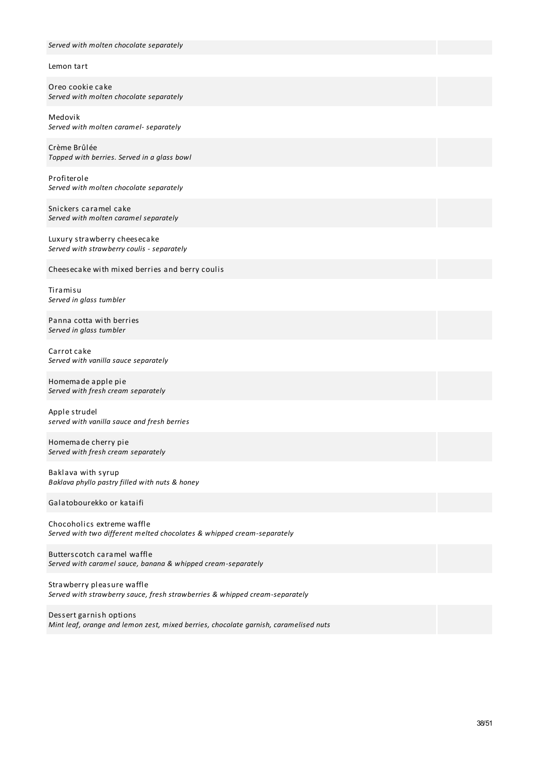*Served with molten chocolate separately*

Lemon tart

Oreo cookie cake
*Served with molten chocolate separately*

Medovik
*Served with molten caramel- separately*

Crème Brûlée
*Topped with berries. Served in a glass bowl*

Profiterole
*Served with molten chocolate separately*

Snickers caramel cake
*Served with molten caramel separately*

Luxury strawberry cheesecake
*Served with strawberry coulis - separately*

Cheesecake with mixed berries and berry coulis

Tiramisu
*Served in glass tumbler*

Panna cotta with berries
*Served in glass tumbler*

Carrot cake
*Served with vanilla sauce separately*

Homemade apple pie
*Served with fresh cream separately*

Apple strudel
*served with vanilla sauce and fresh berries*

Homemade cherry pie
*Served with fresh cream separately*

Baklava with syrup
*Baklava phyllo pastry filled with nuts & honey*

Galatobourekko or kataifi

Chocoholics extreme waffle
*Served with two different melted chocolates & whipped cream-separately*

Butterscotch caramel waffle
*Served with caramel sauce, banana & whipped cream-separately*

Strawberry pleasure waffle
*Served with strawberry sauce, fresh strawberries & whipped cream-separately*

Dessert garnish options
*Mint leaf, orange and lemon zest, mixed berries, chocolate garnish, caramelised nuts*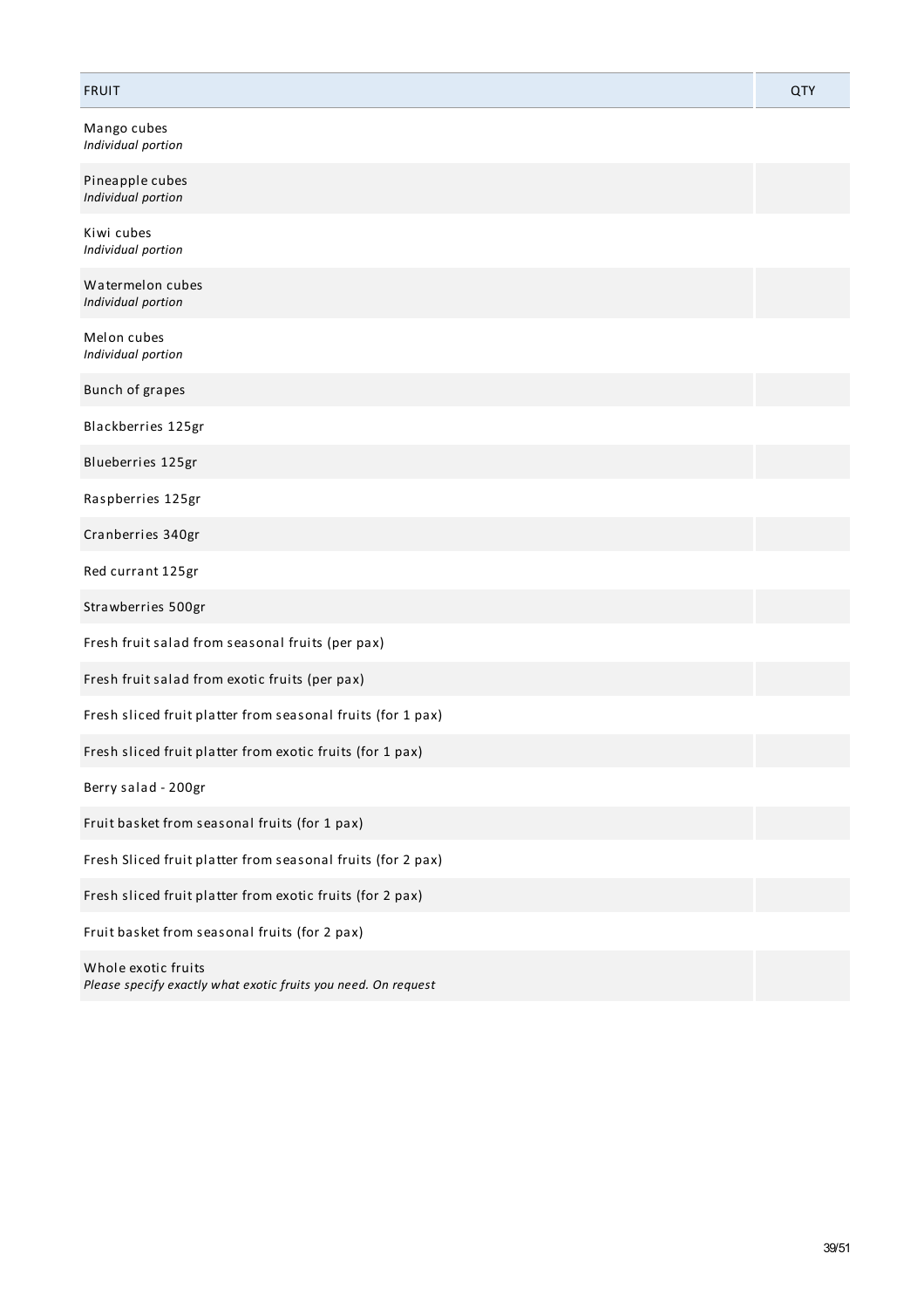| FRUIT | QTY |
| --- | --- |
| Mango cubes<br>*Individual portion* | |
| Pineapple cubes<br>*Individual portion* | |
| Kiwi cubes<br>*Individual portion* | |
| Watermelon cubes<br>*Individual portion* | |
| Melon cubes<br>*Individual portion* | |
| Bunch of grapes | |
| Blackberries 125gr | |
| Blueberries 125gr | |
| Raspberries 125gr | |
| Cranberries 340gr | |
| Red currant 125gr | |
| Strawberries 500gr | |
| Fresh fruit salad from seasonal fruits (per pax) | |
| Fresh fruit salad from exotic fruits (per pax) | |
| Fresh sliced fruit platter from seasonal fruits (for 1 pax) | |
| Fresh sliced fruit platter from exotic fruits (for 1 pax) | |
| Berry salad - 200gr | |
| Fruit basket from seasonal fruits (for 1 pax) | |
| Fresh Sliced fruit platter from seasonal fruits (for 2 pax) | |
| Fresh sliced fruit platter from exotic fruits (for 2 pax) | |
| Fruit basket from seasonal fruits (for 2 pax) | |
| Whole exotic fruits<br>*Please specify exactly what exotic fruits you need. On request* | |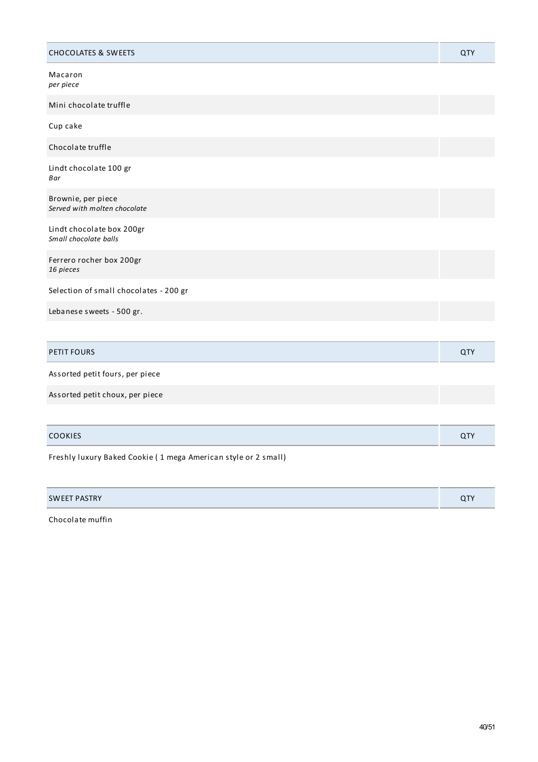| CHOCOLATES & SWEETS | QTY |
|---|---|
| Macaron<br>*per piece* | |
| Mini chocolate truffle | |
| Cup cake | |
| Chocolate truffle | |
| Lindt chocolate 100 gr<br>*Bar* | |
| Brownie, per piece<br>*Served with molten chocolate* | |
| Lindt chocolate box 200gr<br>*Small chocolate balls* | |
| Ferrero rocher box 200gr<br>*16 pieces* | |
| Selection of small chocolates - 200 gr | |
| Lebanese sweets - 500 gr. | |

| PETIT FOURS | QTY |
|---|---|
| Assorted petit fours, per piece | |
| Assorted petit choux, per piece | |

| COOKIES | QTY |
|---|---|
| Freshly luxury Baked Cookie ( 1 mega American style or 2 small) | |

| SWEET PASTRY | QTY |
|---|---|
| Chocolate muffin | |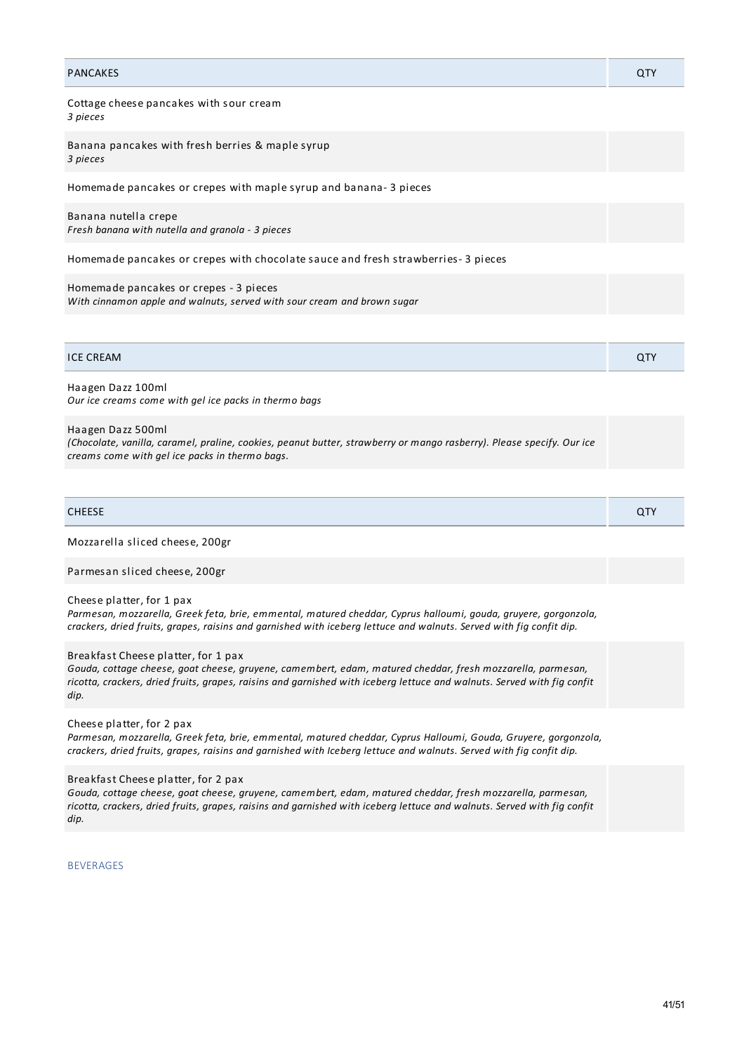| PANCAKES | QTY |
| --- | --- |
| Cottage cheese pancakes with sour cream<br>*3 pieces* | |
| Banana pancakes with fresh berries & maple syrup<br>*3 pieces* | |
| Homemade pancakes or crepes with maple syrup and banana- 3 pieces | |
| Banana nutella crepe<br>*Fresh banana with nutella and granola - 3 pieces* | |
| Homemade pancakes or crepes with chocolate sauce and fresh strawberries- 3 pieces | |
| Homemade pancakes or crepes - 3 pieces<br>*With cinnamon apple and walnuts, served with sour cream and brown sugar* | |

| ICE CREAM | QTY |
| --- | --- |
| Haagen Dazz 100ml<br>*Our ice creams come with gel ice packs in thermo bags* | |
| Haagen Dazz 500ml<br>*(Chocolate, vanilla, caramel, praline, cookies, peanut butter, strawberry or mango rasberry). Please specify. Our ice creams come with gel ice packs in thermo bags.* | |

| CHEESE | QTY |
| --- | --- |
| Mozzarella sliced cheese, 200gr | |
| Parmesan sliced cheese, 200gr | |
| Cheese platter, for 1 pax<br>*Parmesan, mozzarella, Greek feta, brie, emmental, matured cheddar, Cyprus halloumi, gouda, gruyere, gorgonzola, crackers, dried fruits, grapes, raisins and garnished with iceberg lettuce and walnuts. Served with fig confit dip.* | |
| Breakfast Cheese platter, for 1 pax<br>*Gouda, cottage cheese, goat cheese, gruyene, camembert, edam, matured cheddar, fresh mozzarella, parmesan, ricotta, crackers, dried fruits, grapes, raisins and garnished with iceberg lettuce and walnuts. Served with fig confit dip.* | |
| Cheese platter, for 2 pax<br>*Parmesan, mozzarella, Greek feta, brie, emmental, matured cheddar, Cyprus Halloumi, Gouda, Gruyere, gorgonzola, crackers, dried fruits, grapes, raisins and garnished with Iceberg lettuce and walnuts. Served with fig confit dip.* | |
| Breakfast Cheese platter, for 2 pax<br>*Gouda, cottage cheese, goat cheese, gruyene, camembert, edam, matured cheddar, fresh mozzarella, parmesan, ricotta, crackers, dried fruits, grapes, raisins and garnished with iceberg lettuce and walnuts. Served with fig confit dip.* | |

BEVERAGES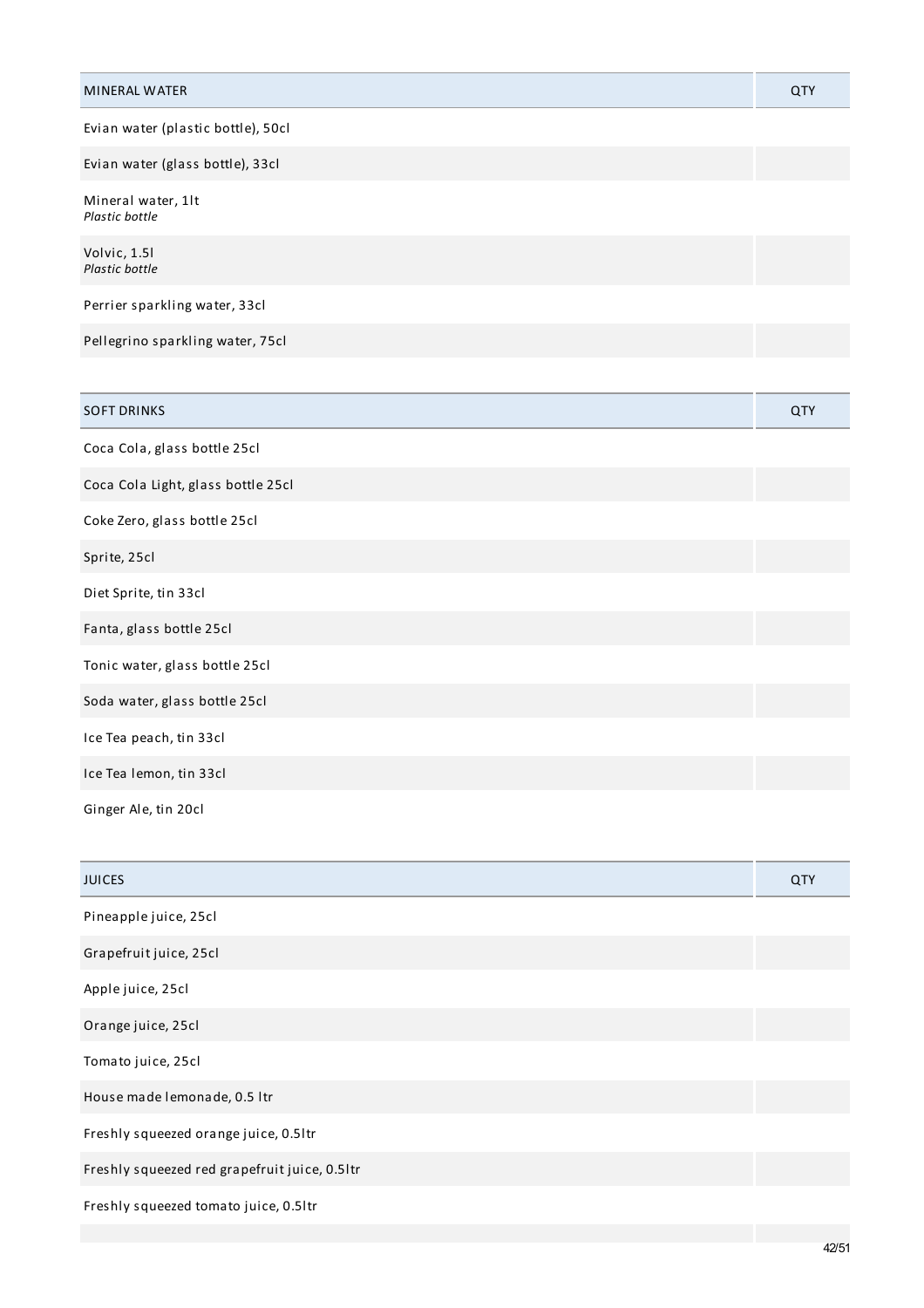| MINERAL WATER | QTY |
|---|---|
| Evian water (plastic bottle), 50cl | |
| Evian water (glass bottle), 33cl | |
| Mineral water, 1lt<br>*Plastic bottle* | |
| Volvic, 1.5l<br>*Plastic bottle* | |
| Perrier sparkling water, 33cl | |
| Pellegrino sparkling water, 75cl | |

| SOFT DRINKS | QTY |
|---|---|
| Coca Cola, glass bottle 25cl | |
| Coca Cola Light, glass bottle 25cl | |
| Coke Zero, glass bottle 25cl | |
| Sprite, 25cl | |
| Diet Sprite, tin 33cl | |
| Fanta, glass bottle 25cl | |
| Tonic water, glass bottle 25cl | |
| Soda water, glass bottle 25cl | |
| Ice Tea peach, tin 33cl | |
| Ice Tea lemon, tin 33cl | |
| Ginger Ale, tin 20cl | |

| JUICES | QTY |
|---|---|
| Pineapple juice, 25cl | |
| Grapefruit juice, 25cl | |
| Apple juice, 25cl | |
| Orange juice, 25cl | |
| Tomato juice, 25cl | |
| House made lemonade, 0.5 ltr | |
| Freshly squeezed orange juice, 0.5ltr | |
| Freshly squeezed red grapefruit juice, 0.5ltr | |
| Freshly squeezed tomato juice, 0.5ltr | |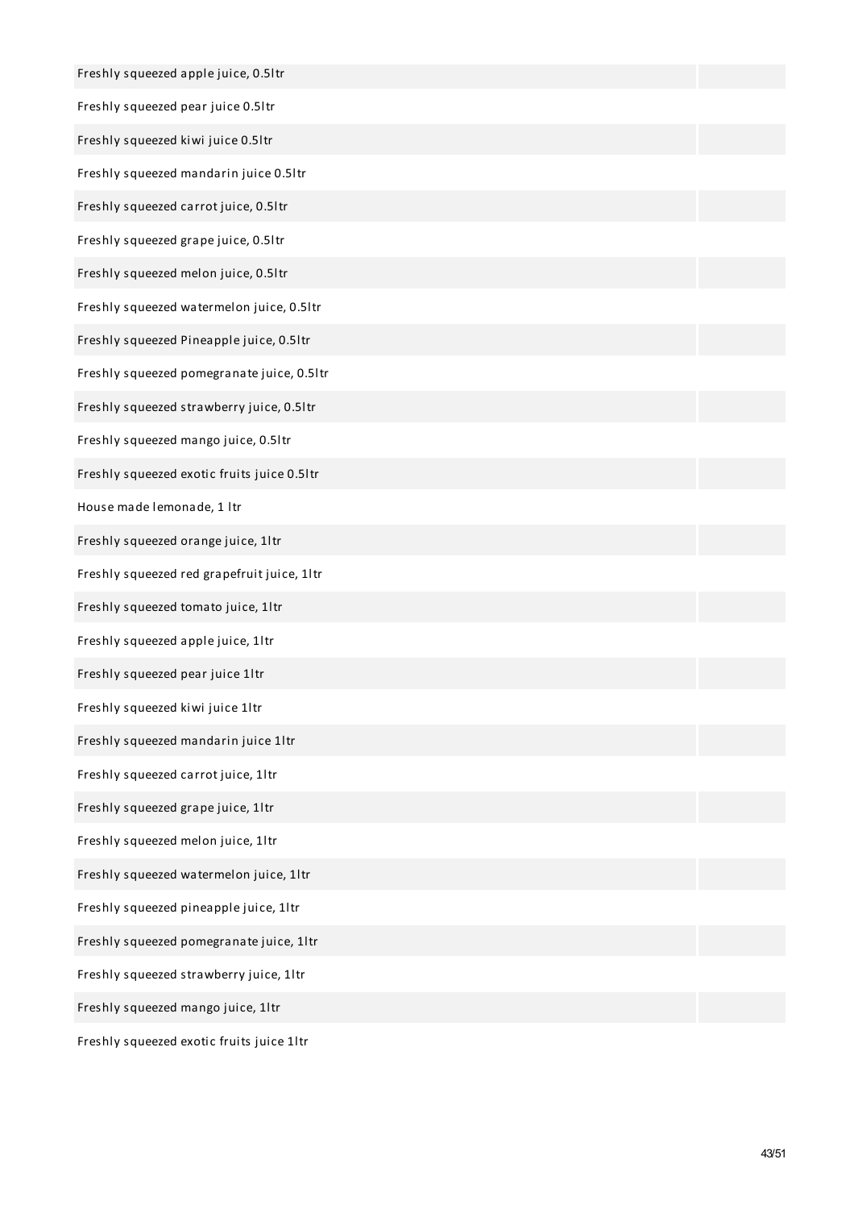| | |
|---|---|
| Freshly squeezed apple juice, 0.5ltr | |
| Freshly squeezed pear juice 0.5ltr | |
| Freshly squeezed kiwi juice 0.5ltr | |
| Freshly squeezed mandarin juice 0.5ltr | |
| Freshly squeezed carrot juice, 0.5ltr | |
| Freshly squeezed grape juice, 0.5ltr | |
| Freshly squeezed melon juice, 0.5ltr | |
| Freshly squeezed watermelon juice, 0.5ltr | |
| Freshly squeezed Pineapple juice, 0.5ltr | |
| Freshly squeezed pomegranate juice, 0.5ltr | |
| Freshly squeezed strawberry juice, 0.5ltr | |
| Freshly squeezed mango juice, 0.5ltr | |
| Freshly squeezed exotic fruits juice 0.5ltr | |
| House made lemonade, 1 ltr | |
| Freshly squeezed orange juice, 1ltr | |
| Freshly squeezed red grapefruit juice, 1ltr | |
| Freshly squeezed tomato juice, 1ltr | |
| Freshly squeezed apple juice, 1ltr | |
| Freshly squeezed pear juice 1ltr | |
| Freshly squeezed kiwi juice 1ltr | |
| Freshly squeezed mandarin juice 1ltr | |
| Freshly squeezed carrot juice, 1ltr | |
| Freshly squeezed grape juice, 1ltr | |
| Freshly squeezed melon juice, 1ltr | |
| Freshly squeezed watermelon juice, 1ltr | |
| Freshly squeezed pineapple juice, 1ltr | |
| Freshly squeezed pomegranate juice, 1ltr | |
| Freshly squeezed strawberry juice, 1ltr | |
| Freshly squeezed mango juice, 1ltr | |
| Freshly squeezed exotic fruits juice 1ltr | |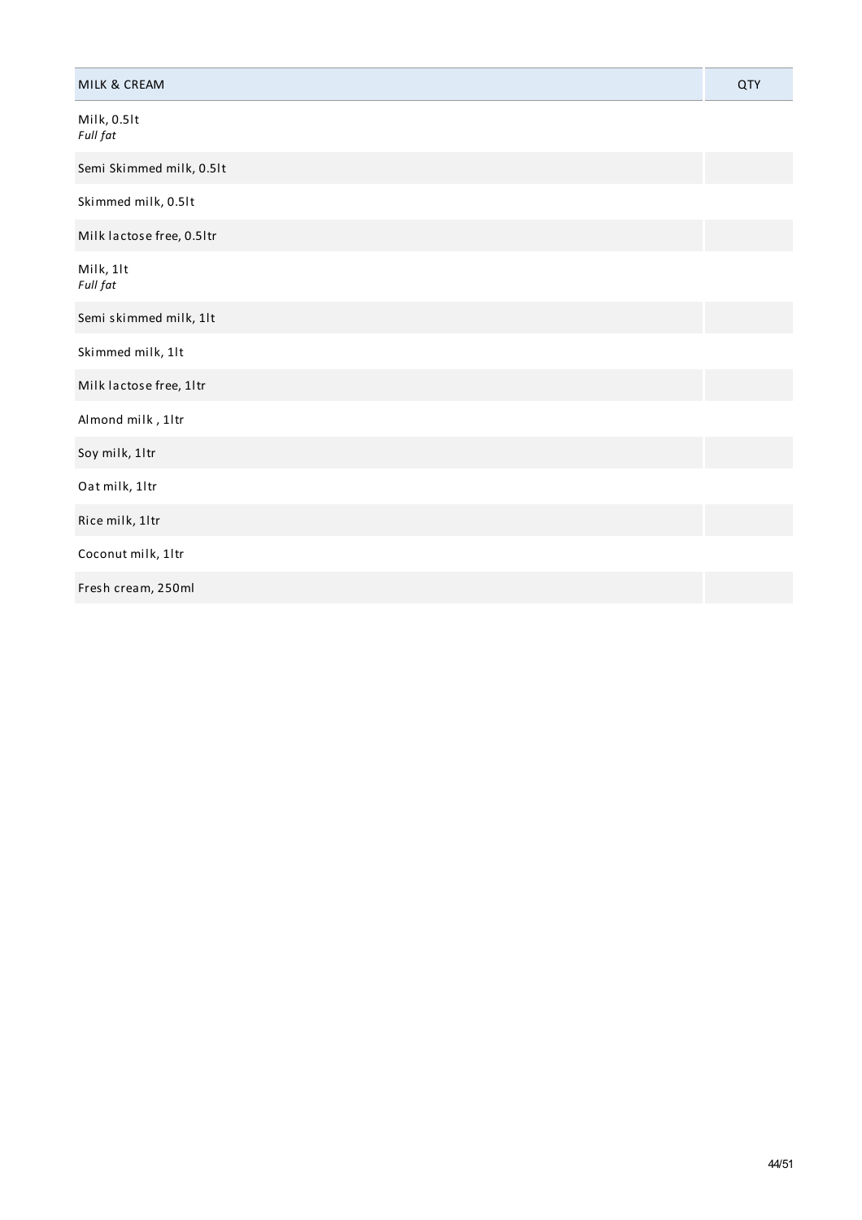| MILK & CREAM | QTY |
|---|---|
| Milk, 0.5lt<br>*Full fat* | |
| Semi Skimmed milk, 0.5lt | |
| Skimmed milk, 0.5lt | |
| Milk lactose free, 0.5ltr | |
| Milk, 1lt<br>*Full fat* | |
| Semi skimmed milk, 1lt | |
| Skimmed milk, 1lt | |
| Milk lactose free, 1ltr | |
| Almond milk , 1ltr | |
| Soy milk, 1ltr | |
| Oat milk, 1ltr | |
| Rice milk, 1ltr | |
| Coconut milk, 1ltr | |
| Fresh cream, 250ml | |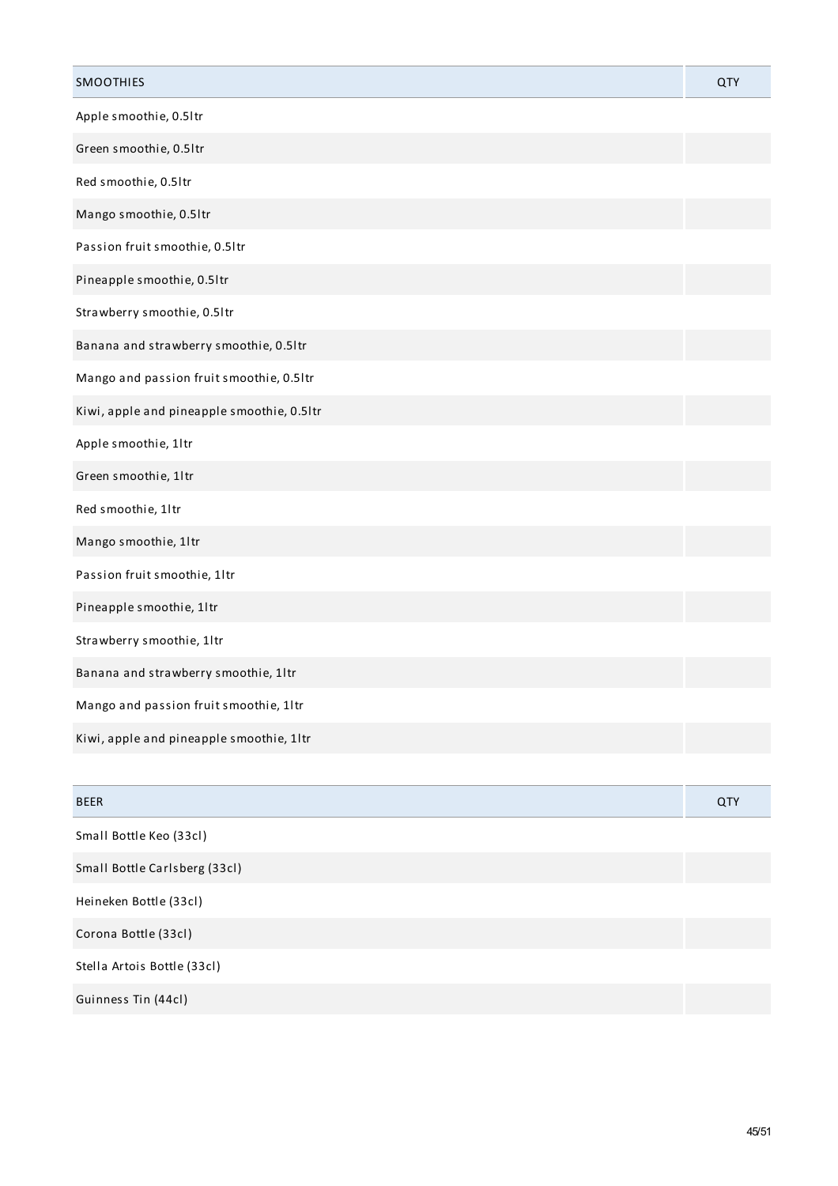| SMOOTHIES | QTY |
|---|---|
| Apple smoothie, 0.5ltr | |
| Green smoothie, 0.5ltr | |
| Red smoothie, 0.5ltr | |
| Mango smoothie, 0.5ltr | |
| Passion fruit smoothie, 0.5ltr | |
| Pineapple smoothie, 0.5ltr | |
| Strawberry smoothie, 0.5ltr | |
| Banana and strawberry smoothie, 0.5ltr | |
| Mango and passion fruit smoothie, 0.5ltr | |
| Kiwi, apple and pineapple smoothie, 0.5ltr | |
| Apple smoothie, 1ltr | |
| Green smoothie, 1ltr | |
| Red smoothie, 1ltr | |
| Mango smoothie, 1ltr | |
| Passion fruit smoothie, 1ltr | |
| Pineapple smoothie, 1ltr | |
| Strawberry smoothie, 1ltr | |
| Banana and strawberry smoothie, 1ltr | |
| Mango and passion fruit smoothie, 1ltr | |
| Kiwi, apple and pineapple smoothie, 1ltr | |

| BEER | QTY |
|---|---|
| Small Bottle Keo (33cl) | |
| Small Bottle Carlsberg (33cl) | |
| Heineken Bottle (33cl) | |
| Corona Bottle (33cl) | |
| Stella Artois Bottle (33cl) | |
| Guinness Tin (44cl) | |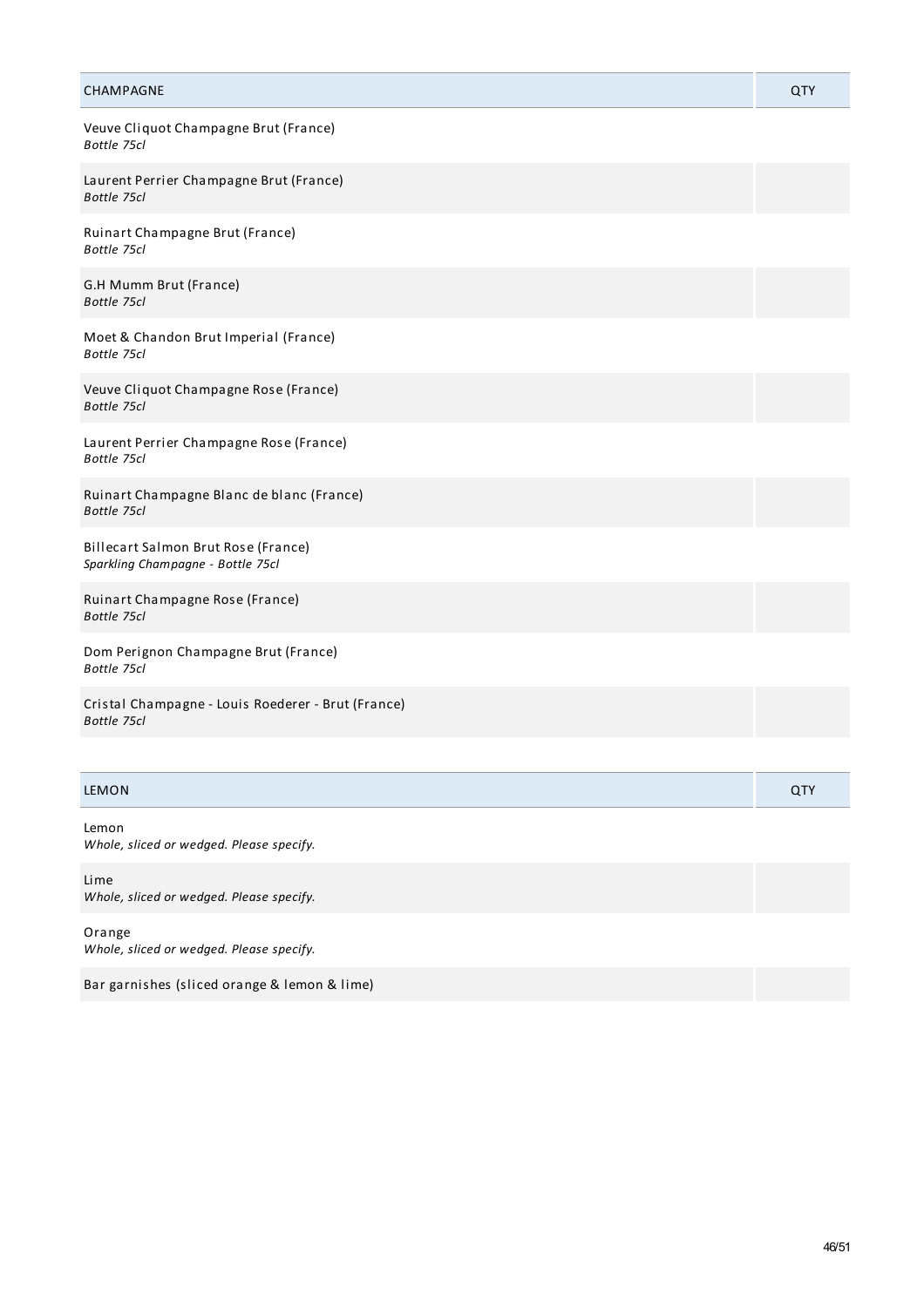| CHAMPAGNE | QTY |
| --- | --- |
| Veuve Cliquot Champagne Brut (France)<br>*Bottle 75cl* | |
| Laurent Perrier Champagne Brut (France)<br>*Bottle 75cl* | |
| Ruinart Champagne Brut (France)<br>*Bottle 75cl* | |
| G.H Mumm Brut (France)<br>*Bottle 75cl* | |
| Moet & Chandon Brut Imperial (France)<br>*Bottle 75cl* | |
| Veuve Cliquot Champagne Rose (France)<br>*Bottle 75cl* | |
| Laurent Perrier Champagne Rose (France)<br>*Bottle 75cl* | |
| Ruinart Champagne Blanc de blanc (France)<br>*Bottle 75cl* | |
| Billecart Salmon Brut Rose (France)<br>*Sparkling Champagne - Bottle 75cl* | |
| Ruinart Champagne Rose (France)<br>*Bottle 75cl* | |
| Dom Perignon Champagne Brut (France)<br>*Bottle 75cl* | |
| Cristal Champagne - Louis Roederer - Brut (France)<br>*Bottle 75cl* | |

| LEMON | QTY |
| --- | --- |
| Lemon<br>*Whole, sliced or wedged. Please specify.* | |
| Lime<br>*Whole, sliced or wedged. Please specify.* | |
| Orange<br>*Whole, sliced or wedged. Please specify.* | |
| Bar garnishes (sliced orange & lemon & lime) | |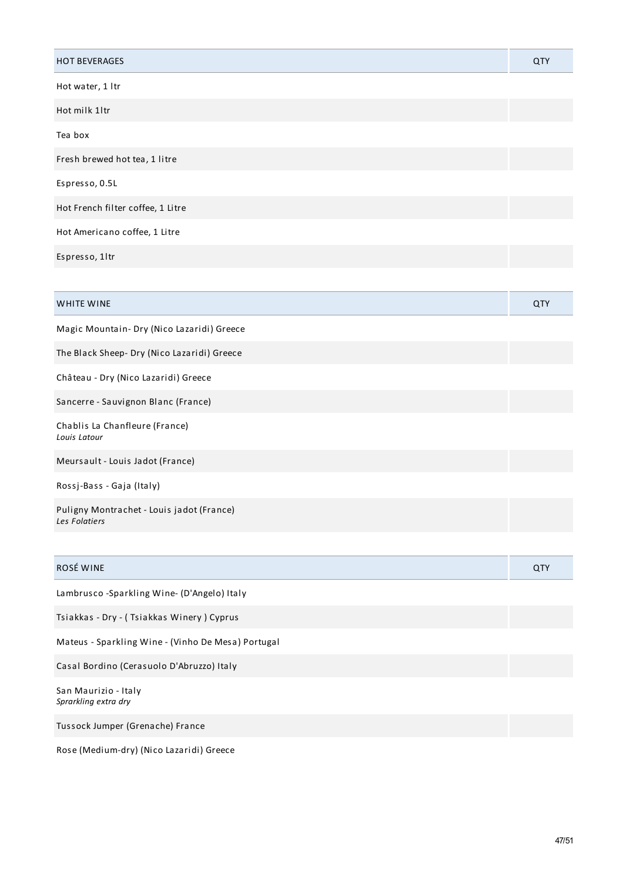| HOT BEVERAGES | QTY |
| --- | --- |
| Hot water, 1 ltr | |
| Hot milk 1ltr | |
| Tea box | |
| Fresh brewed hot tea, 1 litre | |
| Espresso, 0.5L | |
| Hot French filter coffee, 1 Litre | |
| Hot Americano coffee, 1 Litre | |
| Espresso, 1ltr | |

| WHITE WINE | QTY |
| --- | --- |
| Magic Mountain- Dry (Nico Lazaridi) Greece | |
| The Black Sheep- Dry (Nico Lazaridi) Greece | |
| Château - Dry (Nico Lazaridi) Greece | |
| Sancerre - Sauvignon Blanc (France) | |
| Chablis La Chanfleure (France)<br>*Louis Latour* | |
| Meursault - Louis Jadot (France) | |
| Rossj-Bass - Gaja (Italy) | |
| Puligny Montrachet - Louis jadot (France)<br>*Les Folatiers* | |

| ROSÉ WINE | QTY |
| --- | --- |
| Lambrusco -Sparkling Wine- (D'Angelo) Italy | |
| Tsiakkas - Dry - ( Tsiakkas Winery ) Cyprus | |
| Mateus - Sparkling Wine - (Vinho De Mesa) Portugal | |
| Casal Bordino (Cerasuolo D'Abruzzo) Italy | |
| San Maurizio - Italy<br>*Sprarkling extra dry* | |
| Tussock Jumper (Grenache) France | |
| Rose (Medium-dry) (Nico Lazaridi) Greece | |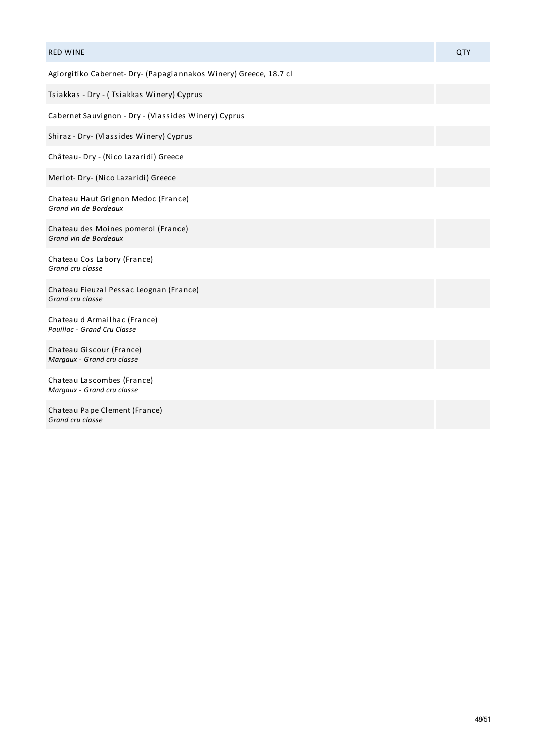| RED WINE | QTY |
| --- | --- |
| Agiorgitiko Cabernet- Dry- (Papagiannakos Winery) Greece, 18.7 cl | |
| Tsiakkas - Dry - ( Tsiakkas Winery) Cyprus | |
| Cabernet Sauvignon - Dry - (Vlassides Winery) Cyprus | |
| Shiraz - Dry- (Vlassides Winery) Cyprus | |
| Château- Dry - (Nico Lazaridi) Greece | |
| Merlot- Dry- (Nico Lazaridi) Greece | |
| Chateau Haut Grignon Medoc (France)<br>*Grand vin de Bordeaux* | |
| Chateau des Moines pomerol (France)<br>*Grand vin de Bordeaux* | |
| Chateau Cos Labory (France)<br>*Grand cru classe* | |
| Chateau Fieuzal Pessac Leognan (France)<br>*Grand cru classe* | |
| Chateau d Armailhac (France)<br>*Pauillac - Grand Cru Classe* | |
| Chateau Giscour (France)<br>*Margaux - Grand cru classe* | |
| Chateau Lascombes (France)<br>*Margaux - Grand cru classe* | |
| Chateau Pape Clement (France)<br>*Grand cru classe* | |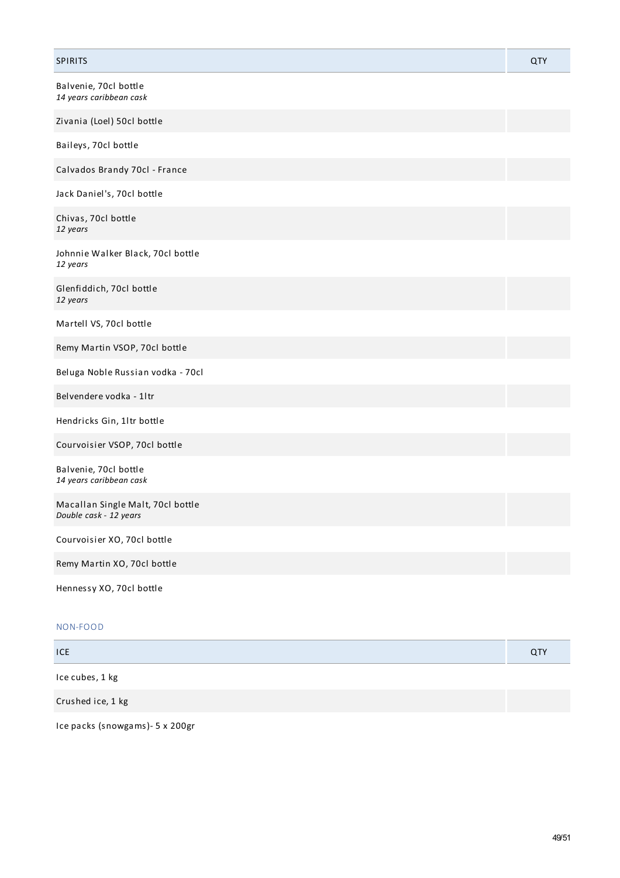| SPIRITS | QTY |
| --- | --- |
| Balvenie, 70cl bottle<br>*14 years caribbean cask* | |
| Zivania (Loel) 50cl bottle | |
| Baileys, 70cl bottle | |
| Calvados Brandy 70cl - France | |
| Jack Daniel's, 70cl bottle | |
| Chivas, 70cl bottle<br>*12 years* | |
| Johnnie Walker Black, 70cl bottle<br>*12 years* | |
| Glenfiddich, 70cl bottle<br>*12 years* | |
| Martell VS, 70cl bottle | |
| Remy Martin VSOP, 70cl bottle | |
| Beluga Noble Russian vodka - 70cl | |
| Belvendere vodka - 1ltr | |
| Hendricks Gin, 1ltr bottle | |
| Courvoisier VSOP, 70cl bottle | |
| Balvenie, 70cl bottle<br>*14 years caribbean cask* | |
| Macallan Single Malt, 70cl bottle<br>*Double cask - 12 years* | |
| Courvoisier XO, 70cl bottle | |
| Remy Martin XO, 70cl bottle | |
| Hennessy XO, 70cl bottle | |

## NON-FOOD

| ICE | QTY |
| --- | --- |
| Ice cubes, 1 kg | |
| Crushed ice, 1 kg | |
| Ice packs (snowgams)- 5 x 200gr | |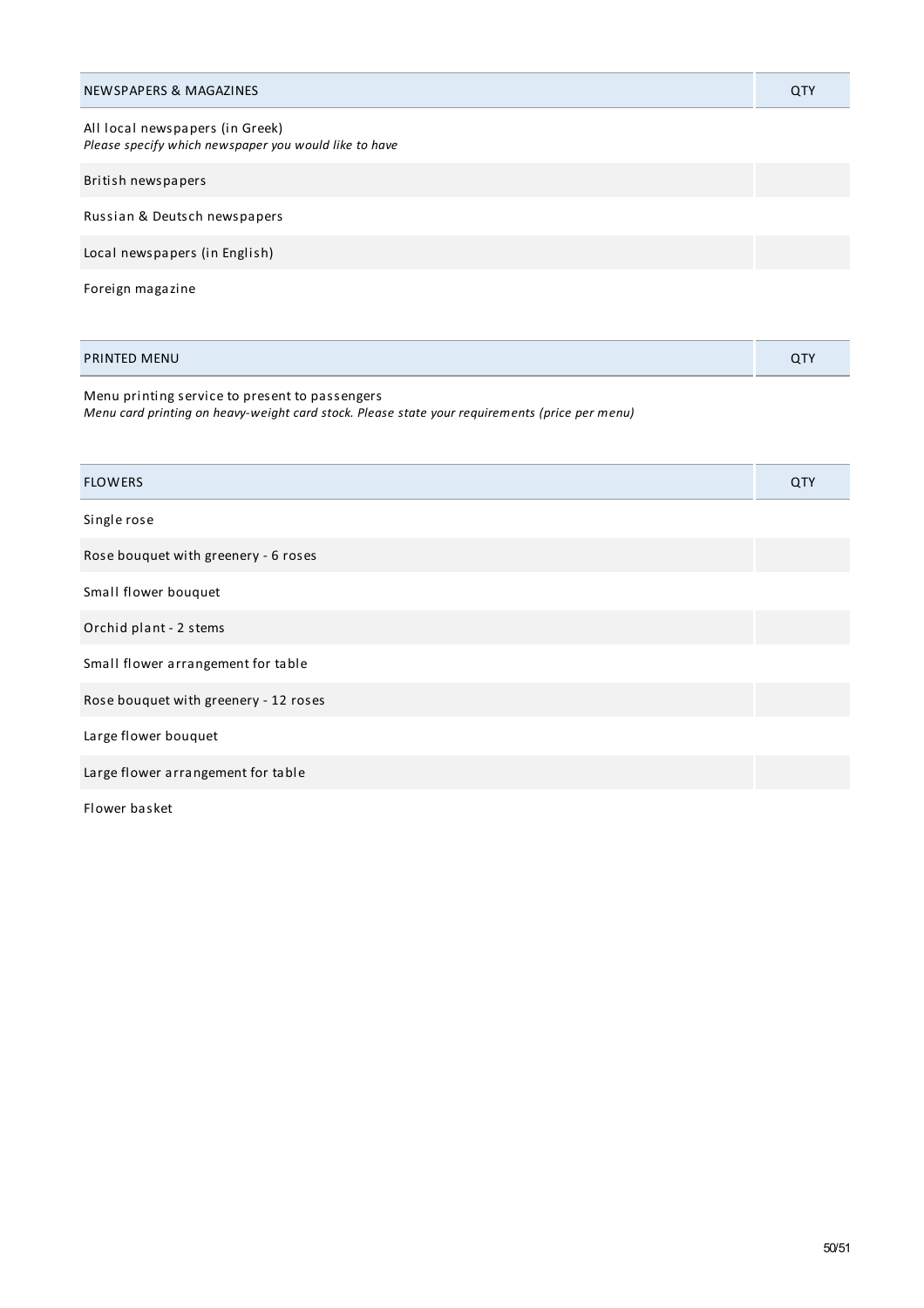| NEWSPAPERS & MAGAZINES | QTY |
| --- | --- |
| All local newspapers (in Greek)<br>*Please specify which newspaper you would like to have* | |
| British newspapers | |
| Russian & Deutsch newspapers | |
| Local newspapers (in English) | |
| Foreign magazine | |

| PRINTED MENU | QTY |
| --- | --- |
| Menu printing service to present to passengers<br>*Menu card printing on heavy-weight card stock. Please state your requirements (price per menu)* | |

| FLOWERS | QTY |
| --- | --- |
| Single rose | |
| Rose bouquet with greenery - 6 roses | |
| Small flower bouquet | |
| Orchid plant - 2 stems | |
| Small flower arrangement for table | |
| Rose bouquet with greenery - 12 roses | |
| Large flower bouquet | |
| Large flower arrangement for table | |
| Flower basket | |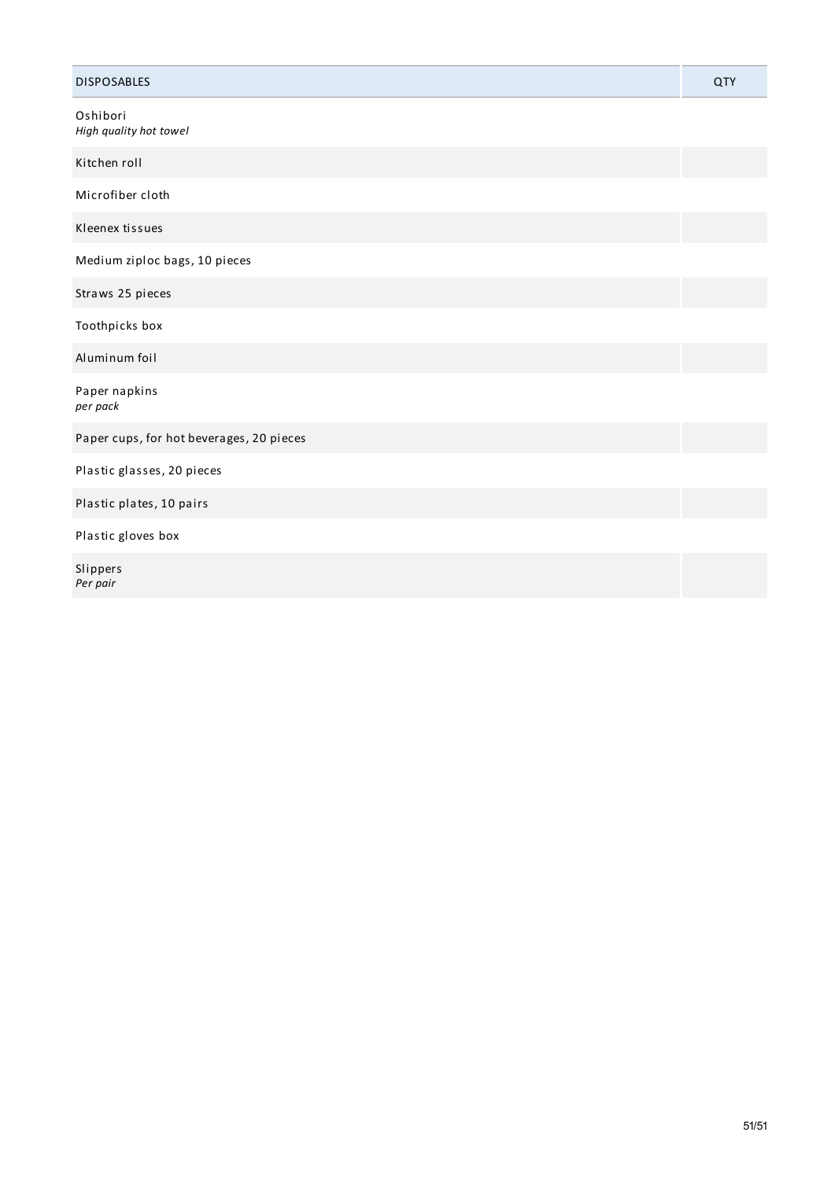| DISPOSABLES | QTY |
| --- | --- |
| Oshibori<br>*High quality hot towel* | |
| Kitchen roll | |
| Microfiber cloth | |
| Kleenex tissues | |
| Medium ziploc bags, 10 pieces | |
| Straws 25 pieces | |
| Toothpicks box | |
| Aluminum foil | |
| Paper napkins<br>*per pack* | |
| Paper cups, for hot beverages, 20 pieces | |
| Plastic glasses, 20 pieces | |
| Plastic plates, 10 pairs | |
| Plastic gloves box | |
| Slippers<br>*Per pair* | |